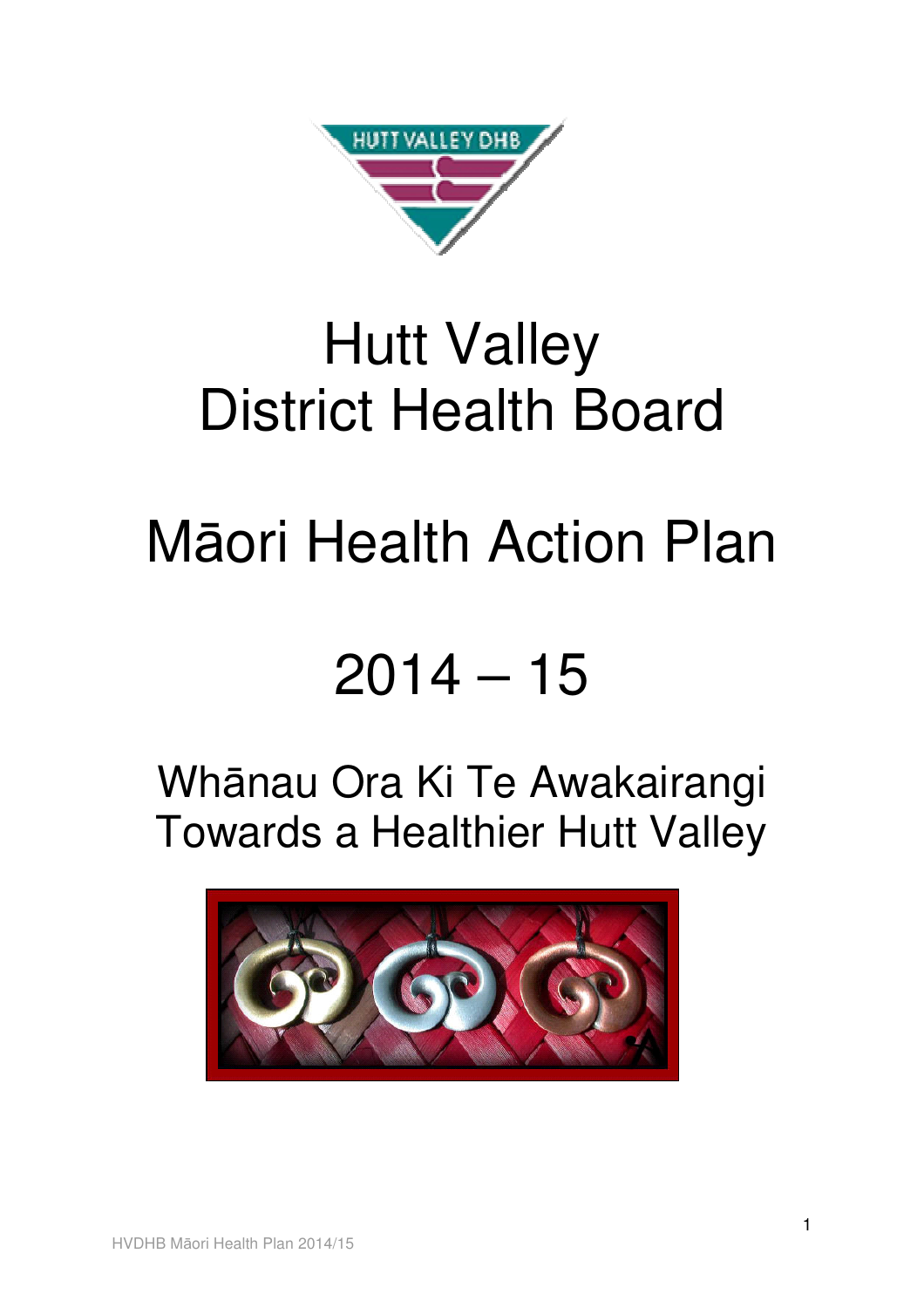# Hutt Valley District Health Board

# Māori Health Action Plan

# 2014 – 15

## Whānau Ora Ki Te Awakairangi
## Towards a Healthier Hutt Valley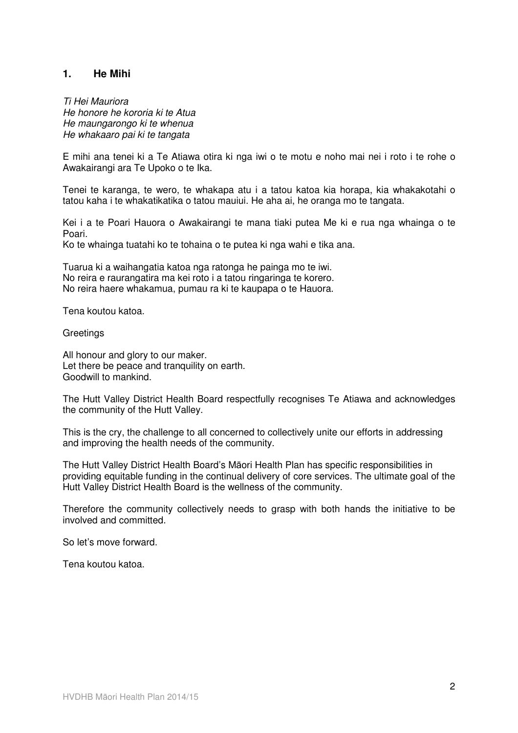## 1. He Mihi

*Ti Hei Mauriora*
*He honore he kororia ki te Atua*
*He maungarongo ki te whenua*
*He whakaaro pai ki te tangata*

E mihi ana tenei ki a Te Atiawa otira ki nga iwi o te motu e noho mai nei i roto i te rohe o Awakairangi ara Te Upoko o te Ika.

Tenei te karanga, te wero, te whakapa atu i a tatou katoa kia horapa, kia whakakotahi o tatou kaha i te whakatikatika o tatou mauiui. He aha ai, he oranga mo te tangata.

Kei i a te Poari Hauora o Awakairangi te mana tiaki putea Me ki e rua nga whainga o te Poari.
Ko te whainga tuatahi ko te tohaina o te putea ki nga wahi e tika ana.

Tuarua ki a waihangatia katoa nga ratonga he painga mo te iwi.
No reira e raurangatira ma kei roto i a tatou ringaringa te korero.
No reira haere whakamua, pumau ra ki te kaupapa o te Hauora.

Tena koutou katoa.

Greetings

All honour and glory to our maker.
Let there be peace and tranquility on earth.
Goodwill to mankind.

The Hutt Valley District Health Board respectfully recognises Te Atiawa and acknowledges the community of the Hutt Valley.

This is the cry, the challenge to all concerned to collectively unite our efforts in addressing and improving the health needs of the community.

The Hutt Valley District Health Board's Māori Health Plan has specific responsibilities in providing equitable funding in the continual delivery of core services. The ultimate goal of the Hutt Valley District Health Board is the wellness of the community.

Therefore the community collectively needs to grasp with both hands the initiative to be involved and committed.

So let's move forward.

Tena koutou katoa.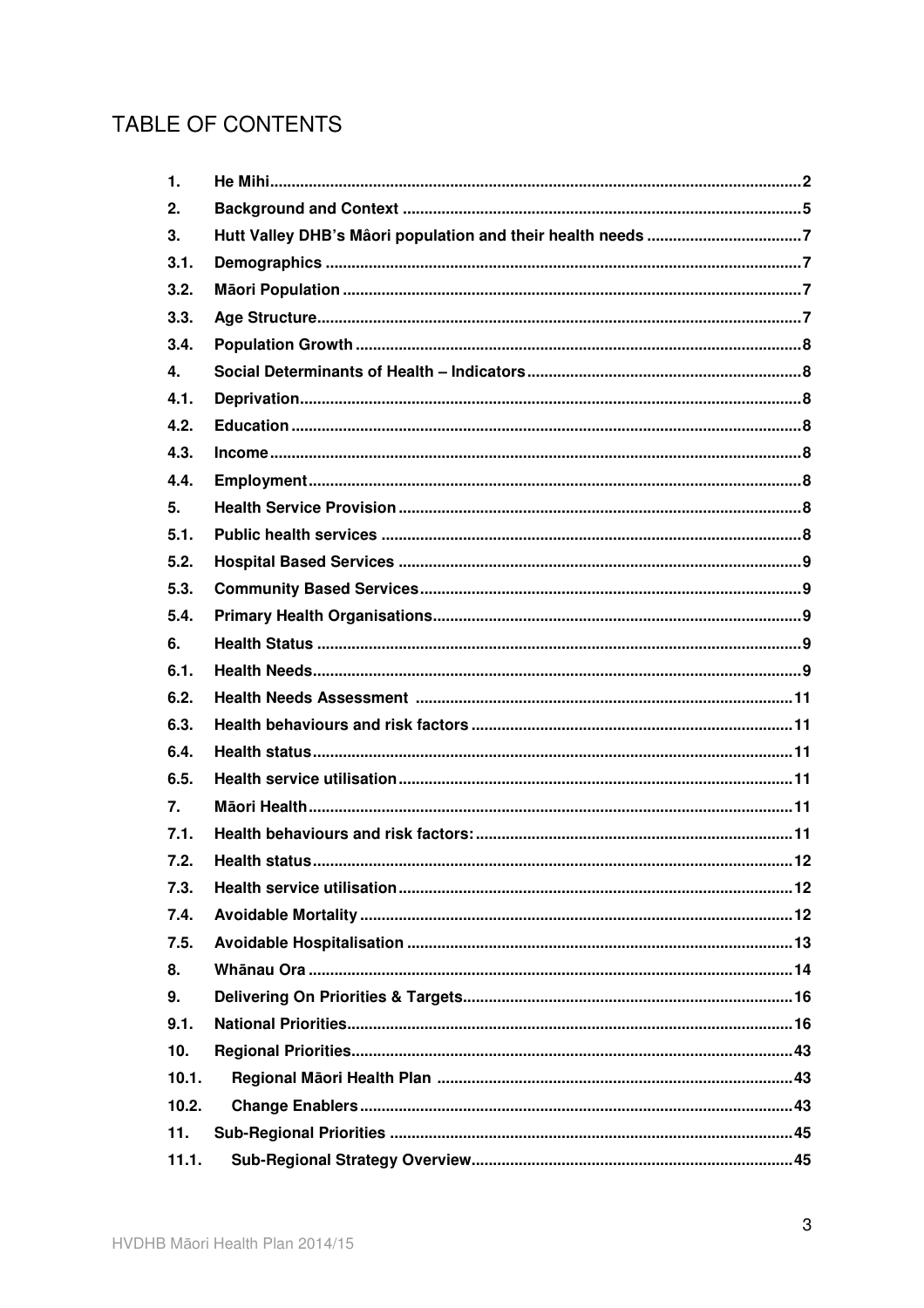# TABLE OF CONTENTS

| | | |
|---|---|---|
| 1. | He Mihi | 2 |
| 2. | Background and Context | 5 |
| 3. | Hutt Valley DHB's Mâori population and their health needs | 7 |
| 3.1. | Demographics | 7 |
| 3.2. | Māori Population | 7 |
| 3.3. | Age Structure | 7 |
| 3.4. | Population Growth | 8 |
| 4. | Social Determinants of Health – Indicators | 8 |
| 4.1. | Deprivation | 8 |
| 4.2. | Education | 8 |
| 4.3. | Income | 8 |
| 4.4. | Employment | 8 |
| 5. | Health Service Provision | 8 |
| 5.1. | Public health services | 8 |
| 5.2. | Hospital Based Services | 9 |
| 5.3. | Community Based Services | 9 |
| 5.4. | Primary Health Organisations | 9 |
| 6. | Health Status | 9 |
| 6.1. | Health Needs | 9 |
| 6.2. | Health Needs Assessment | 11 |
| 6.3. | Health behaviours and risk factors | 11 |
| 6.4. | Health status | 11 |
| 6.5. | Health service utilisation | 11 |
| 7. | Māori Health | 11 |
| 7.1. | Health behaviours and risk factors: | 11 |
| 7.2. | Health status | 12 |
| 7.3. | Health service utilisation | 12 |
| 7.4. | Avoidable Mortality | 12 |
| 7.5. | Avoidable Hospitalisation | 13 |
| 8. | Whānau Ora | 14 |
| 9. | Delivering On Priorities & Targets | 16 |
| 9.1. | National Priorities | 16 |
| 10. | Regional Priorities | 43 |
| 10.1. | Regional Māori Health Plan | 43 |
| 10.2. | Change Enablers | 43 |
| 11. | Sub-Regional Priorities | 45 |
| 11.1. | Sub-Regional Strategy Overview | 45 |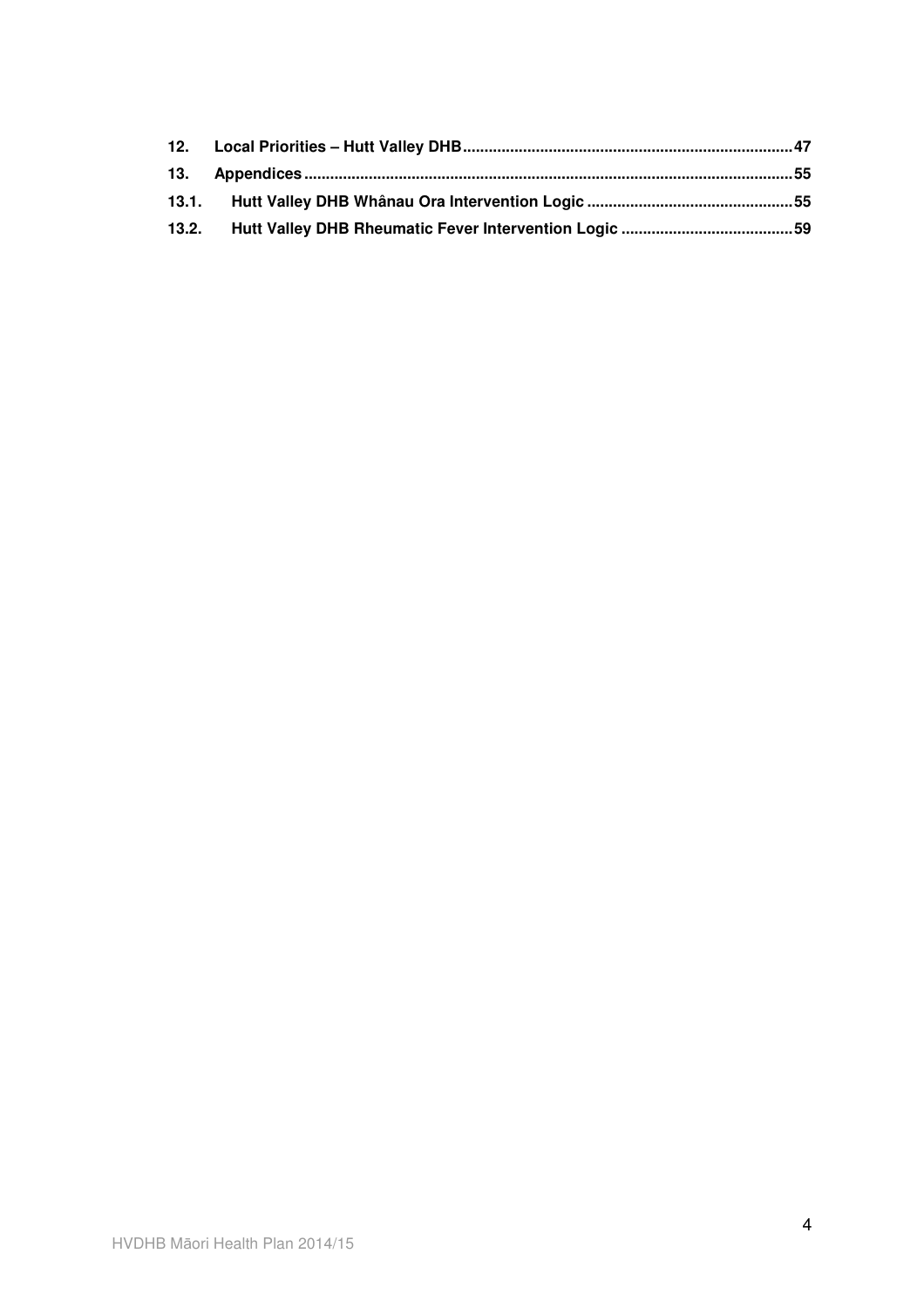**12. Local Priorities – Hutt Valley DHB ........................................................................ 47**

**13. Appendices ............................................................................................................ 55**

**13.1. Hutt Valley DHB Whânau Ora Intervention Logic ................................................ 55**

**13.2. Hutt Valley DHB Rheumatic Fever Intervention Logic ........................................ 59**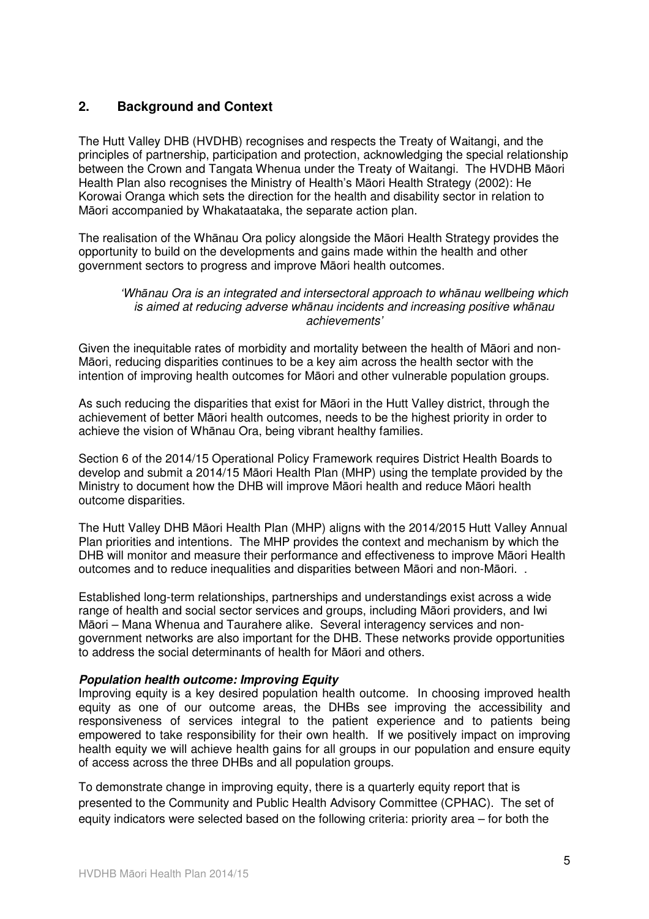## 2. Background and Context

The Hutt Valley DHB (HVDHB) recognises and respects the Treaty of Waitangi, and the principles of partnership, participation and protection, acknowledging the special relationship between the Crown and Tangata Whenua under the Treaty of Waitangi. The HVDHB Māori Health Plan also recognises the Ministry of Health's Māori Health Strategy (2002): He Korowai Oranga which sets the direction for the health and disability sector in relation to Māori accompanied by Whakataataka, the separate action plan.

The realisation of the Whānau Ora policy alongside the Māori Health Strategy provides the opportunity to build on the developments and gains made within the health and other government sectors to progress and improve Māori health outcomes.

> *'Whānau Ora is an integrated and intersectoral approach to whānau wellbeing which is aimed at reducing adverse whānau incidents and increasing positive whānau achievements'*

Given the inequitable rates of morbidity and mortality between the health of Māori and non-Māori, reducing disparities continues to be a key aim across the health sector with the intention of improving health outcomes for Māori and other vulnerable population groups.

As such reducing the disparities that exist for Māori in the Hutt Valley district, through the achievement of better Māori health outcomes, needs to be the highest priority in order to achieve the vision of Whānau Ora, being vibrant healthy families.

Section 6 of the 2014/15 Operational Policy Framework requires District Health Boards to develop and submit a 2014/15 Māori Health Plan (MHP) using the template provided by the Ministry to document how the DHB will improve Māori health and reduce Māori health outcome disparities.

The Hutt Valley DHB Māori Health Plan (MHP) aligns with the 2014/2015 Hutt Valley Annual Plan priorities and intentions. The MHP provides the context and mechanism by which the DHB will monitor and measure their performance and effectiveness to improve Māori Health outcomes and to reduce inequalities and disparities between Māori and non-Māori. .

Established long-term relationships, partnerships and understandings exist across a wide range of health and social sector services and groups, including Māori providers, and Iwi Māori – Mana Whenua and Taurahere alike. Several interagency services and non-government networks are also important for the DHB. These networks provide opportunities to address the social determinants of health for Māori and others.

***Population health outcome: Improving Equity***

Improving equity is a key desired population health outcome. In choosing improved health equity as one of our outcome areas, the DHBs see improving the accessibility and responsiveness of services integral to the patient experience and to patients being empowered to take responsibility for their own health. If we positively impact on improving health equity we will achieve health gains for all groups in our population and ensure equity of access across the three DHBs and all population groups.

To demonstrate change in improving equity, there is a quarterly equity report that is presented to the Community and Public Health Advisory Committee (CPHAC). The set of equity indicators were selected based on the following criteria: priority area – for both the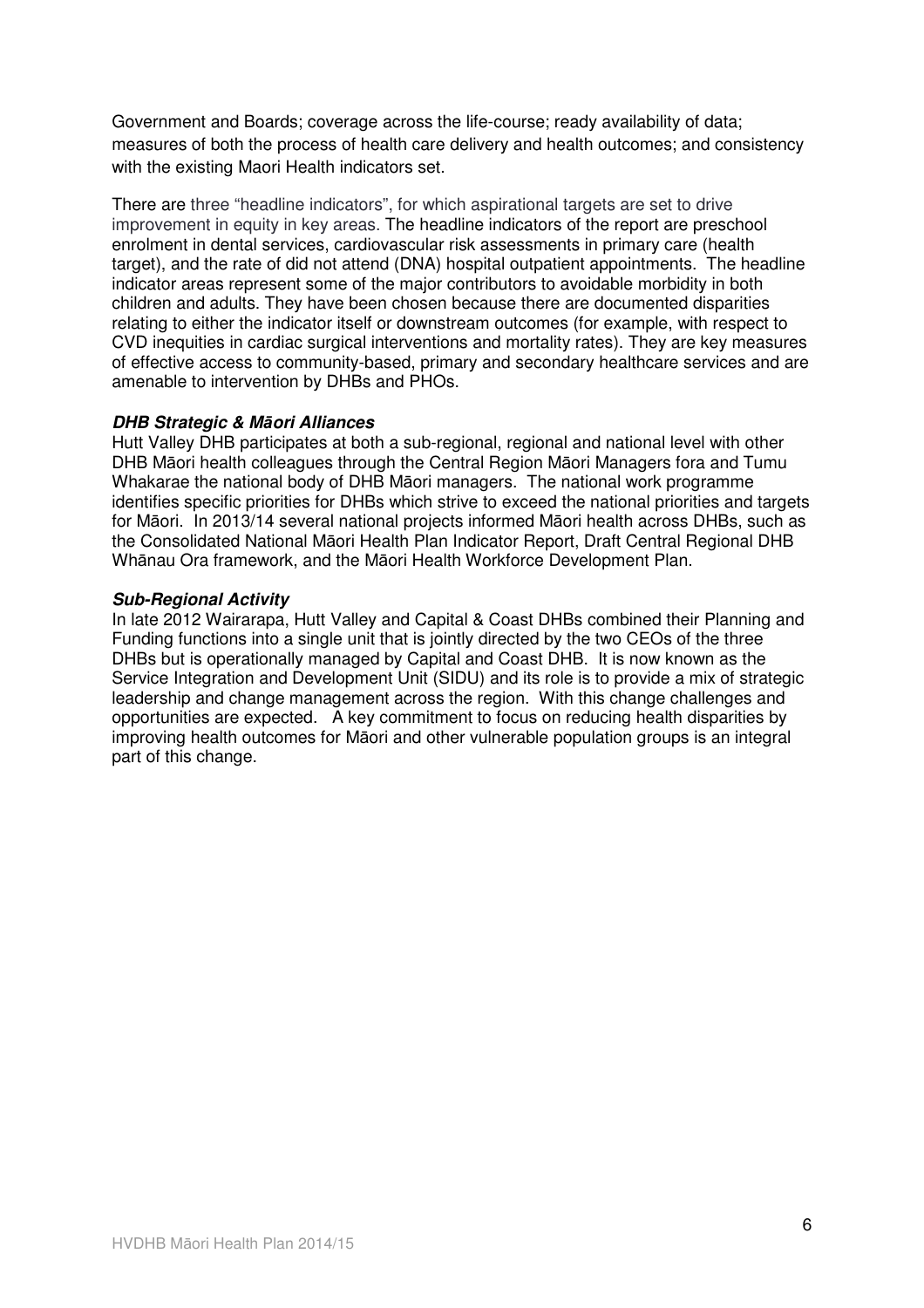Government and Boards; coverage across the life-course; ready availability of data; measures of both the process of health care delivery and health outcomes; and consistency with the existing Maori Health indicators set.

There are three "headline indicators", for which aspirational targets are set to drive improvement in equity in key areas. The headline indicators of the report are preschool enrolment in dental services, cardiovascular risk assessments in primary care (health target), and the rate of did not attend (DNA) hospital outpatient appointments. The headline indicator areas represent some of the major contributors to avoidable morbidity in both children and adults. They have been chosen because there are documented disparities relating to either the indicator itself or downstream outcomes (for example, with respect to CVD inequities in cardiac surgical interventions and mortality rates). They are key measures of effective access to community-based, primary and secondary healthcare services and are amenable to intervention by DHBs and PHOs.

***DHB Strategic & Māori Alliances***

Hutt Valley DHB participates at both a sub-regional, regional and national level with other DHB Māori health colleagues through the Central Region Māori Managers fora and Tumu Whakarae the national body of DHB Māori managers. The national work programme identifies specific priorities for DHBs which strive to exceed the national priorities and targets for Māori. In 2013/14 several national projects informed Māori health across DHBs, such as the Consolidated National Māori Health Plan Indicator Report, Draft Central Regional DHB Whānau Ora framework, and the Māori Health Workforce Development Plan.

***Sub-Regional Activity***

In late 2012 Wairarapa, Hutt Valley and Capital & Coast DHBs combined their Planning and Funding functions into a single unit that is jointly directed by the two CEOs of the three DHBs but is operationally managed by Capital and Coast DHB. It is now known as the Service Integration and Development Unit (SIDU) and its role is to provide a mix of strategic leadership and change management across the region. With this change challenges and opportunities are expected. A key commitment to focus on reducing health disparities by improving health outcomes for Māori and other vulnerable population groups is an integral part of this change.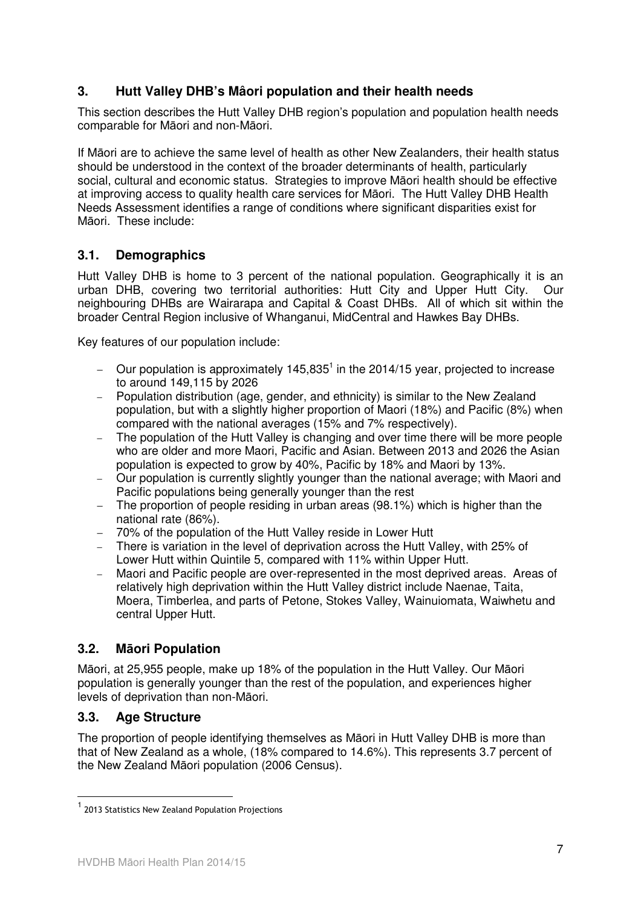## 3. Hutt Valley DHB's Mâori population and their health needs

This section describes the Hutt Valley DHB region's population and population health needs comparable for Māori and non-Māori.

If Māori are to achieve the same level of health as other New Zealanders, their health status should be understood in the context of the broader determinants of health, particularly social, cultural and economic status. Strategies to improve Māori health should be effective at improving access to quality health care services for Māori. The Hutt Valley DHB Health Needs Assessment identifies a range of conditions where significant disparities exist for Māori. These include:

### 3.1. Demographics

Hutt Valley DHB is home to 3 percent of the national population. Geographically it is an urban DHB, covering two territorial authorities: Hutt City and Upper Hutt City. Our neighbouring DHBs are Wairarapa and Capital & Coast DHBs. All of which sit within the broader Central Region inclusive of Whanganui, MidCentral and Hawkes Bay DHBs.

Key features of our population include:

- Our population is approximately 145,835[1] in the 2014/15 year, projected to increase to around 149,115 by 2026
- Population distribution (age, gender, and ethnicity) is similar to the New Zealand population, but with a slightly higher proportion of Maori (18%) and Pacific (8%) when compared with the national averages (15% and 7% respectively).
- The population of the Hutt Valley is changing and over time there will be more people who are older and more Maori, Pacific and Asian. Between 2013 and 2026 the Asian population is expected to grow by 40%, Pacific by 18% and Maori by 13%.
- Our population is currently slightly younger than the national average; with Maori and Pacific populations being generally younger than the rest
- The proportion of people residing in urban areas (98.1%) which is higher than the national rate (86%).
- 70% of the population of the Hutt Valley reside in Lower Hutt
- There is variation in the level of deprivation across the Hutt Valley, with 25% of Lower Hutt within Quintile 5, compared with 11% within Upper Hutt.
- Maori and Pacific people are over-represented in the most deprived areas. Areas of relatively high deprivation within the Hutt Valley district include Naenae, Taita, Moera, Timberlea, and parts of Petone, Stokes Valley, Wainuiomata, Waiwhetu and central Upper Hutt.

### 3.2. Māori Population

Māori, at 25,955 people, make up 18% of the population in the Hutt Valley. Our Māori population is generally younger than the rest of the population, and experiences higher levels of deprivation than non-Māori.

### 3.3. Age Structure

The proportion of people identifying themselves as Māori in Hutt Valley DHB is more than that of New Zealand as a whole, (18% compared to 14.6%). This represents 3.7 percent of the New Zealand Māori population (2006 Census).

---

[1] 2013 Statistics New Zealand Population Projections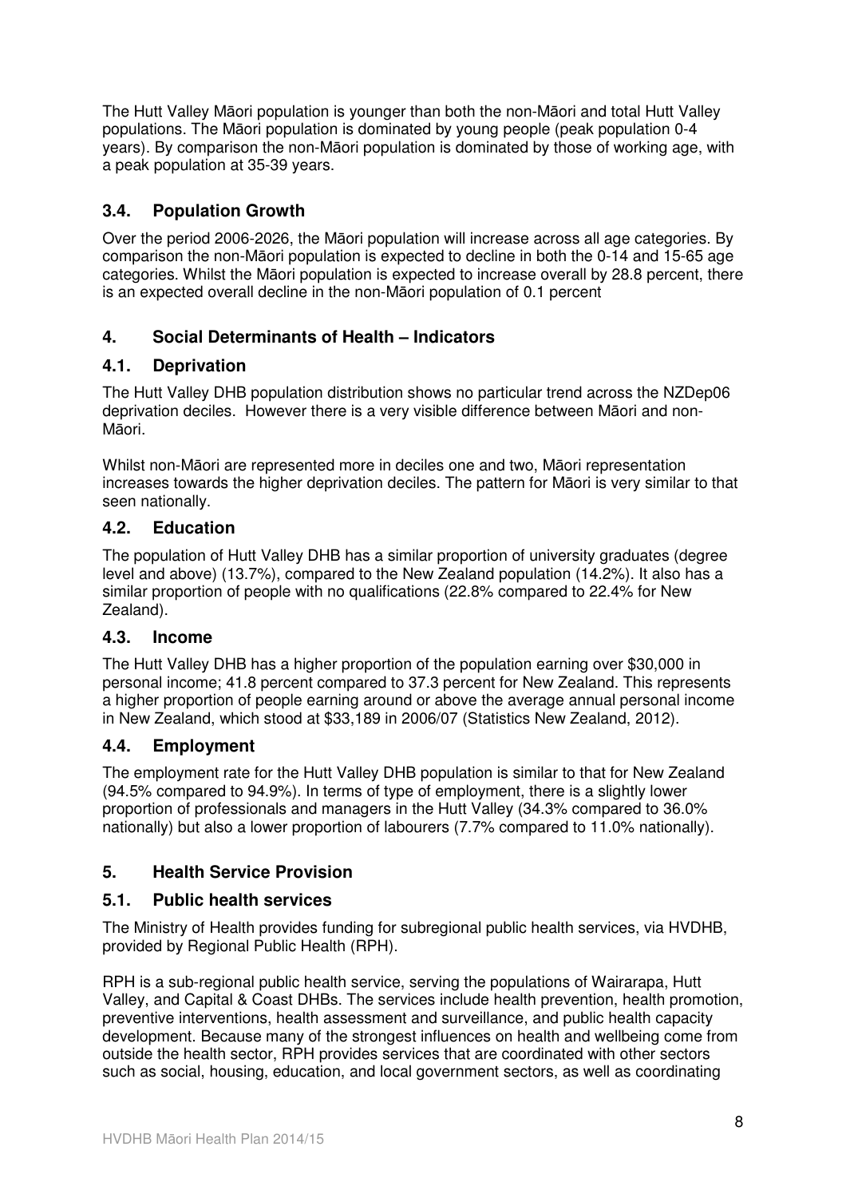The Hutt Valley Māori population is younger than both the non-Māori and total Hutt Valley populations. The Māori population is dominated by young people (peak population 0-4 years). By comparison the non-Māori population is dominated by those of working age, with a peak population at 35-39 years.

## 3.4. Population Growth

Over the period 2006-2026, the Māori population will increase across all age categories. By comparison the non-Māori population is expected to decline in both the 0-14 and 15-65 age categories. Whilst the Māori population is expected to increase overall by 28.8 percent, there is an expected overall decline in the non-Māori population of 0.1 percent

# 4. Social Determinants of Health – Indicators

## 4.1. Deprivation

The Hutt Valley DHB population distribution shows no particular trend across the NZDep06 deprivation deciles. However there is a very visible difference between Māori and non-Māori.

Whilst non-Māori are represented more in deciles one and two, Māori representation increases towards the higher deprivation deciles. The pattern for Māori is very similar to that seen nationally.

## 4.2. Education

The population of Hutt Valley DHB has a similar proportion of university graduates (degree level and above) (13.7%), compared to the New Zealand population (14.2%). It also has a similar proportion of people with no qualifications (22.8% compared to 22.4% for New Zealand).

## 4.3. Income

The Hutt Valley DHB has a higher proportion of the population earning over $30,000 in personal income; 41.8 percent compared to 37.3 percent for New Zealand. This represents a higher proportion of people earning around or above the average annual personal income in New Zealand, which stood at $33,189 in 2006/07 (Statistics New Zealand, 2012).

## 4.4. Employment

The employment rate for the Hutt Valley DHB population is similar to that for New Zealand (94.5% compared to 94.9%). In terms of type of employment, there is a slightly lower proportion of professionals and managers in the Hutt Valley (34.3% compared to 36.0% nationally) but also a lower proportion of labourers (7.7% compared to 11.0% nationally).

# 5. Health Service Provision

## 5.1. Public health services

The Ministry of Health provides funding for subregional public health services, via HVDHB, provided by Regional Public Health (RPH).

RPH is a sub-regional public health service, serving the populations of Wairarapa, Hutt Valley, and Capital & Coast DHBs. The services include health prevention, health promotion, preventive interventions, health assessment and surveillance, and public health capacity development. Because many of the strongest influences on health and wellbeing come from outside the health sector, RPH provides services that are coordinated with other sectors such as social, housing, education, and local government sectors, as well as coordinating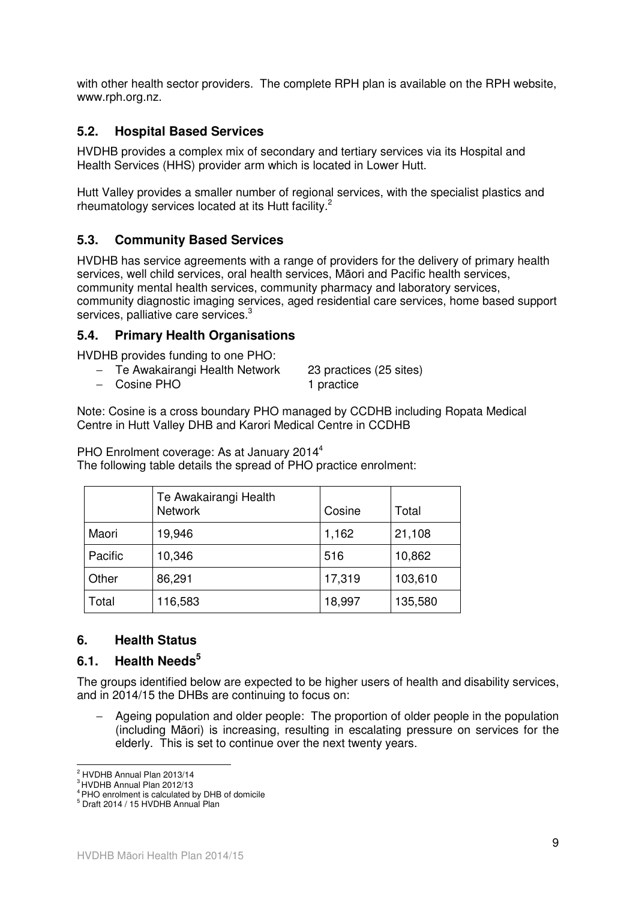with other health sector providers. The complete RPH plan is available on the RPH website, www.rph.org.nz.

## 5.2. Hospital Based Services

HVDHB provides a complex mix of secondary and tertiary services via its Hospital and Health Services (HHS) provider arm which is located in Lower Hutt.

Hutt Valley provides a smaller number of regional services, with the specialist plastics and rheumatology services located at its Hutt facility.[2]

## 5.3. Community Based Services

HVDHB has service agreements with a range of providers for the delivery of primary health services, well child services, oral health services, Māori and Pacific health services, community mental health services, community pharmacy and laboratory services, community diagnostic imaging services, aged residential care services, home based support services, palliative care services.[3]

## 5.4. Primary Health Organisations

HVDHB provides funding to one PHO:

- Te Awakairangi Health Network — 23 practices (25 sites)
- Cosine PHO — 1 practice

Note: Cosine is a cross boundary PHO managed by CCDHB including Ropata Medical Centre in Hutt Valley DHB and Karori Medical Centre in CCDHB

PHO Enrolment coverage: As at January 2014[4]

The following table details the spread of PHO practice enrolment:

| | Te Awakairangi Health Network | Cosine | Total |
|---|---|---|---|
| Maori | 19,946 | 1,162 | 21,108 |
| Pacific | 10,346 | 516 | 10,862 |
| Other | 86,291 | 17,319 | 103,610 |
| Total | 116,583 | 18,997 | 135,580 |

# 6. Health Status

## 6.1. Health Needs[5]

The groups identified below are expected to be higher users of health and disability services, and in 2014/15 the DHBs are continuing to focus on:

- Ageing population and older people: The proportion of older people in the population (including Māori) is increasing, resulting in escalating pressure on services for the elderly. This is set to continue over the next twenty years.

---

[2] HVDHB Annual Plan 2013/14

[3] HVDHB Annual Plan 2012/13

[4] PHO enrolment is calculated by DHB of domicile

[5] Draft 2014 / 15 HVDHB Annual Plan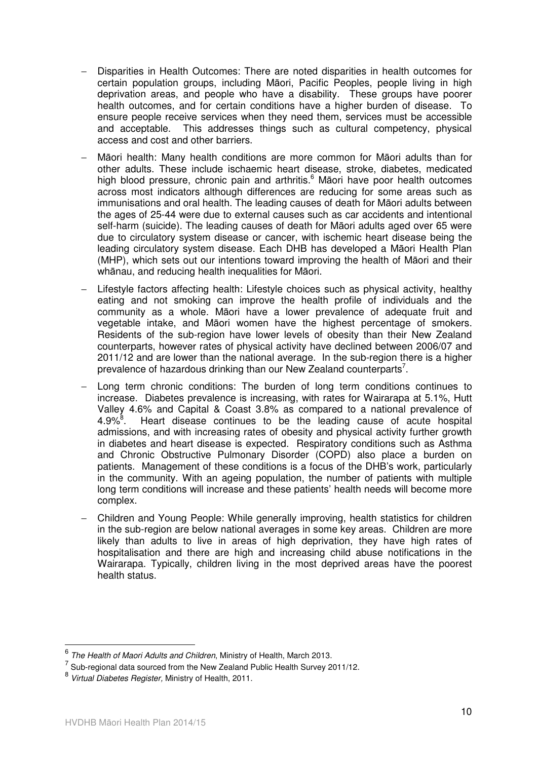- Disparities in Health Outcomes: There are noted disparities in health outcomes for certain population groups, including Māori, Pacific Peoples, people living in high deprivation areas, and people who have a disability. These groups have poorer health outcomes, and for certain conditions have a higher burden of disease. To ensure people receive services when they need them, services must be accessible and acceptable. This addresses things such as cultural competency, physical access and cost and other barriers.

- Māori health: Many health conditions are more common for Māori adults than for other adults. These include ischaemic heart disease, stroke, diabetes, medicated high blood pressure, chronic pain and arthritis.[6] Māori have poor health outcomes across most indicators although differences are reducing for some areas such as immunisations and oral health. The leading causes of death for Māori adults between the ages of 25-44 were due to external causes such as car accidents and intentional self-harm (suicide). The leading causes of death for Māori adults aged over 65 were due to circulatory system disease or cancer, with ischemic heart disease being the leading circulatory system disease. Each DHB has developed a Māori Health Plan (MHP), which sets out our intentions toward improving the health of Māori and their whānau, and reducing health inequalities for Māori.

- Lifestyle factors affecting health: Lifestyle choices such as physical activity, healthy eating and not smoking can improve the health profile of individuals and the community as a whole. Māori have a lower prevalence of adequate fruit and vegetable intake, and Māori women have the highest percentage of smokers. Residents of the sub-region have lower levels of obesity than their New Zealand counterparts, however rates of physical activity have declined between 2006/07 and 2011/12 and are lower than the national average. In the sub-region there is a higher prevalence of hazardous drinking than our New Zealand counterparts[7].

- Long term chronic conditions: The burden of long term conditions continues to increase. Diabetes prevalence is increasing, with rates for Wairarapa at 5.1%, Hutt Valley 4.6% and Capital & Coast 3.8% as compared to a national prevalence of 4.9%[8]. Heart disease continues to be the leading cause of acute hospital admissions, and with increasing rates of obesity and physical activity further growth in diabetes and heart disease is expected. Respiratory conditions such as Asthma and Chronic Obstructive Pulmonary Disorder (COPD) also place a burden on patients. Management of these conditions is a focus of the DHB's work, particularly in the community. With an ageing population, the number of patients with multiple long term conditions will increase and these patients' health needs will become more complex.

- Children and Young People: While generally improving, health statistics for children in the sub-region are below national averages in some key areas. Children are more likely than adults to live in areas of high deprivation, they have high rates of hospitalisation and there are high and increasing child abuse notifications in the Wairarapa. Typically, children living in the most deprived areas have the poorest health status.

---

[6] *The Health of Maori Adults and Children*, Ministry of Health, March 2013.

[7] Sub-regional data sourced from the New Zealand Public Health Survey 2011/12.

[8] *Virtual Diabetes Register,* Ministry of Health, 2011.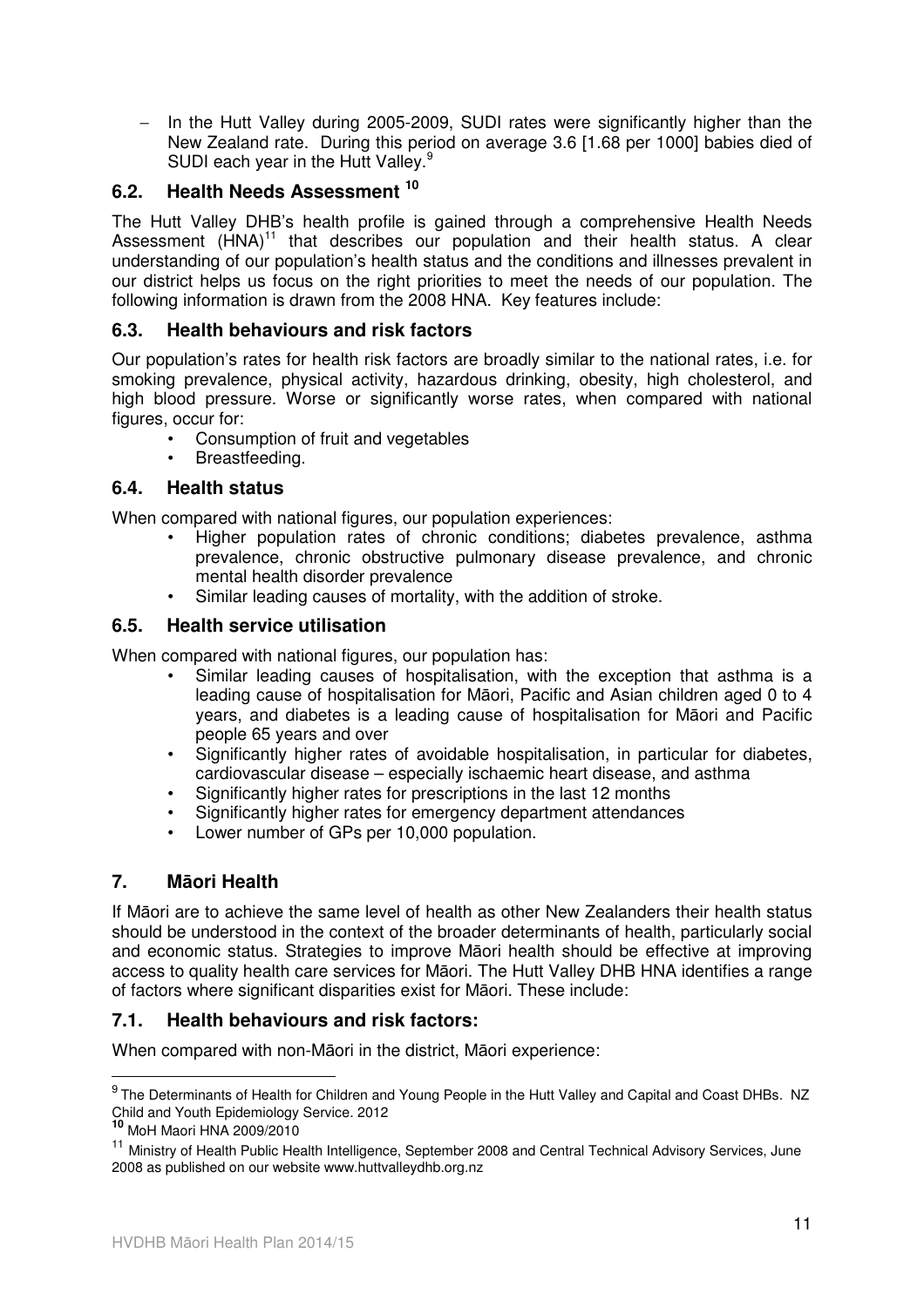- In the Hutt Valley during 2005-2009, SUDI rates were significantly higher than the New Zealand rate. During this period on average 3.6 [1.68 per 1000] babies died of SUDI each year in the Hutt Valley.[9]

## 6.2. Health Needs Assessment [10]

The Hutt Valley DHB's health profile is gained through a comprehensive Health Needs Assessment (HNA)[11] that describes our population and their health status. A clear understanding of our population's health status and the conditions and illnesses prevalent in our district helps us focus on the right priorities to meet the needs of our population. The following information is drawn from the 2008 HNA. Key features include:

## 6.3. Health behaviours and risk factors

Our population's rates for health risk factors are broadly similar to the national rates, i.e. for smoking prevalence, physical activity, hazardous drinking, obesity, high cholesterol, and high blood pressure. Worse or significantly worse rates, when compared with national figures, occur for:

- Consumption of fruit and vegetables
- Breastfeeding.

## 6.4. Health status

When compared with national figures, our population experiences:

- Higher population rates of chronic conditions; diabetes prevalence, asthma prevalence, chronic obstructive pulmonary disease prevalence, and chronic mental health disorder prevalence
- Similar leading causes of mortality, with the addition of stroke.

## 6.5. Health service utilisation

When compared with national figures, our population has:

- Similar leading causes of hospitalisation, with the exception that asthma is a leading cause of hospitalisation for Māori, Pacific and Asian children aged 0 to 4 years, and diabetes is a leading cause of hospitalisation for Māori and Pacific people 65 years and over
- Significantly higher rates of avoidable hospitalisation, in particular for diabetes, cardiovascular disease – especially ischaemic heart disease, and asthma
- Significantly higher rates for prescriptions in the last 12 months
- Significantly higher rates for emergency department attendances
- Lower number of GPs per 10,000 population.

# 7. Māori Health

If Māori are to achieve the same level of health as other New Zealanders their health status should be understood in the context of the broader determinants of health, particularly social and economic status. Strategies to improve Māori health should be effective at improving access to quality health care services for Māori. The Hutt Valley DHB HNA identifies a range of factors where significant disparities exist for Māori. These include:

## 7.1. Health behaviours and risk factors:

When compared with non-Māori in the district, Māori experience:

---

[9] The Determinants of Health for Children and Young People in the Hutt Valley and Capital and Coast DHBs. NZ Child and Youth Epidemiology Service. 2012

[10] MoH Maori HNA 2009/2010

[11] Ministry of Health Public Health Intelligence, September 2008 and Central Technical Advisory Services, June 2008 as published on our website www.huttvalleydhb.org.nz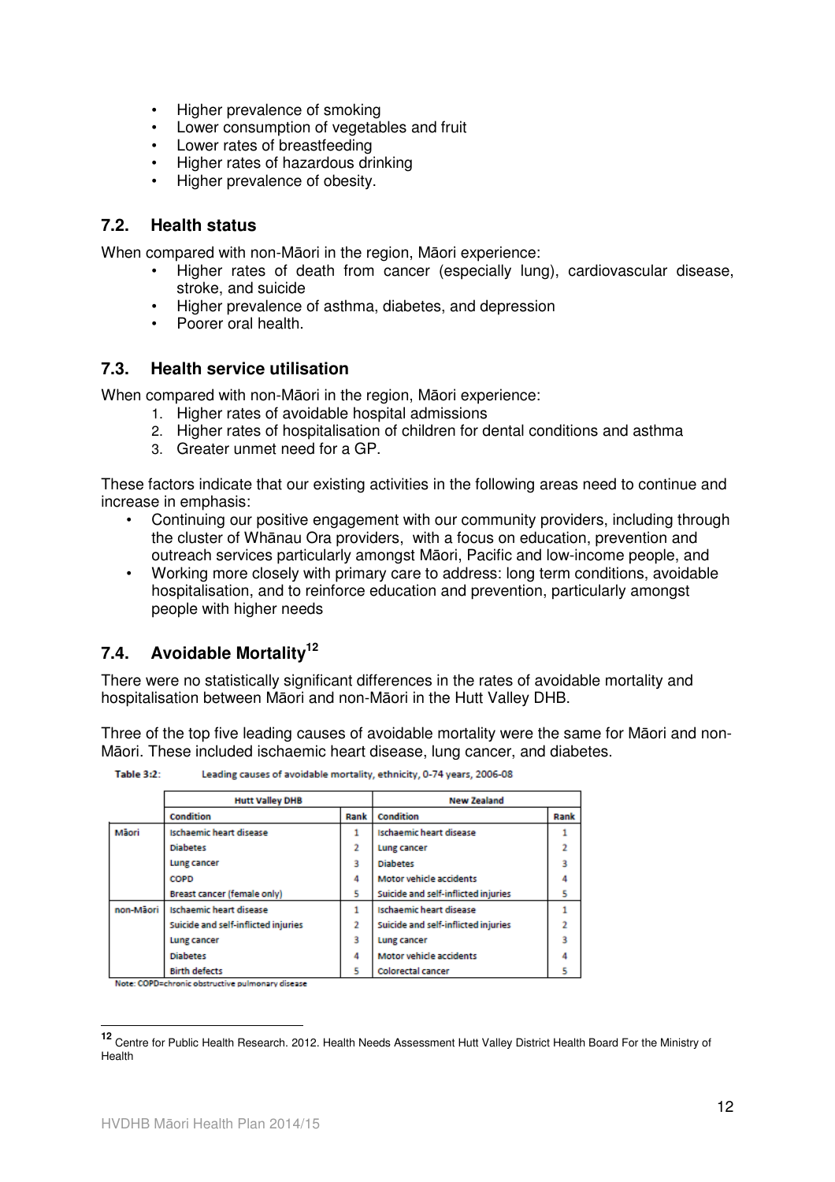- Higher prevalence of smoking
- Lower consumption of vegetables and fruit
- Lower rates of breastfeeding
- Higher rates of hazardous drinking
- Higher prevalence of obesity.

## 7.2. Health status

When compared with non-Māori in the region, Māori experience:

- Higher rates of death from cancer (especially lung), cardiovascular disease, stroke, and suicide
- Higher prevalence of asthma, diabetes, and depression
- Poorer oral health.

## 7.3. Health service utilisation

When compared with non-Māori in the region, Māori experience:

1. Higher rates of avoidable hospital admissions
2. Higher rates of hospitalisation of children for dental conditions and asthma
3. Greater unmet need for a GP.

These factors indicate that our existing activities in the following areas need to continue and increase in emphasis:

- Continuing our positive engagement with our community providers, including through the cluster of Whānau Ora providers, with a focus on education, prevention and outreach services particularly amongst Māori, Pacific and low-income people, and
- Working more closely with primary care to address: long term conditions, avoidable hospitalisation, and to reinforce education and prevention, particularly amongst people with higher needs

## 7.4. Avoidable Mortality[12]

There were no statistically significant differences in the rates of avoidable mortality and hospitalisation between Māori and non-Māori in the Hutt Valley DHB.

Three of the top five leading causes of avoidable mortality were the same for Māori and non-Māori. These included ischaemic heart disease, lung cancer, and diabetes.

Table 3:2: Leading causes of avoidable mortality, ethnicity, 0-74 years, 2006-08

| | Hutt Valley DHB | | New Zealand | |
|---|---|---|---|---|
| | Condition | Rank | Condition | Rank |
| Māori | Ischaemic heart disease | 1 | Ischaemic heart disease | 1 |
| | Diabetes | 2 | Lung cancer | 2 |
| | Lung cancer | 3 | Diabetes | 3 |
| | COPD | 4 | Motor vehicle accidents | 4 |
| | Breast cancer (female only) | 5 | Suicide and self-inflicted injuries | 5 |
| non-Māori | Ischaemic heart disease | 1 | Ischaemic heart disease | 1 |
| | Suicide and self-inflicted injuries | 2 | Suicide and self-inflicted injuries | 2 |
| | Lung cancer | 3 | Lung cancer | 3 |
| | Diabetes | 4 | Motor vehicle accidents | 4 |
| | Birth defects | 5 | Colorectal cancer | 5 |

Note: COPD=chronic obstructive pulmonary disease

[12] Centre for Public Health Research. 2012. Health Needs Assessment Hutt Valley District Health Board For the Ministry of Health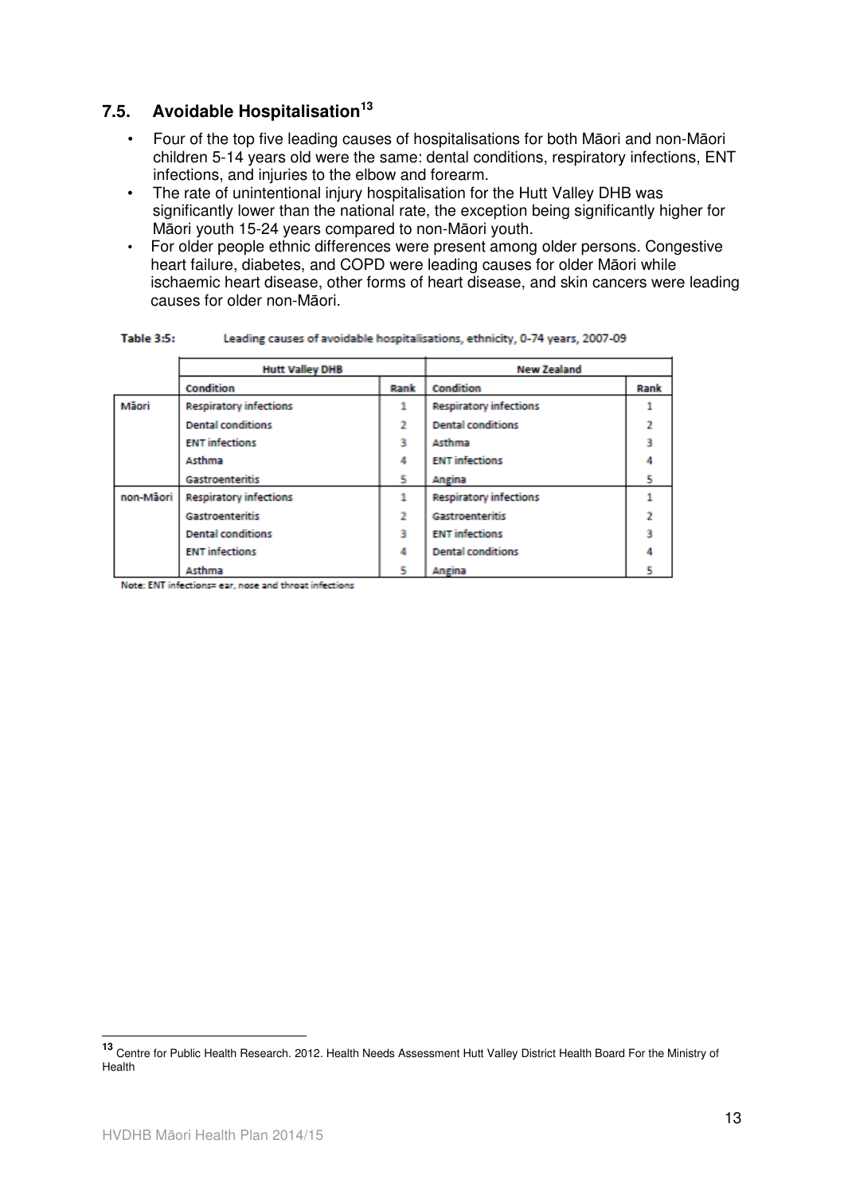## 7.5. Avoidable Hospitalisation[13]

- Four of the top five leading causes of hospitalisations for both Māori and non-Māori children 5-14 years old were the same: dental conditions, respiratory infections, ENT infections, and injuries to the elbow and forearm.
- The rate of unintentional injury hospitalisation for the Hutt Valley DHB was significantly lower than the national rate, the exception being significantly higher for Māori youth 15-24 years compared to non-Māori youth.
- For older people ethnic differences were present among older persons. Congestive heart failure, diabetes, and COPD were leading causes for older Māori while ischaemic heart disease, other forms of heart disease, and skin cancers were leading causes for older non-Māori.

**Table 3:5:** Leading causes of avoidable hospitalisations, ethnicity, 0-74 years, 2007-09

| | Hutt Valley DHB | | New Zealand | |
|---|---|---|---|---|
| | **Condition** | **Rank** | **Condition** | **Rank** |
| Māori | Respiratory infections | 1 | Respiratory infections | 1 |
| | Dental conditions | 2 | Dental conditions | 2 |
| | ENT infections | 3 | Asthma | 3 |
| | Asthma | 4 | ENT infections | 4 |
| | Gastroenteritis | 5 | Angina | 5 |
| non-Māori | Respiratory infections | 1 | Respiratory infections | 1 |
| | Gastroenteritis | 2 | Gastroenteritis | 2 |
| | Dental conditions | 3 | ENT infections | 3 |
| | ENT infections | 4 | Dental conditions | 4 |
| | Asthma | 5 | Angina | 5 |

Note: ENT infections= ear, nose and throat infections

[13] Centre for Public Health Research. 2012. Health Needs Assessment Hutt Valley District Health Board For the Ministry of Health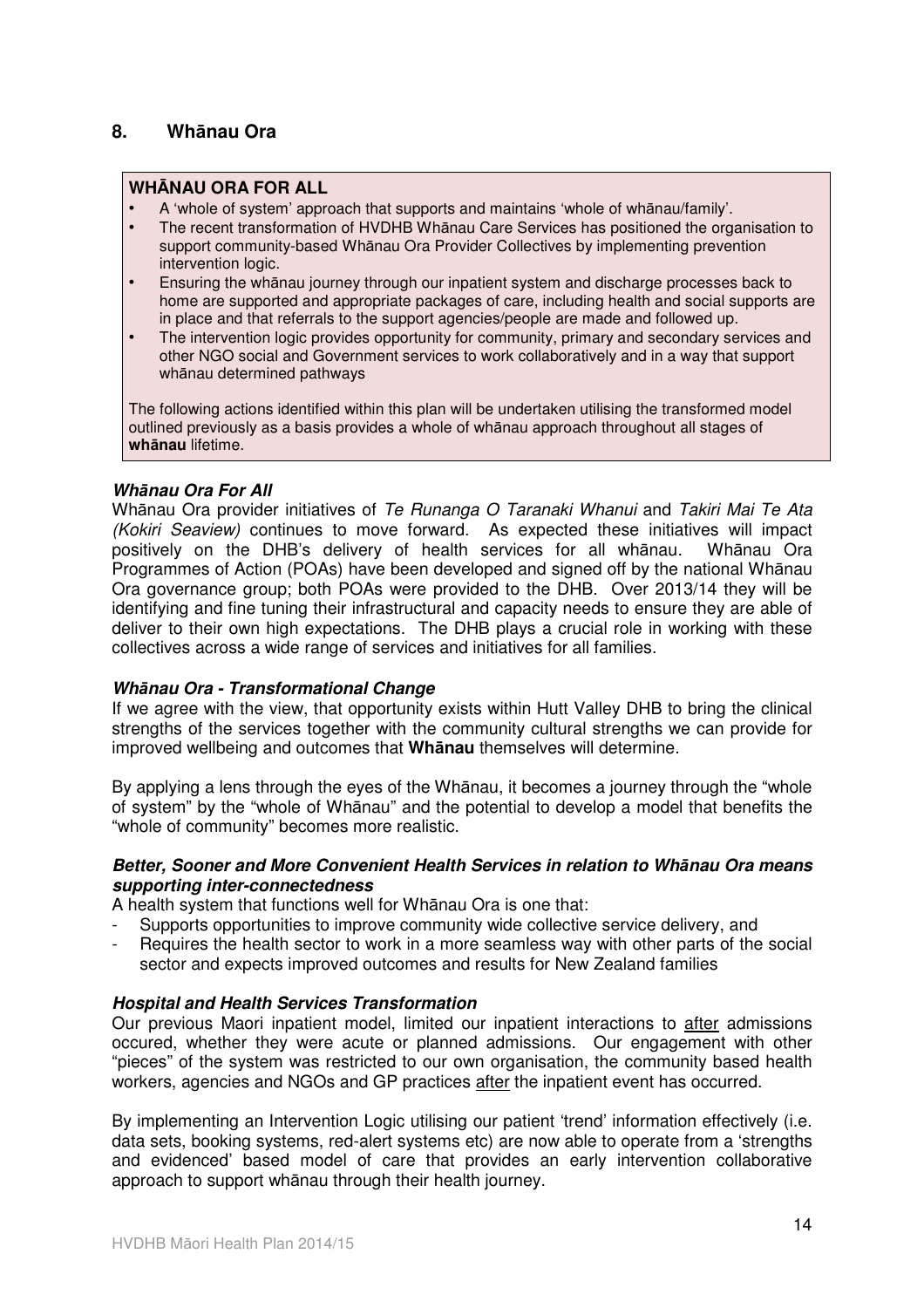## 8. Whānau Ora

**WHĀNAU ORA FOR ALL**

- A 'whole of system' approach that supports and maintains 'whole of whānau/family'.
- The recent transformation of HVDHB Whānau Care Services has positioned the organisation to support community-based Whānau Ora Provider Collectives by implementing prevention intervention logic.
- Ensuring the whānau journey through our inpatient system and discharge processes back to home are supported and appropriate packages of care, including health and social supports are in place and that referrals to the support agencies/people are made and followed up.
- The intervention logic provides opportunity for community, primary and secondary services and other NGO social and Government services to work collaboratively and in a way that support whānau determined pathways

The following actions identified within this plan will be undertaken utilising the transformed model outlined previously as a basis provides a whole of whānau approach throughout all stages of **whānau** lifetime.

***Whānau Ora For All***

Whānau Ora provider initiatives of *Te Runanga O Taranaki Whanui* and *Takiri Mai Te Ata (Kokiri Seaview)* continues to move forward. As expected these initiatives will impact positively on the DHB's delivery of health services for all whānau. Whānau Ora Programmes of Action (POAs) have been developed and signed off by the national Whānau Ora governance group; both POAs were provided to the DHB. Over 2013/14 they will be identifying and fine tuning their infrastructural and capacity needs to ensure they are able of deliver to their own high expectations. The DHB plays a crucial role in working with these collectives across a wide range of services and initiatives for all families.

***Whānau Ora - Transformational Change***

If we agree with the view, that opportunity exists within Hutt Valley DHB to bring the clinical strengths of the services together with the community cultural strengths we can provide for improved wellbeing and outcomes that **Whānau** themselves will determine.

By applying a lens through the eyes of the Whānau, it becomes a journey through the "whole of system" by the "whole of Whānau" and the potential to develop a model that benefits the "whole of community" becomes more realistic.

***Better, Sooner and More Convenient Health Services in relation to Whānau Ora means supporting inter-connectedness***

A health system that functions well for Whānau Ora is one that:

- Supports opportunities to improve community wide collective service delivery, and
- Requires the health sector to work in a more seamless way with other parts of the social sector and expects improved outcomes and results for New Zealand families

***Hospital and Health Services Transformation***

Our previous Maori inpatient model, limited our inpatient interactions to after admissions occured, whether they were acute or planned admissions. Our engagement with other "pieces" of the system was restricted to our own organisation, the community based health workers, agencies and NGOs and GP practices after the inpatient event has occurred.

By implementing an Intervention Logic utilising our patient 'trend' information effectively (i.e. data sets, booking systems, red-alert systems etc) are now able to operate from a 'strengths and evidenced' based model of care that provides an early intervention collaborative approach to support whānau through their health journey.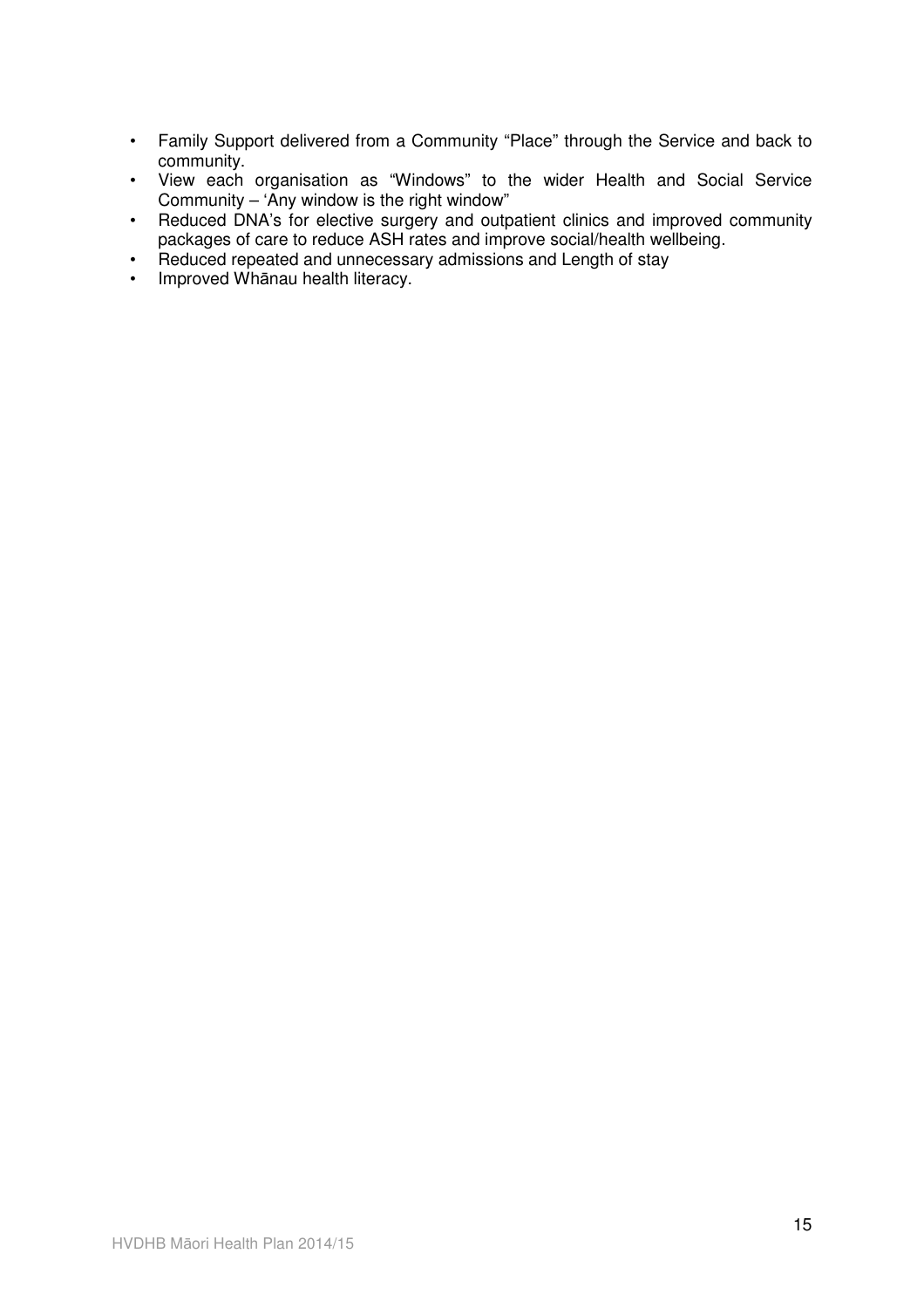- Family Support delivered from a Community “Place” through the Service and back to community.
- View each organisation as “Windows” to the wider Health and Social Service Community – ‘Any window is the right window”
- Reduced DNA’s for elective surgery and outpatient clinics and improved community packages of care to reduce ASH rates and improve social/health wellbeing.
- Reduced repeated and unnecessary admissions and Length of stay
- Improved Whānau health literacy.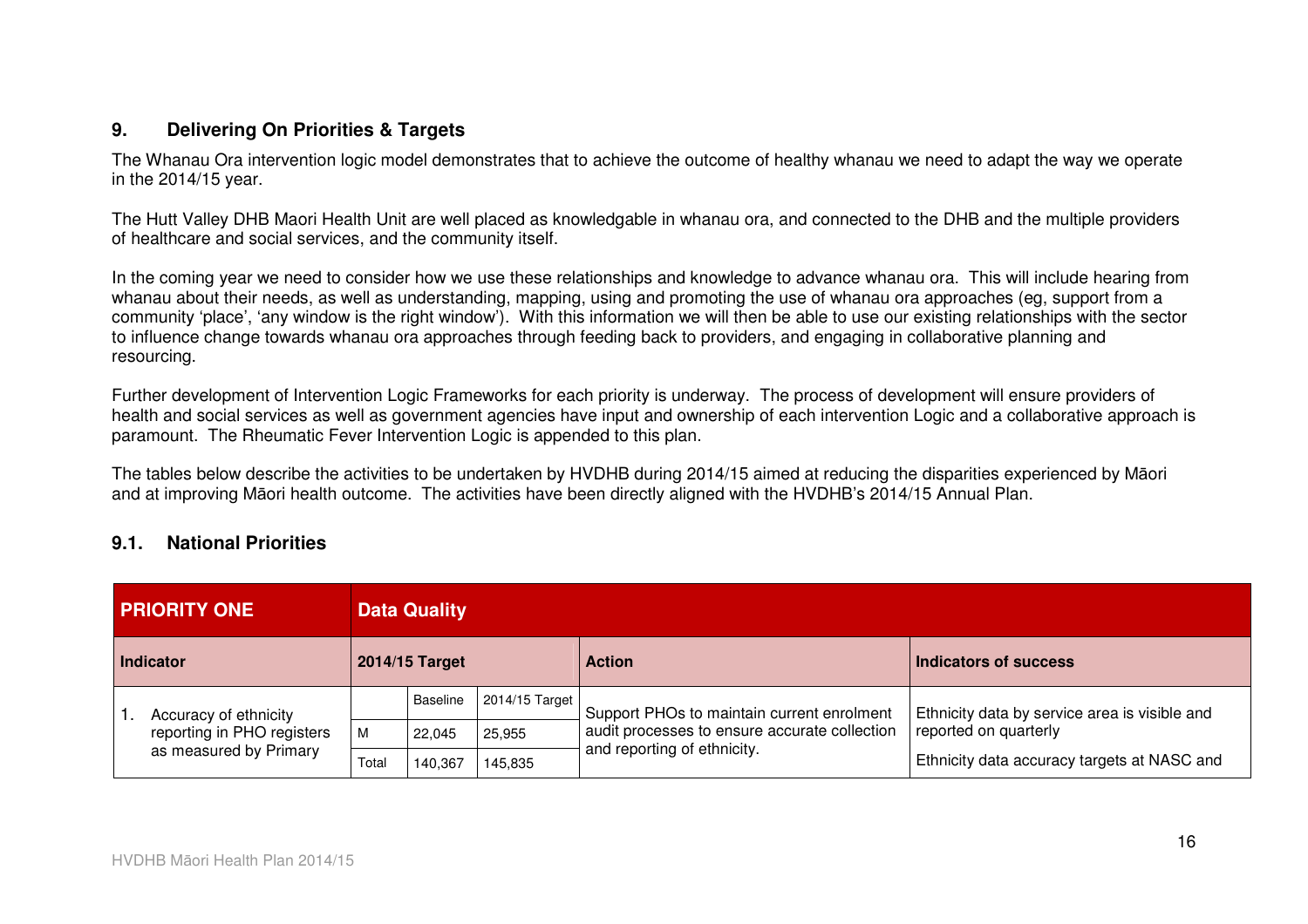## 9. Delivering On Priorities & Targets

The Whanau Ora intervention logic model demonstrates that to achieve the outcome of healthy whanau we need to adapt the way we operate in the 2014/15 year.

The Hutt Valley DHB Maori Health Unit are well placed as knowledgable in whanau ora, and connected to the DHB and the multiple providers of healthcare and social services, and the community itself.

In the coming year we need to consider how we use these relationships and knowledge to advance whanau ora. This will include hearing from whanau about their needs, as well as understanding, mapping, using and promoting the use of whanau ora approaches (eg, support from a community 'place', 'any window is the right window'). With this information we will then be able to use our existing relationships with the sector to influence change towards whanau ora approaches through feeding back to providers, and engaging in collaborative planning and resourcing.

Further development of Intervention Logic Frameworks for each priority is underway. The process of development will ensure providers of health and social services as well as government agencies have input and ownership of each intervention Logic and a collaborative approach is paramount. The Rheumatic Fever Intervention Logic is appended to this plan.

The tables below describe the activities to be undertaken by HVDHB during 2014/15 aimed at reducing the disparities experienced by Māori and at improving Māori health outcome. The activities have been directly aligned with the HVDHB's 2014/15 Annual Plan.

### 9.1. National Priorities

| **PRIORITY ONE** | **Data Quality** | | | | |
|---|---|---|---|---|---|
| **Indicator** | **2014/15 Target** | | | **Action** | **Indicators of success** |
| 1. Accuracy of ethnicity reporting in PHO registers as measured by Primary | | Baseline | 2014/15 Target | Support PHOs to maintain current enrolment audit processes to ensure accurate collection and reporting of ethnicity. | Ethnicity data by service area is visible and reported on quarterly<br><br>Ethnicity data accuracy targets at NASC and |
| | M | 22,045 | 25,955 | | |
| | Total | 140,367 | 145,835 | | |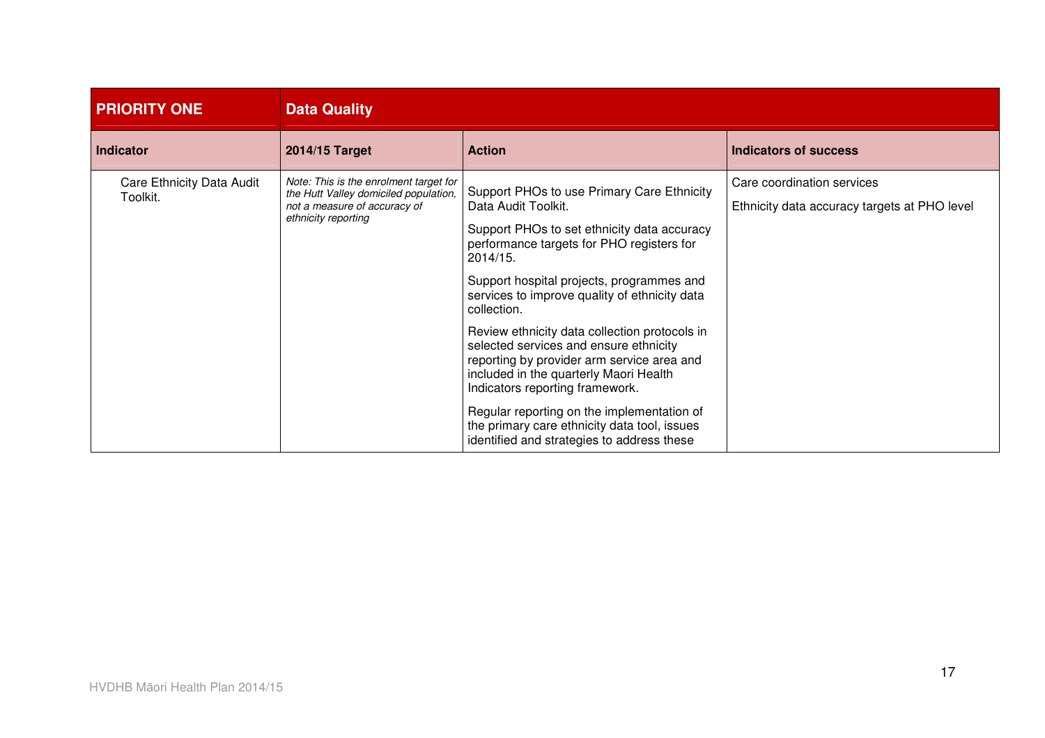| PRIORITY ONE | Data Quality | | |
|---|---|---|---|
| **Indicator** | **2014/15 Target** | **Action** | **Indicators of success** |
| Care Ethnicity Data Audit Toolkit. | *Note: This is the enrolment target for the Hutt Valley domiciled population, not a measure of accuracy of ethnicity reporting* | Support PHOs to use Primary Care Ethnicity Data Audit Toolkit.<br><br>Support PHOs to set ethnicity data accuracy performance targets for PHO registers for 2014/15.<br><br>Support hospital projects, programmes and services to improve quality of ethnicity data collection.<br><br>Review ethnicity data collection protocols in selected services and ensure ethnicity reporting by provider arm service area and included in the quarterly Maori Health Indicators reporting framework.<br><br>Regular reporting on the implementation of the primary care ethnicity data tool, issues identified and strategies to address these | Care coordination services<br><br>Ethnicity data accuracy targets at PHO level |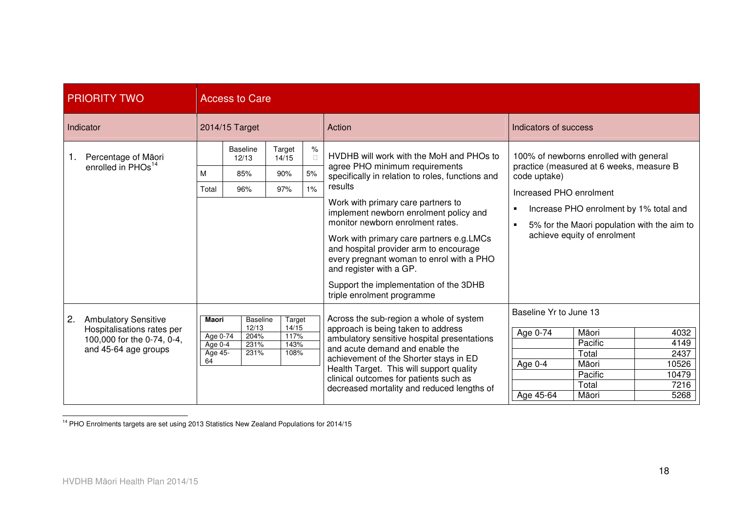| PRIORITY TWO | Access to Care | | |
|---|---|---|---|
| Indicator | 2014/15 Target | Action | Indicators of success |
| 1. Percentage of Māori enrolled in PHOs[14] | <table><tr><td></td><td>Baseline 12/13</td><td>Target 14/15</td><td>%</td></tr><tr><td>M</td><td>85%</td><td>90%</td><td>5%</td></tr><tr><td>Total</td><td>96%</td><td>97%</td><td>1%</td></tr></table> | HVDHB will work with the MoH and PHOs to agree PHO minimum requirements specifically in relation to roles, functions and results<br><br>Work with primary care partners to implement newborn enrolment policy and monitor newborn enrolment rates.<br><br>Work with primary care partners e.g.LMCs and hospital provider arm to encourage every pregnant woman to enrol with a PHO and register with a GP.<br><br>Support the implementation of the 3DHB triple enrolment programme | 100% of newborns enrolled with general practice (measured at 6 weeks, measure B code uptake)<br><br>Increased PHO enrolment<br><ul><li>Increase PHO enrolment by 1% total and</li><li>5% for the Maori population with the aim to achieve equity of enrolment</li></ul> |
| 2. Ambulatory Sensitive Hospitalisations rates per 100,000 for the 0-74, 0-4, and 45-64 age groups | <table><tr><td>**Maori**</td><td>Baseline 12/13</td><td>Target 14/15</td></tr><tr><td>Age 0-74</td><td>204%</td><td>117%</td></tr><tr><td>Age 0-4</td><td>231%</td><td>143%</td></tr><tr><td>Age 45-64</td><td>231%</td><td>108%</td></tr></table> | Across the sub-region a whole of system approach is being taken to address ambulatory sensitive hospital presentations and acute demand and enable the achievement of the Shorter stays in ED Health Target. This will support quality clinical outcomes for patients such as decreased mortality and reduced lengths of | Baseline Yr to June 13<br><table><tr><td>Age 0-74</td><td>Māori</td><td>4032</td></tr><tr><td></td><td>Pacific</td><td>4149</td></tr><tr><td></td><td>Total</td><td>2437</td></tr><tr><td>Age 0-4</td><td>Māori</td><td>10526</td></tr><tr><td></td><td>Pacific</td><td>10479</td></tr><tr><td></td><td>Total</td><td>7216</td></tr><tr><td>Age 45-64</td><td>Māori</td><td>5268</td></tr></table> |

[14] PHO Enrolments targets are set using 2013 Statistics New Zealand Populations for 2014/15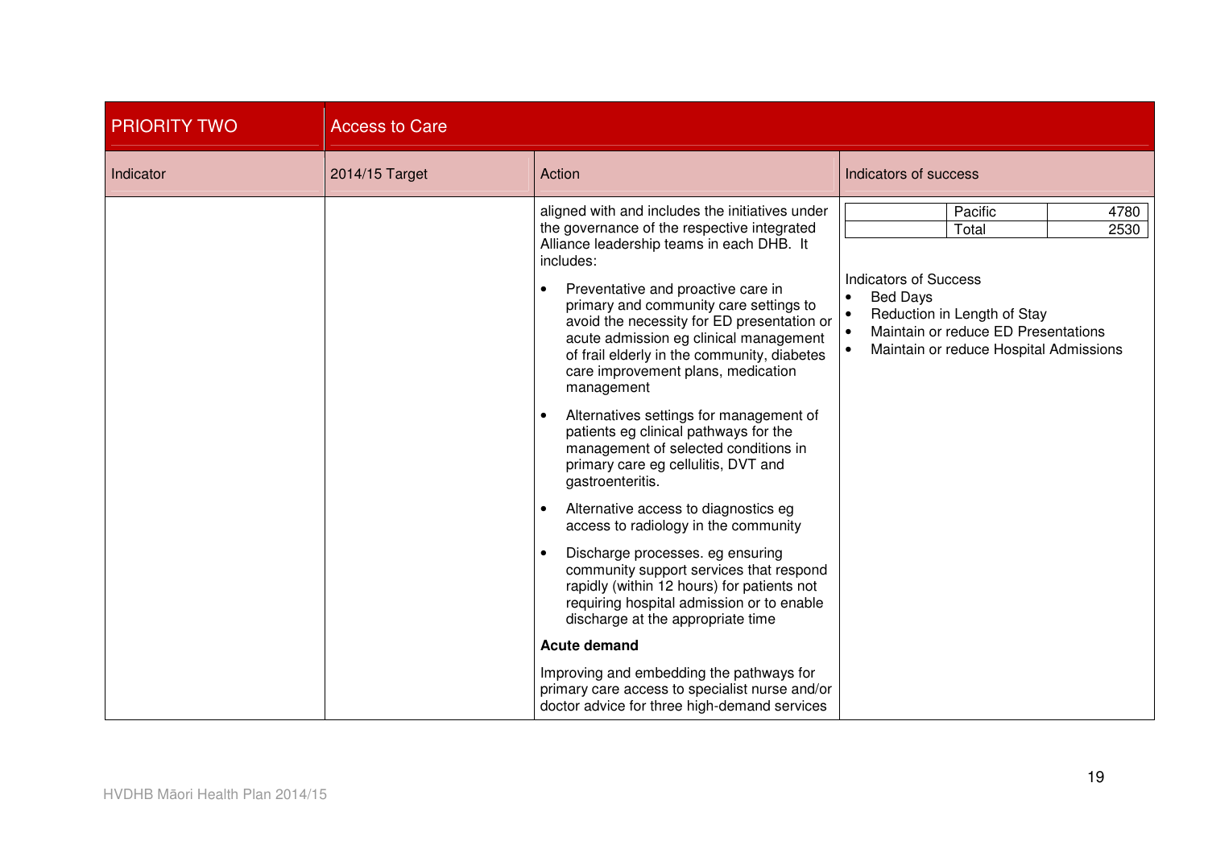| PRIORITY TWO | Access to Care | | |
|---|---|---|---|
| Indicator | 2014/15 Target | Action | Indicators of success |
| | | aligned with and includes the initiatives under the governance of the respective integrated Alliance leadership teams in each DHB. It includes:<br><br>• Preventative and proactive care in primary and community care settings to avoid the necessity for ED presentation or acute admission eg clinical management of frail elderly in the community, diabetes care improvement plans, medication management<br><br>• Alternatives settings for management of patients eg clinical pathways for the management of selected conditions in primary care eg cellulitis, DVT and gastroenteritis.<br><br>• Alternative access to diagnostics eg access to radiology in the community<br><br>• Discharge processes. eg ensuring community support services that respond rapidly (within 12 hours) for patients not requiring hospital admission or to enable discharge at the appropriate time<br><br>**Acute demand**<br><br>Improving and embedding the pathways for primary care access to specialist nurse and/or doctor advice for three high-demand services | Pacific: 4780<br>Total: 2530<br><br>Indicators of Success<br>• Bed Days<br>• Reduction in Length of Stay<br>• Maintain or reduce ED Presentations<br>• Maintain or reduce Hospital Admissions |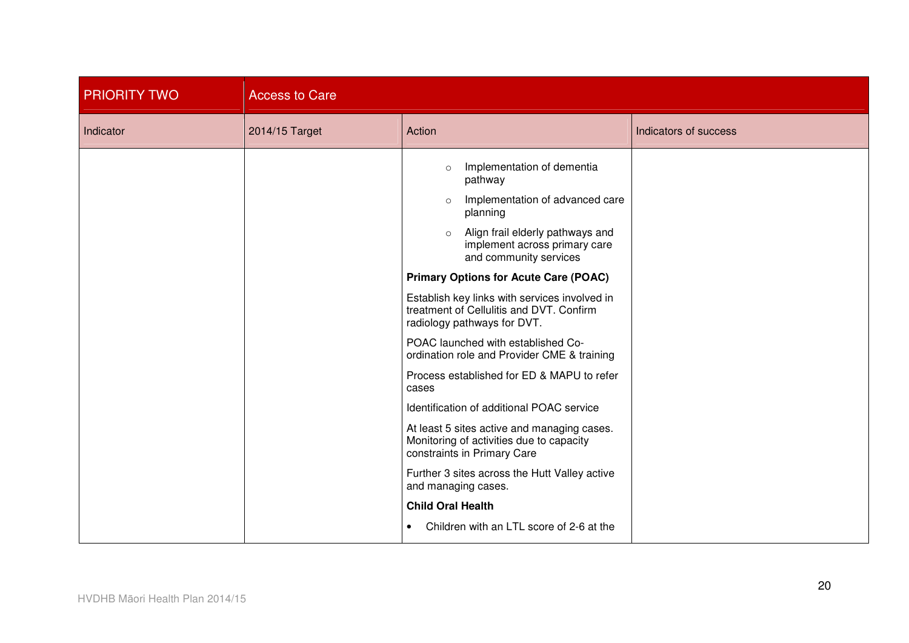| PRIORITY TWO | Access to Care | | |
| --- | --- | --- | --- |
| Indicator | 2014/15 Target | Action | Indicators of success |
| | | ○ Implementation of dementia pathway<br>○ Implementation of advanced care planning<br>○ Align frail elderly pathways and implement across primary care and community services<br>**Primary Options for Acute Care (POAC)**<br>Establish key links with services involved in treatment of Cellulitis and DVT. Confirm radiology pathways for DVT.<br>POAC launched with established Co-ordination role and Provider CME & training<br>Process established for ED & MAPU to refer cases<br>Identification of additional POAC service<br>At least 5 sites active and managing cases. Monitoring of activities due to capacity constraints in Primary Care<br>Further 3 sites across the Hutt Valley active and managing cases.<br>**Child Oral Health**<br>• Children with an LTL score of 2-6 at the | |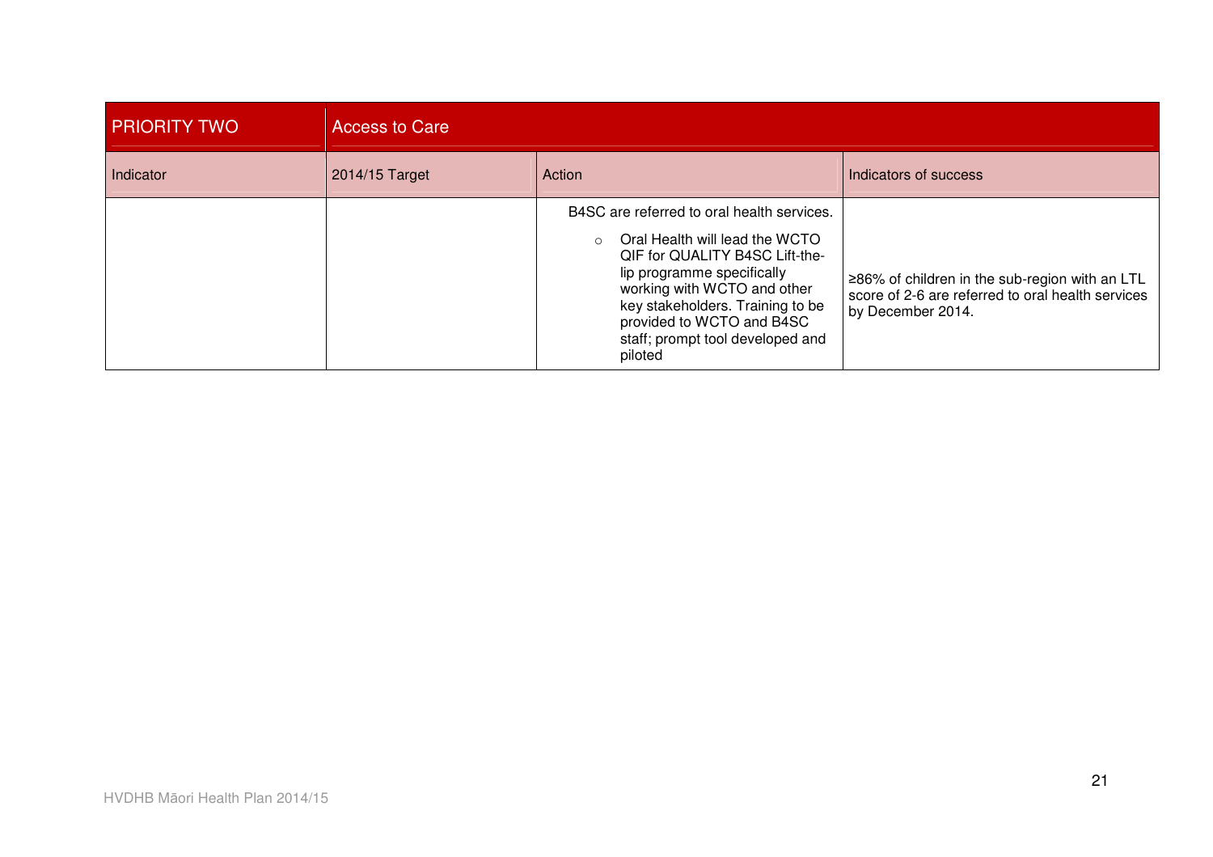| PRIORITY TWO | Access to Care | | |
|---|---|---|---|
| Indicator | 2014/15 Target | Action | Indicators of success |
| | | B4SC are referred to oral health services.<br>○ Oral Health will lead the WCTO QIF for QUALITY B4SC Lift-the-lip programme specifically working with WCTO and other key stakeholders. Training to be provided to WCTO and B4SC staff; prompt tool developed and piloted | ≥86% of children in the sub-region with an LTL score of 2-6 are referred to oral health services by December 2014. |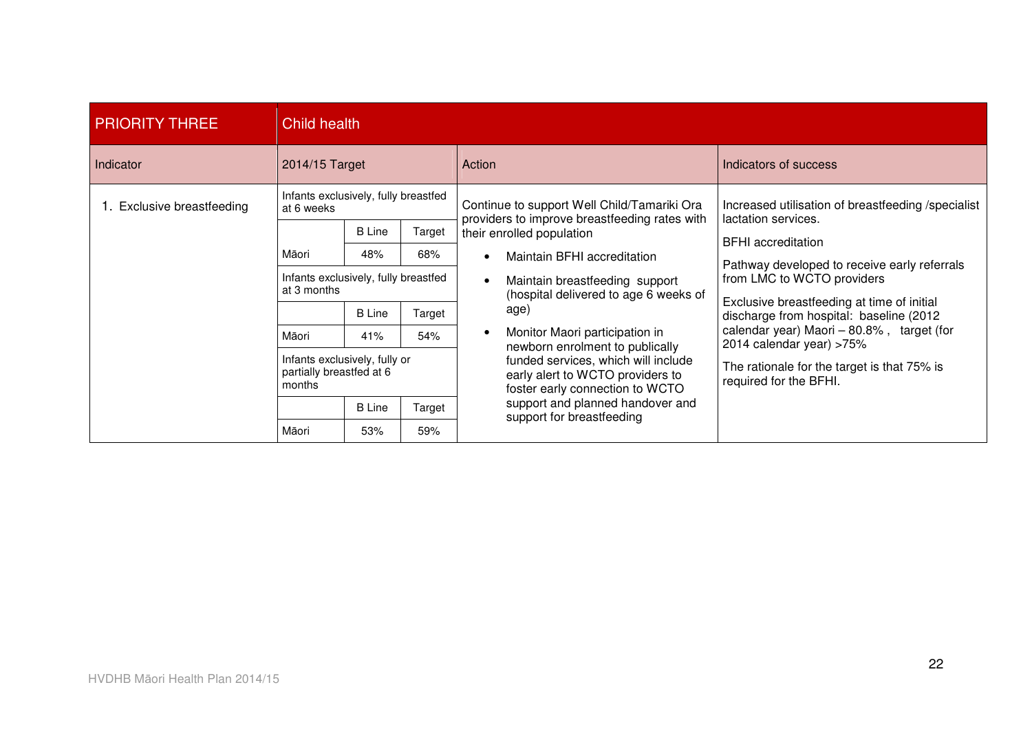| PRIORITY THREE | Child health | | | | |
|---|---|---|---|---|---|
| Indicator | 2014/15 Target | | | Action | Indicators of success |
| 1. Exclusive breastfeeding | Infants exclusively, fully breastfed at 6 weeks | | | Continue to support Well Child/Tamariki Ora providers to improve breastfeeding rates with their enrolled population<br>• Maintain BFHI accreditation<br>• Maintain breastfeeding support (hospital delivered to age 6 weeks of age)<br>• Monitor Maori participation in newborn enrolment to publically funded services, which will include early alert to WCTO providers to foster early connection to WCTO support and planned handover and support for breastfeeding | Increased utilisation of breastfeeding /specialist lactation services.<br>BFHI accreditation<br>Pathway developed to receive early referrals from LMC to WCTO providers<br>Exclusive breastfeeding at time of initial discharge from hospital: baseline (2012 calendar year) Maori – 80.8% , target (for 2014 calendar year) >75%<br>The rationale for the target is that 75% is required for the BFHI. |
| | | B Line | Target | | |
| | Māori | 48% | 68% | | |
| | Infants exclusively, fully breastfed at 3 months | | | | |
| | | B Line | Target | | |
| | Māori | 41% | 54% | | |
| | Infants exclusively, fully or partially breastfed at 6 months | | | | |
| | | B Line | Target | | |
| | Māori | 53% | 59% | | |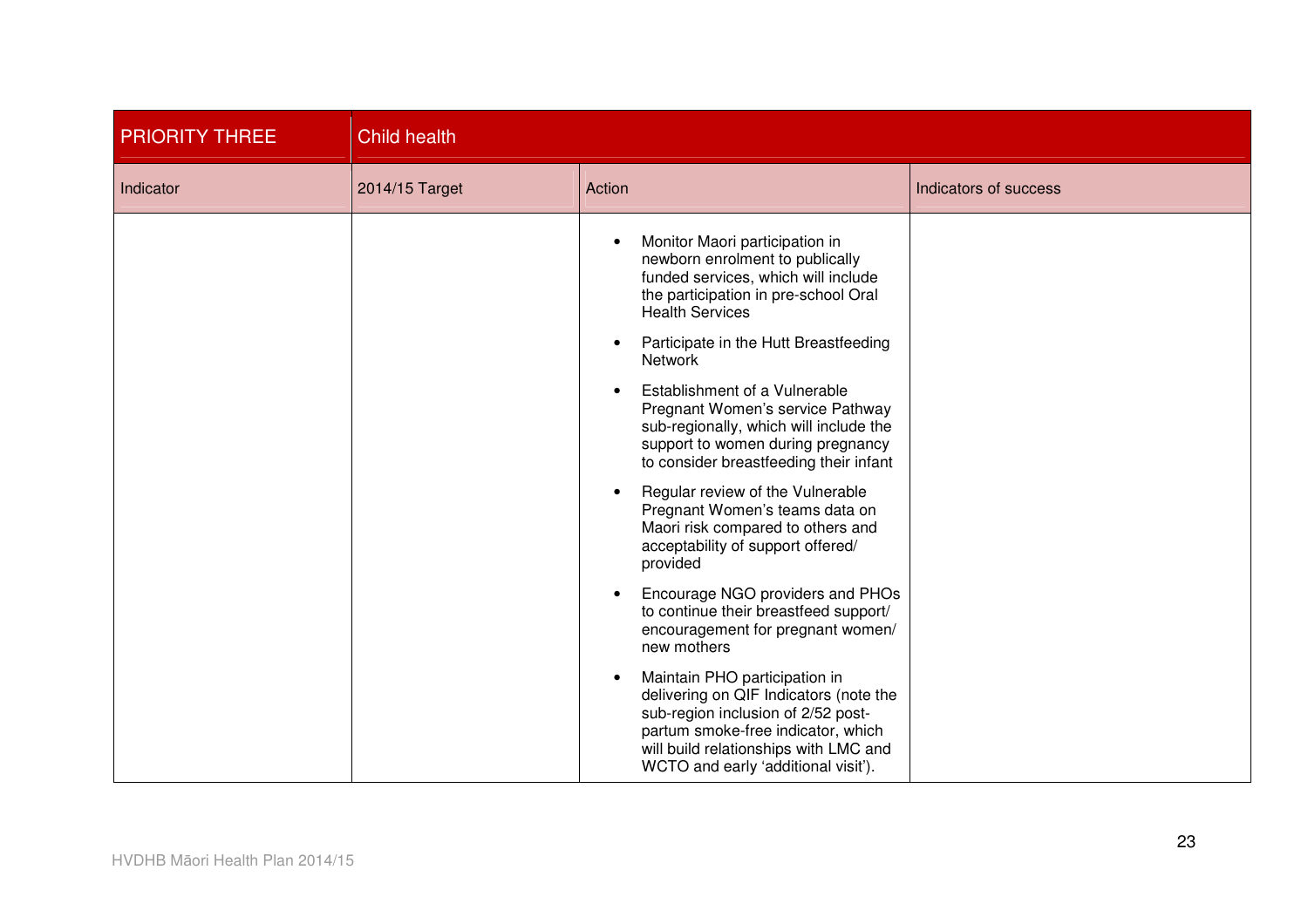| PRIORITY THREE | Child health | | |
|---|---|---|---|
| Indicator | 2014/15 Target | Action | Indicators of success |
| | | • Monitor Maori participation in newborn enrolment to publically funded services, which will include the participation in pre-school Oral Health Services<br>• Participate in the Hutt Breastfeeding Network<br>• Establishment of a Vulnerable Pregnant Women's service Pathway sub-regionally, which will include the support to women during pregnancy to consider breastfeeding their infant<br>• Regular review of the Vulnerable Pregnant Women's teams data on Maori risk compared to others and acceptability of support offered/ provided<br>• Encourage NGO providers and PHOs to continue their breastfeed support/ encouragement for pregnant women/ new mothers<br>• Maintain PHO participation in delivering on QIF Indicators (note the sub-region inclusion of 2/52 post-partum smoke-free indicator, which will build relationships with LMC and WCTO and early 'additional visit'). | |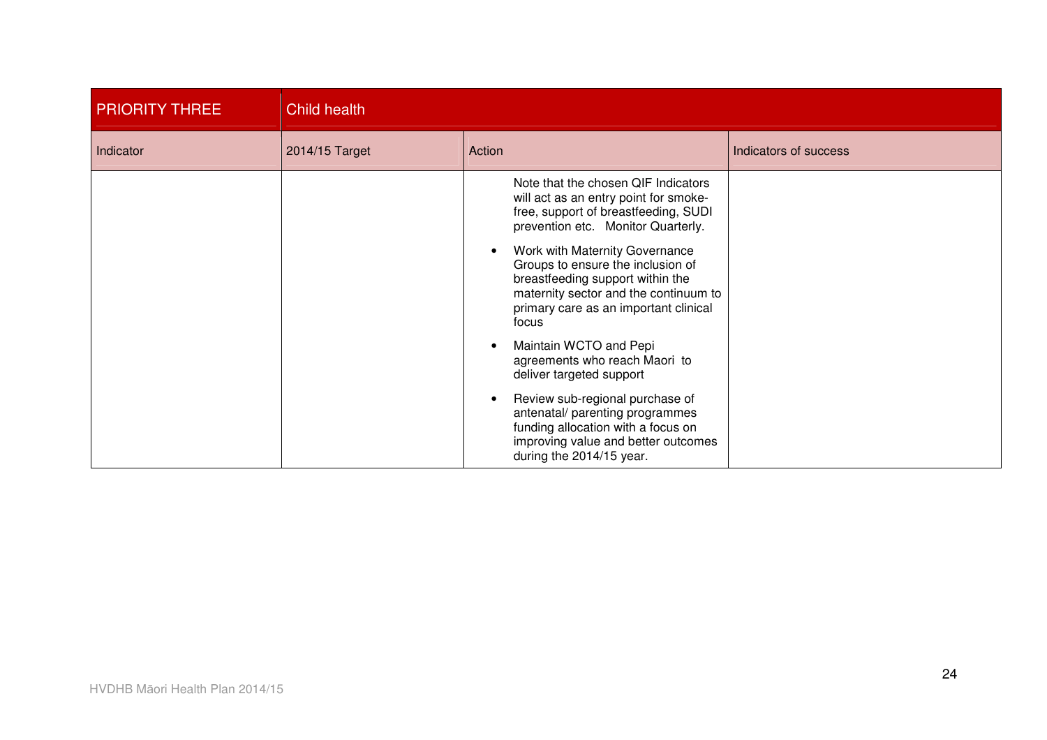| PRIORITY THREE | Child health | | |
|---|---|---|---|
| Indicator | 2014/15 Target | Action | Indicators of success |
| | | Note that the chosen QIF Indicators will act as an entry point for smoke-free, support of breastfeeding, SUDI prevention etc. Monitor Quarterly.<br>• Work with Maternity Governance Groups to ensure the inclusion of breastfeeding support within the maternity sector and the continuum to primary care as an important clinical focus<br>• Maintain WCTO and Pepi agreements who reach Maori to deliver targeted support<br>• Review sub-regional purchase of antenatal/ parenting programmes funding allocation with a focus on improving value and better outcomes during the 2014/15 year. | |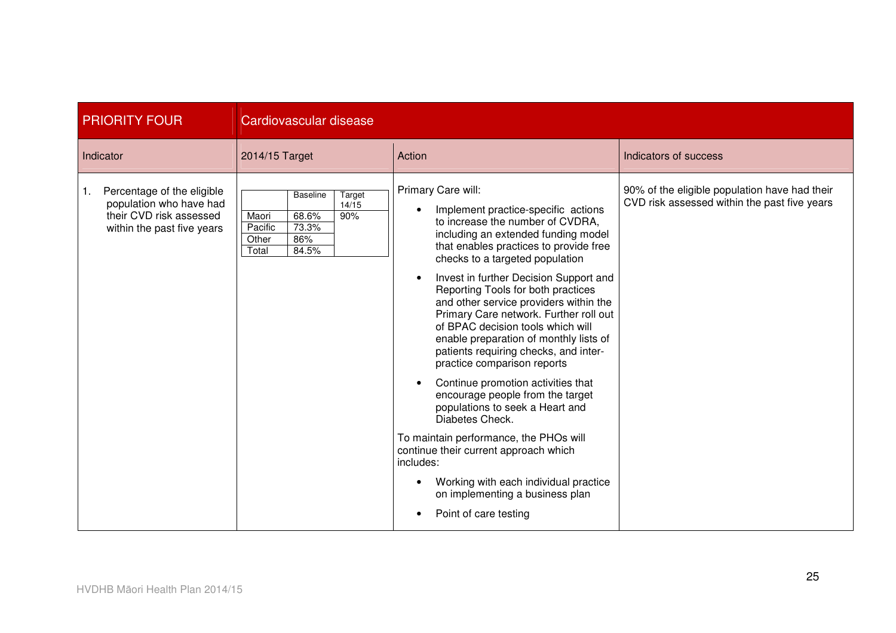| PRIORITY FOUR | Cardiovascular disease | | |
|---|---|---|---|
| **Indicator** | **2014/15 Target** | **Action** | **Indicators of success** |
| 1. Percentage of the eligible population who have had their CVD risk assessed within the past five years | <table><tr><td></td><td>Baseline</td><td>Target 14/15</td></tr><tr><td>Maori</td><td>68.6%</td><td>90%</td></tr><tr><td>Pacific</td><td>73.3%</td><td></td></tr><tr><td>Other</td><td>86%</td><td></td></tr><tr><td>Total</td><td>84.5%</td><td></td></tr></table> | Primary Care will:<br>• Implement practice-specific actions to increase the number of CVDRA, including an extended funding model that enables practices to provide free checks to a targeted population<br>• Invest in further Decision Support and Reporting Tools for both practices and other service providers within the Primary Care network. Further roll out of BPAC decision tools which will enable preparation of monthly lists of patients requiring checks, and inter-practice comparison reports<br>• Continue promotion activities that encourage people from the target populations to seek a Heart and Diabetes Check.<br>To maintain performance, the PHOs will continue their current approach which includes:<br>• Working with each individual practice on implementing a business plan<br>• Point of care testing | 90% of the eligible population have had their CVD risk assessed within the past five years |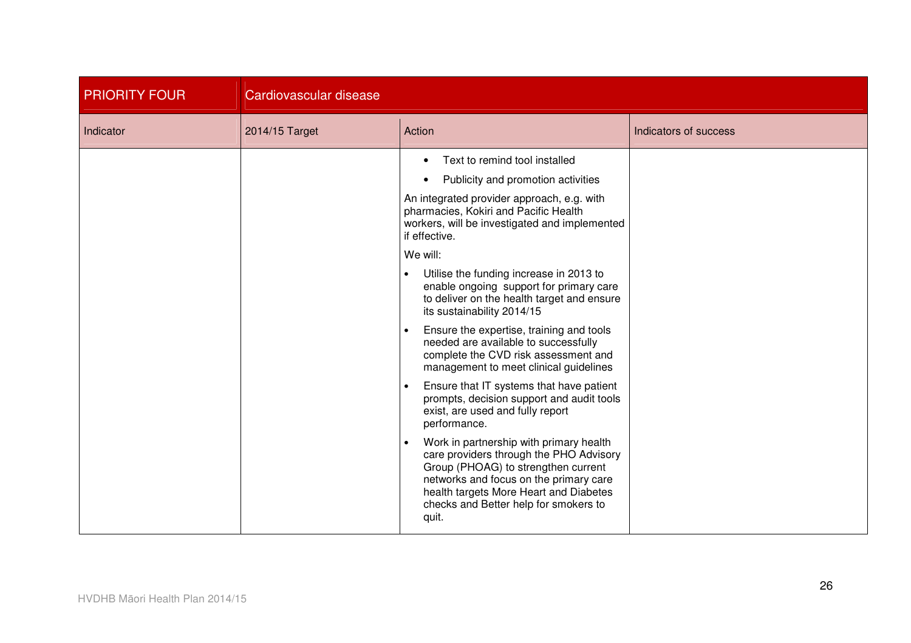| PRIORITY FOUR | Cardiovascular disease | | |
|---|---|---|---|
| Indicator | 2014/15 Target | Action | Indicators of success |
| | | • Text to remind tool installed<br>• Publicity and promotion activities<br>An integrated provider approach, e.g. with pharmacies, Kokiri and Pacific Health workers, will be investigated and implemented if effective.<br>We will:<br>• Utilise the funding increase in 2013 to enable ongoing support for primary care to deliver on the health target and ensure its sustainability 2014/15<br>• Ensure the expertise, training and tools needed are available to successfully complete the CVD risk assessment and management to meet clinical guidelines<br>• Ensure that IT systems that have patient prompts, decision support and audit tools exist, are used and fully report performance.<br>• Work in partnership with primary health care providers through the PHO Advisory Group (PHOAG) to strengthen current networks and focus on the primary care health targets More Heart and Diabetes checks and Better help for smokers to quit. | |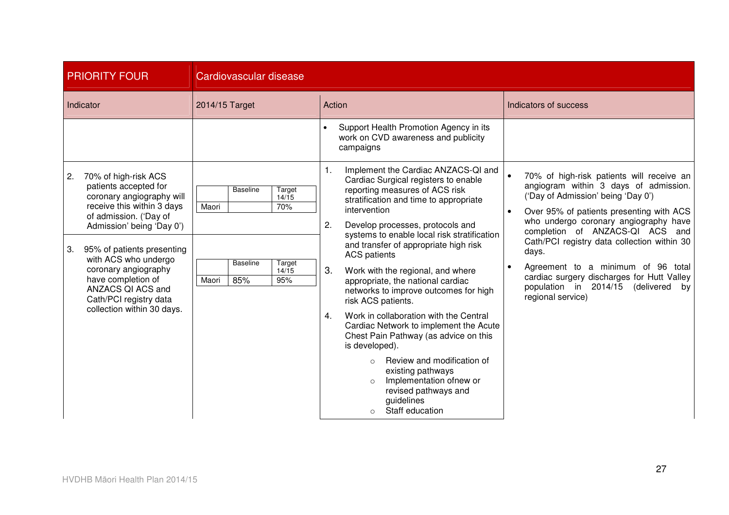| PRIORITY FOUR | Cardiovascular disease | | |
|---|---|---|---|
| **Indicator** | **2014/15 Target** | **Action** | **Indicators of success** |
| | | • Support Health Promotion Agency in its work on CVD awareness and publicity campaigns | |
| 2. 70% of high-risk ACS patients accepted for coronary angiography will receive this within 3 days of admission. ('Day of Admission' being 'Day 0') | Maori — Baseline: (none); Target 14/15: 70% | 1. Implement the Cardiac ANZACS-QI and Cardiac Surgical registers to enable reporting measures of ACS risk stratification and time to appropriate intervention<br>2. Develop processes, protocols and systems to enable local risk stratification and transfer of appropriate high risk ACS patients<br>3. Work with the regional, and where appropriate, the national cardiac networks to improve outcomes for high risk ACS patients.<br>4. Work in collaboration with the Central Cardiac Network to implement the Acute Chest Pain Pathway (as advice on this is developed).<br>   ○ Review and modification of existing pathways<br>   ○ Implementation ofnew or revised pathways and guidelines<br>   ○ Staff education | • 70% of high-risk patients will receive an angiogram within 3 days of admission. ('Day of Admission' being 'Day 0')<br>• Over 95% of patients presenting with ACS who undergo coronary angiography have completion of ANZACS-QI ACS and Cath/PCI registry data collection within 30 days.<br>• Agreement to a minimum of 96 total cardiac surgery discharges for Hutt Valley population in 2014/15 (delivered by regional service) |
| 3. 95% of patients presenting with ACS who undergo coronary angiography have completion of ANZACS QI ACS and Cath/PCI registry data collection within 30 days. | Maori — Baseline: 85%; Target 14/15: 95% | | |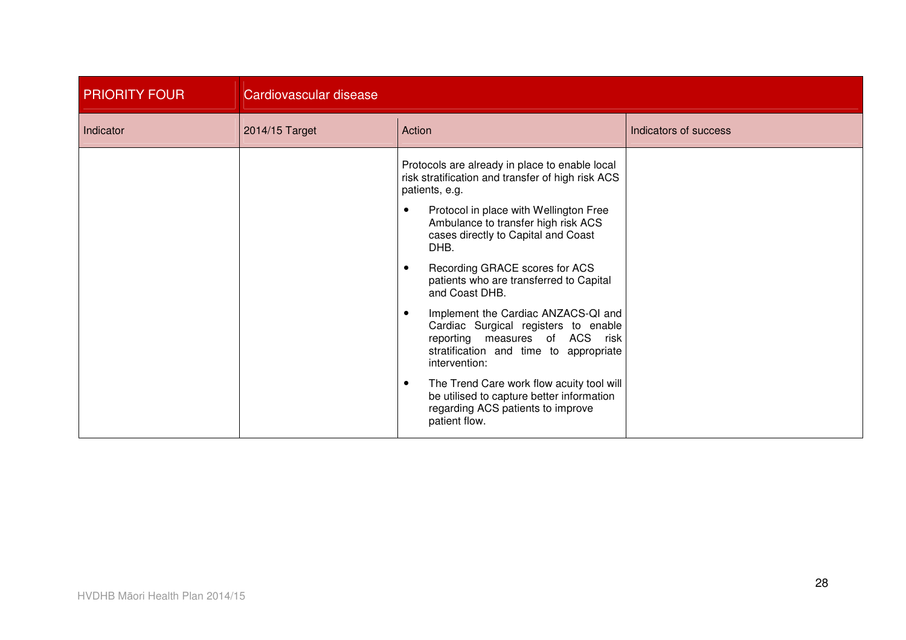| PRIORITY FOUR | Cardiovascular disease | | |
|---|---|---|---|
| Indicator | 2014/15 Target | Action | Indicators of success |
| | | Protocols are already in place to enable local risk stratification and transfer of high risk ACS patients, e.g.<br>• Protocol in place with Wellington Free Ambulance to transfer high risk ACS cases directly to Capital and Coast DHB.<br>• Recording GRACE scores for ACS patients who are transferred to Capital and Coast DHB.<br>• Implement the Cardiac ANZACS-QI and Cardiac Surgical registers to enable reporting measures of ACS risk stratification and time to appropriate intervention:<br>• The Trend Care work flow acuity tool will be utilised to capture better information regarding ACS patients to improve patient flow. | |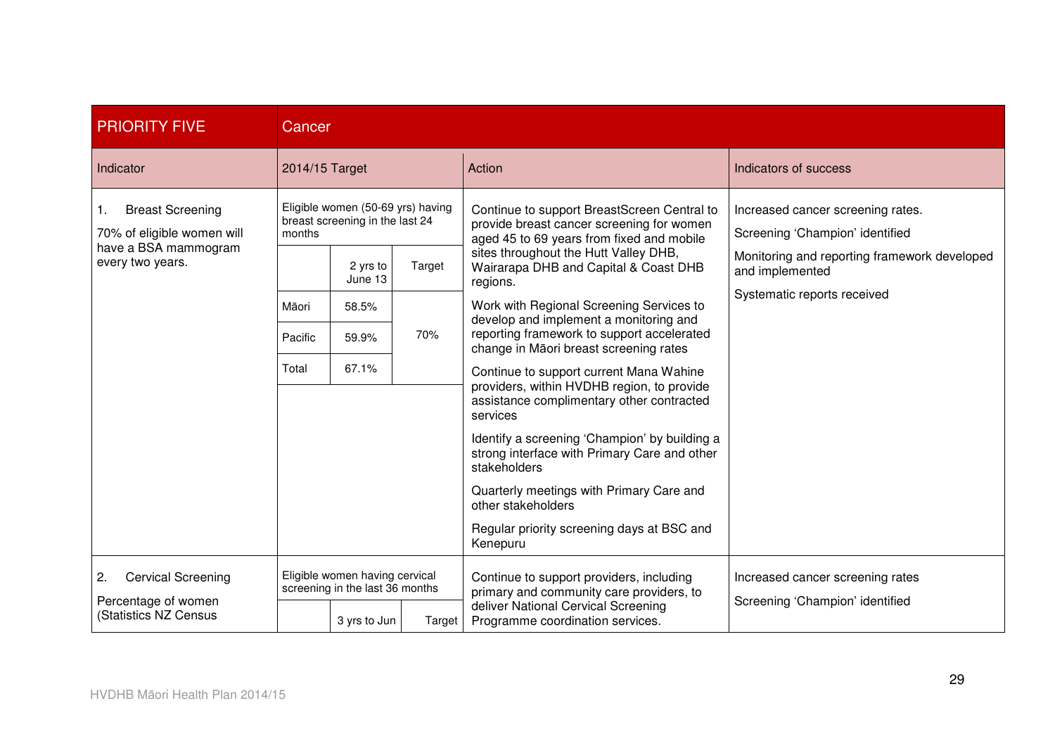| PRIORITY FIVE | Cancer | | | | |
|---|---|---|---|---|---|
| Indicator | 2014/15 Target | | | Action | Indicators of success |
| 1. Breast Screening<br>70% of eligible women will have a BSA mammogram every two years. | Eligible women (50-69 yrs) having breast screening in the last 24 months | | | Continue to support BreastScreen Central to provide breast cancer screening for women aged 45 to 69 years from fixed and mobile sites throughout the Hutt Valley DHB, Wairarapa DHB and Capital & Coast DHB regions.<br><br>Work with Regional Screening Services to develop and implement a monitoring and reporting framework to support accelerated change in Māori breast screening rates<br><br>Continue to support current Mana Wahine providers, within HVDHB region, to provide assistance complimentary other contracted services<br><br>Identify a screening 'Champion' by building a strong interface with Primary Care and other stakeholders<br><br>Quarterly meetings with Primary Care and other stakeholders<br><br>Regular priority screening days at BSC and Kenepuru | Increased cancer screening rates.<br><br>Screening 'Champion' identified<br><br>Monitoring and reporting framework developed and implemented<br><br>Systematic reports received |
| | | 2 yrs to June 13 | Target | | |
| | Māori | 58.5% | 70% | | |
| | Pacific | 59.9% | | | |
| | Total | 67.1% | | | |
| 2. Cervical Screening<br>Percentage of women (Statistics NZ Census | Eligible women having cervical screening in the last 36 months | | | Continue to support providers, including primary and community care providers, to deliver National Cervical Screening Programme coordination services. | Increased cancer screening rates<br><br>Screening 'Champion' identified |
| | | 3 yrs to Jun | Target | | |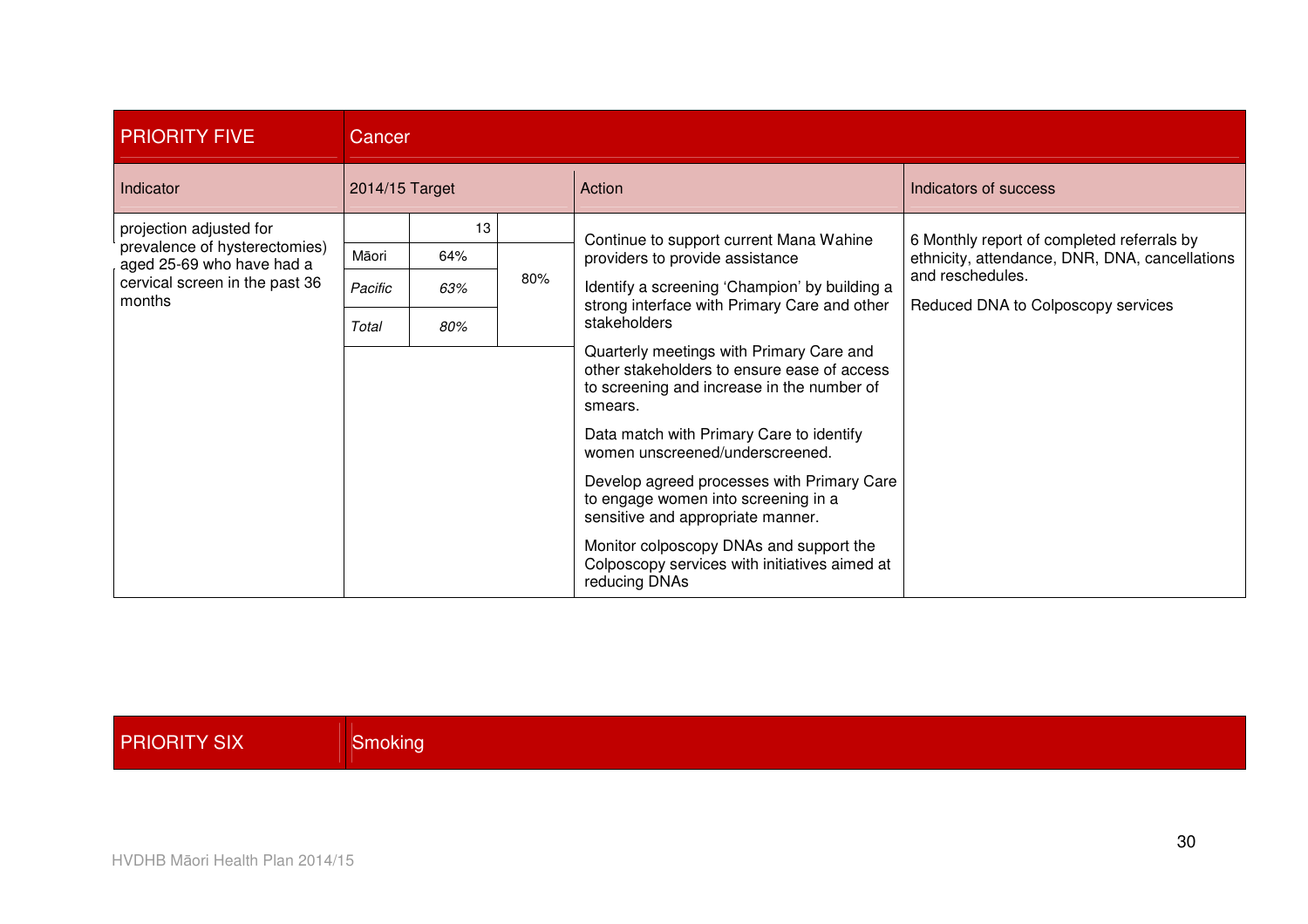| PRIORITY FIVE | Cancer | | | | |
|---|---|---|---|---|---|
| Indicator | 2014/15 Target | | | Action | Indicators of success |
| projection adjusted for prevalence of hysterectomies) aged 25-69 who have had a cervical screen in the past 36 months | | 13 | | Continue to support current Mana Wahine providers to provide assistance<br><br>Identify a screening 'Champion' by building a strong interface with Primary Care and other stakeholders<br><br>Quarterly meetings with Primary Care and other stakeholders to ensure ease of access to screening and increase in the number of smears.<br><br>Data match with Primary Care to identify women unscreened/underscreened.<br><br>Develop agreed processes with Primary Care to engage women into screening in a sensitive and appropriate manner.<br><br>Monitor colposcopy DNAs and support the Colposcopy services with initiatives aimed at reducing DNAs | 6 Monthly report of completed referrals by ethnicity, attendance, DNR, DNA, cancellations and reschedules.<br><br>Reduced DNA to Colposcopy services |
| | Māori | 64% | 80% | | |
| | *Pacific* | *63%* | | | |
| | *Total* | *80%* | | | |

| PRIORITY SIX | Smoking |
|---|---|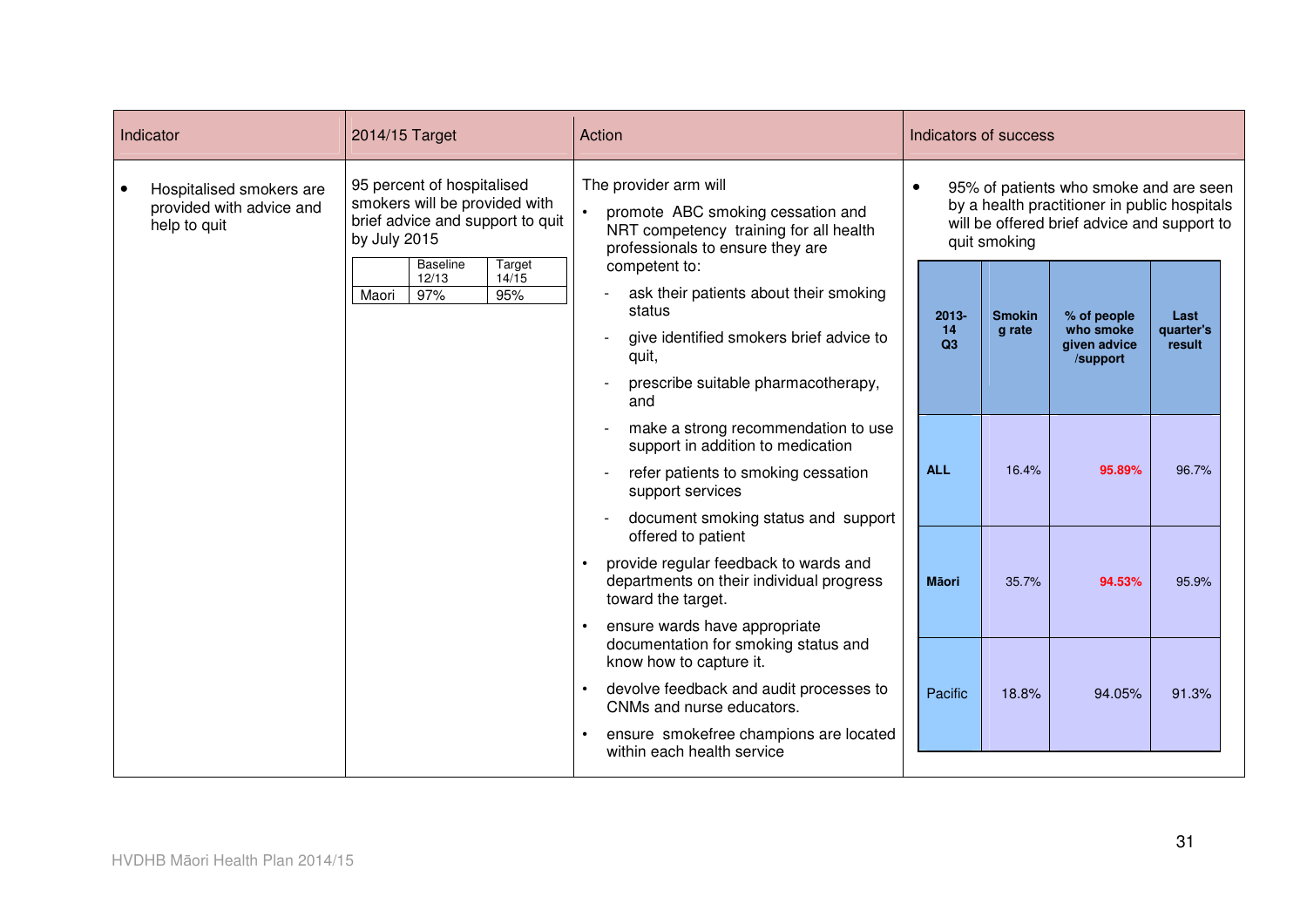| Indicator | 2014/15 Target | Action | Indicators of success |
|---|---|---|---|
| • Hospitalised smokers are provided with advice and help to quit | 95 percent of hospitalised smokers will be provided with brief advice and support to quit by July 2015 | The provider arm will<br>• promote ABC smoking cessation and NRT competency training for all health professionals to ensure they are competent to:<br>- ask their patients about their smoking status<br>- give identified smokers brief advice to quit,<br>- prescribe suitable pharmacotherapy, and<br>- make a strong recommendation to use support in addition to medication<br>- refer patients to smoking cessation support services<br>- document smoking status and support offered to patient<br>• provide regular feedback to wards and departments on their individual progress toward the target.<br>• ensure wards have appropriate documentation for smoking status and know how to capture it.<br>• devolve feedback and audit processes to CNMs and nurse educators.<br>• ensure smokefree champions are located within each health service | • 95% of patients who smoke and are seen by a health practitioner in public hospitals will be offered brief advice and support to quit smoking |

| | Baseline 12/13 | Target 14/15 |
|---|---|---|
| Maori | 97% | 95% |

| 2013-14 Q3 | Smoking rate | % of people who smoke given advice /support | Last quarter's result |
|---|---|---|---|
| **ALL** | 16.4% | **95.89%** | 96.7% |
| **Māori** | 35.7% | **94.53%** | 95.9% |
| Pacific | 18.8% | 94.05% | 91.3% |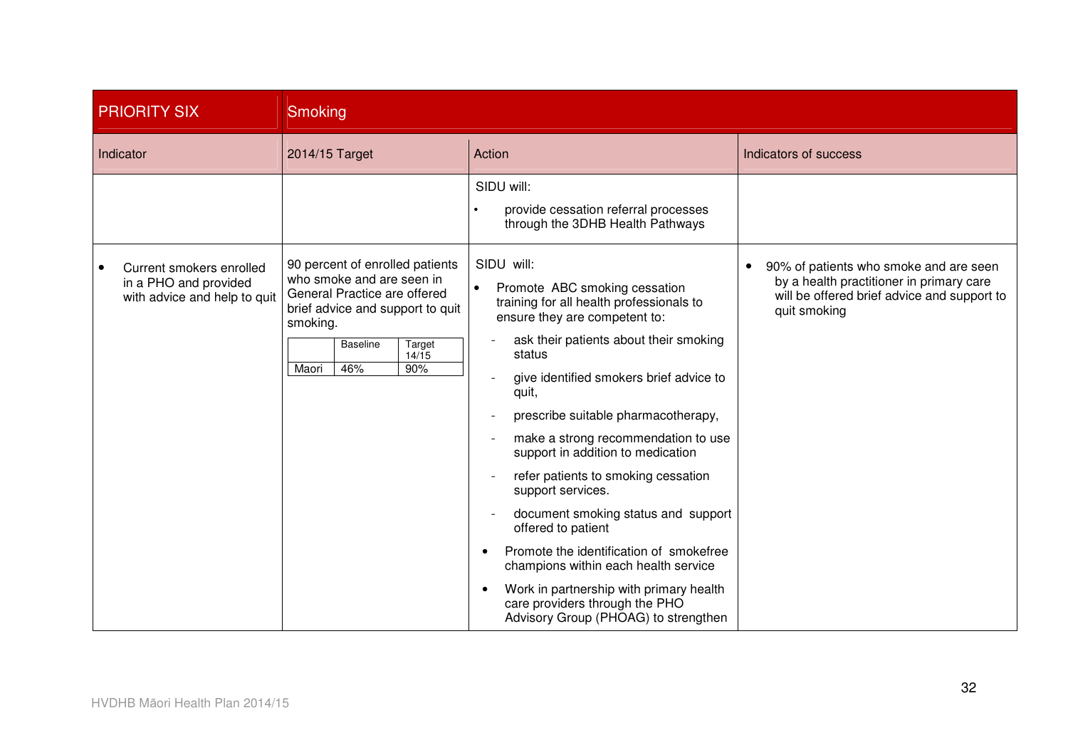| PRIORITY SIX | Smoking | | |
|---|---|---|---|
| Indicator | 2014/15 Target | Action | Indicators of success |
| | | SIDU will:<br>• provide cessation referral processes through the 3DHB Health Pathways | |
| • Current smokers enrolled in a PHO and provided with advice and help to quit | 90 percent of enrolled patients who smoke and are seen in General Practice are offered brief advice and support to quit smoking.<br><br>(Maori: Baseline 46%; Target 14/15 90%) | SIDU will:<br>• Promote ABC smoking cessation training for all health professionals to ensure they are competent to:<br>- ask their patients about their smoking status<br>- give identified smokers brief advice to quit,<br>- prescribe suitable pharmacotherapy,<br>- make a strong recommendation to use support in addition to medication<br>- refer patients to smoking cessation support services.<br>- document smoking status and support offered to patient<br>• Promote the identification of smokefree champions within each health service<br>• Work in partnership with primary health care providers through the PHO Advisory Group (PHOAG) to strengthen | • 90% of patients who smoke and are seen by a health practitioner in primary care will be offered brief advice and support to quit smoking |

| | Baseline | Target 14/15 |
|---|---|---|
| Maori | 46% | 90% |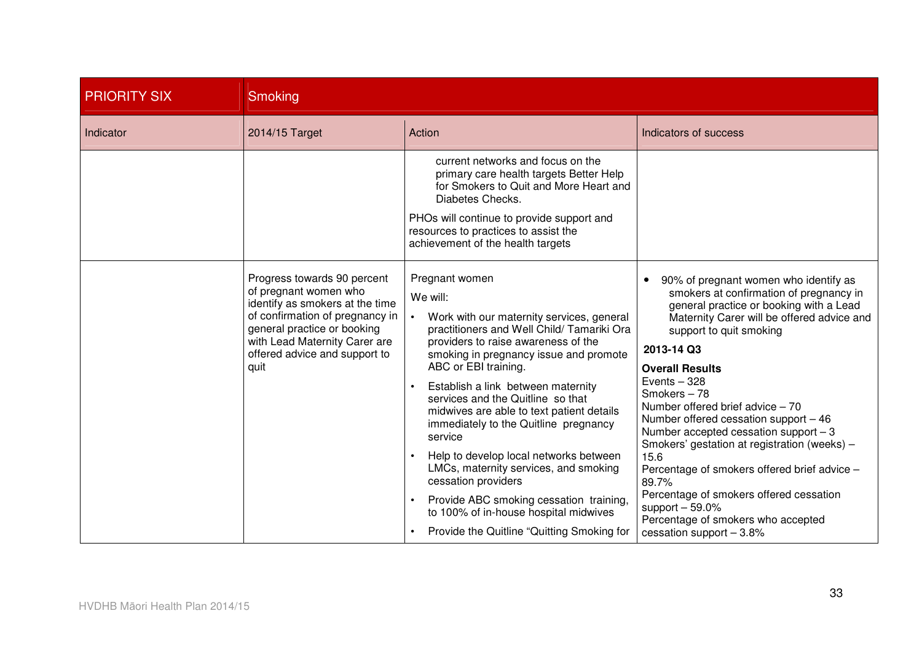| PRIORITY SIX | Smoking | | |
|---|---|---|---|
| Indicator | 2014/15 Target | Action | Indicators of success |
| | | current networks and focus on the primary care health targets Better Help for Smokers to Quit and More Heart and Diabetes Checks.<br><br>PHOs will continue to provide support and resources to practices to assist the achievement of the health targets | |
| | Progress towards 90 percent of pregnant women who identify as smokers at the time of confirmation of pregnancy in general practice or booking with Lead Maternity Carer are offered advice and support to quit | Pregnant women<br><br>We will:<br><br>• Work with our maternity services, general practitioners and Well Child/ Tamariki Ora providers to raise awareness of the smoking in pregnancy issue and promote ABC or EBI training.<br><br>• Establish a link between maternity services and the Quitline so that midwives are able to text patient details immediately to the Quitline pregnancy service<br><br>• Help to develop local networks between LMCs, maternity services, and smoking cessation providers<br><br>• Provide ABC smoking cessation training, to 100% of in-house hospital midwives<br><br>• Provide the Quitline "Quitting Smoking for | • 90% of pregnant women who identify as smokers at confirmation of pregnancy in general practice or booking with a Lead Maternity Carer will be offered advice and support to quit smoking<br><br>**2013-14 Q3**<br><br>**Overall Results**<br>Events – 328<br>Smokers – 78<br>Number offered brief advice – 70<br>Number offered cessation support – 46<br>Number accepted cessation support – 3<br>Smokers' gestation at registration (weeks) – 15.6<br>Percentage of smokers offered brief advice – 89.7%<br>Percentage of smokers offered cessation support – 59.0%<br>Percentage of smokers who accepted cessation support – 3.8% |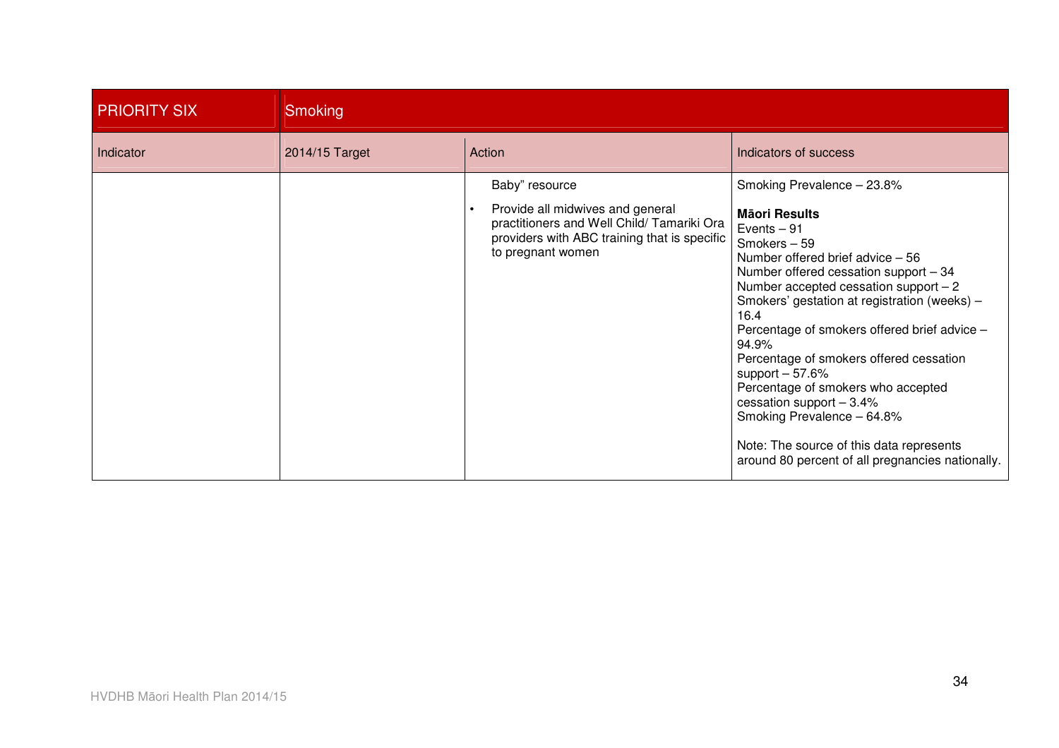| PRIORITY SIX | Smoking | | |
|---|---|---|---|
| Indicator | 2014/15 Target | Action | Indicators of success |
| | | Baby" resource<br>• Provide all midwives and general practitioners and Well Child/ Tamariki Ora providers with ABC training that is specific to pregnant women | Smoking Prevalence – 23.8%<br><br>**Māori Results**<br>Events – 91<br>Smokers – 59<br>Number offered brief advice – 56<br>Number offered cessation support – 34<br>Number accepted cessation support – 2<br>Smokers' gestation at registration (weeks) – 16.4<br>Percentage of smokers offered brief advice – 94.9%<br>Percentage of smokers offered cessation support – 57.6%<br>Percentage of smokers who accepted cessation support – 3.4%<br>Smoking Prevalence – 64.8%<br><br>Note: The source of this data represents around 80 percent of all pregnancies nationally. |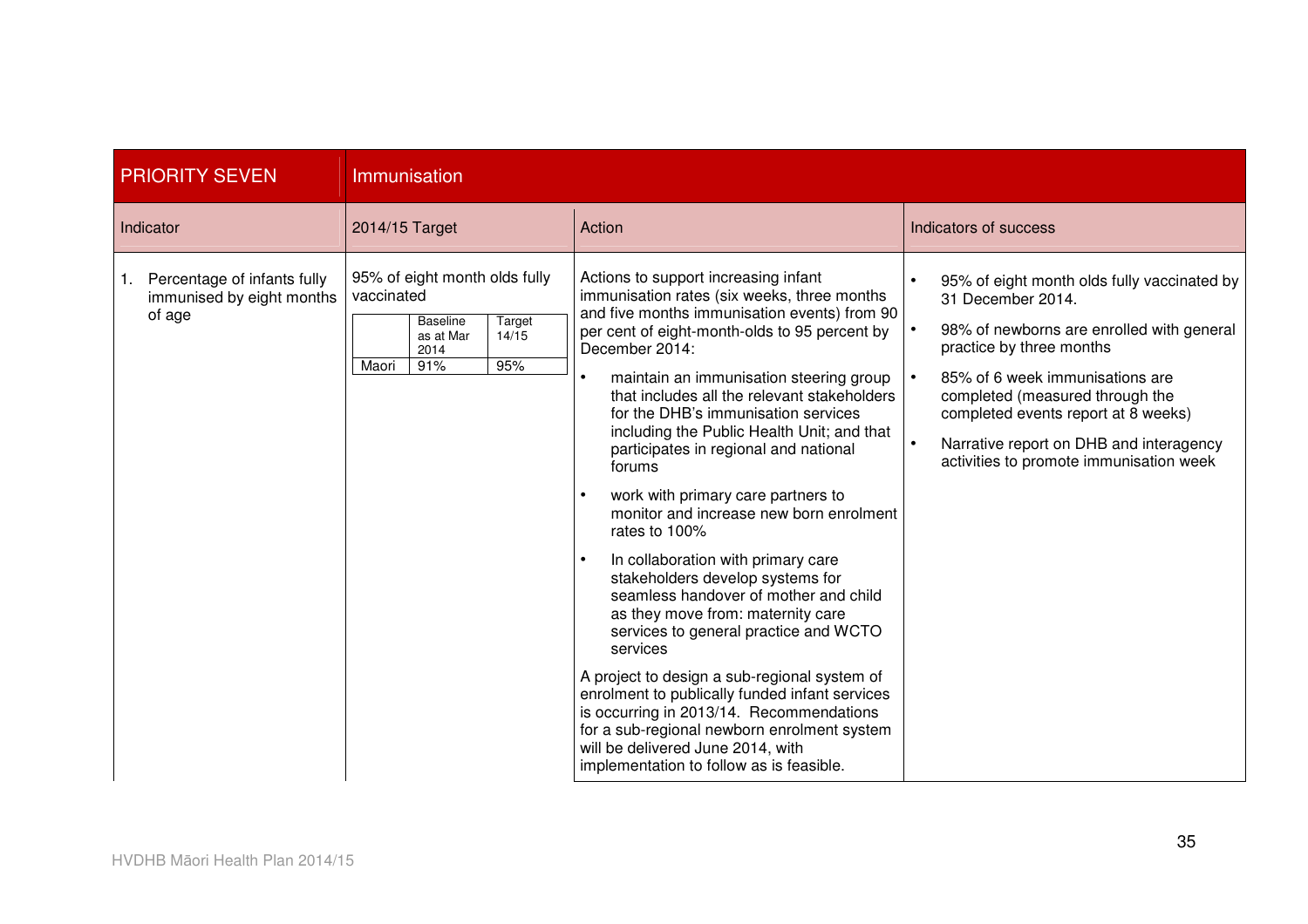| PRIORITY SEVEN | Immunisation | | |
|---|---|---|---|
| Indicator | 2014/15 Target | Action | Indicators of success |
| 1. Percentage of infants fully immunised by eight months of age | 95% of eight month olds fully vaccinated<br><br>\| \| Baseline as at Mar 2014 \| Target 14/15 \|<br>\| Maori \| 91% \| 95% \| | Actions to support increasing infant immunisation rates (six weeks, three months and five months immunisation events) from 90 per cent of eight-month-olds to 95 percent by December 2014:<br>• maintain an immunisation steering group that includes all the relevant stakeholders for the DHB's immunisation services including the Public Health Unit; and that participates in regional and national forums<br>• work with primary care partners to monitor and increase new born enrolment rates to 100%<br>• In collaboration with primary care stakeholders develop systems for seamless handover of mother and child as they move from: maternity care services to general practice and WCTO services<br><br>A project to design a sub-regional system of enrolment to publically funded infant services is occurring in 2013/14. Recommendations for a sub-regional newborn enrolment system will be delivered June 2014, with implementation to follow as is feasible. | • 95% of eight month olds fully vaccinated by 31 December 2014.<br>• 98% of newborns are enrolled with general practice by three months<br>• 85% of 6 week immunisations are completed (measured through the completed events report at 8 weeks)<br>• Narrative report on DHB and interagency activities to promote immunisation week |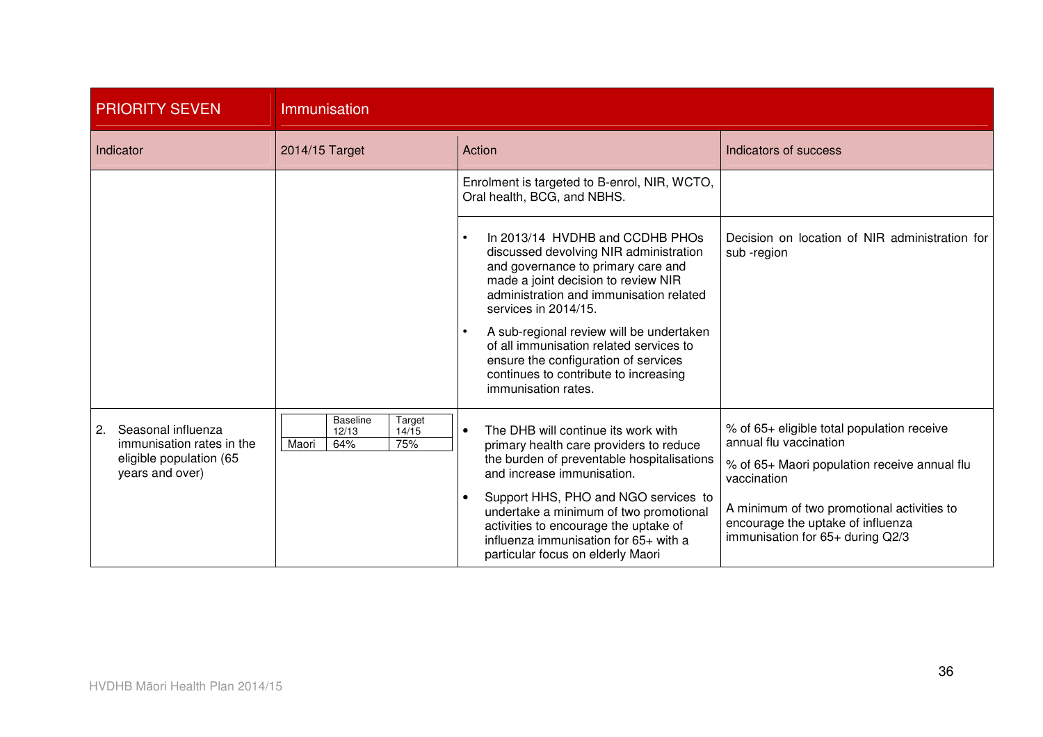| PRIORITY SEVEN | Immunisation | | |
|---|---|---|---|
| Indicator | 2014/15 Target | Action | Indicators of success |
| | | Enrolment is targeted to B-enrol, NIR, WCTO, Oral health, BCG, and NBHS. | |
| | | • In 2013/14 HVDHB and CCDHB PHOs discussed devolving NIR administration and governance to primary care and made a joint decision to review NIR administration and immunisation related services in 2014/15.<br>• A sub-regional review will be undertaken of all immunisation related services to ensure the configuration of services continues to contribute to increasing immunisation rates. | Decision on location of NIR administration for sub -region |
| 2. Seasonal influenza immunisation rates in the eligible population (65 years and over) | Baseline 12/13: Maori 64%<br>Target 14/15: Maori 75% | • The DHB will continue its work with primary health care providers to reduce the burden of preventable hospitalisations and increase immunisation.<br>• Support HHS, PHO and NGO services to undertake a minimum of two promotional activities to encourage the uptake of influenza immunisation for 65+ with a particular focus on elderly Maori | % of 65+ eligible total population receive annual flu vaccination<br><br>% of 65+ Maori population receive annual flu vaccination<br><br>A minimum of two promotional activities to encourage the uptake of influenza immunisation for 65+ during Q2/3 |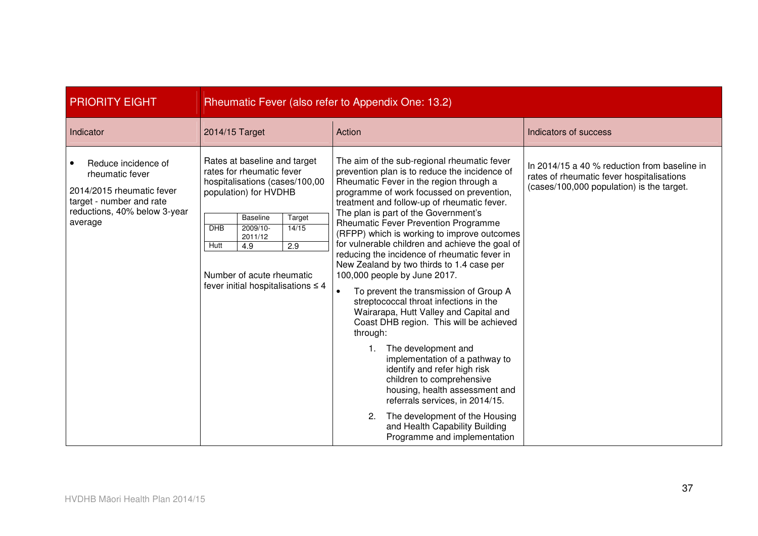| PRIORITY EIGHT | Rheumatic Fever (also refer to Appendix One: 13.2) | | |
|---|---|---|---|
| Indicator | 2014/15 Target | Action | Indicators of success |
| • Reduce incidence of rheumatic fever<br><br>2014/2015 rheumatic fever target - number and rate reductions, 40% below 3-year average | Rates at baseline and target rates for rheumatic fever hospitalisations (cases/100,00 population) for HVDHB<br><br>DHB: Hutt — Baseline 2009/10-2011/12: 4.9 — Target 14/15: 2.9<br><br>Number of acute rheumatic fever initial hospitalisations ≤ 4 | The aim of the sub-regional rheumatic fever prevention plan is to reduce the incidence of Rheumatic Fever in the region through a programme of work focussed on prevention, treatment and follow-up of rheumatic fever. The plan is part of the Government's Rheumatic Fever Prevention Programme (RFPP) which is working to improve outcomes for vulnerable children and achieve the goal of reducing the incidence of rheumatic fever in New Zealand by two thirds to 1.4 case per 100,000 people by June 2017.<br><br>• To prevent the transmission of Group A streptococcal throat infections in the Wairarapa, Hutt Valley and Capital and Coast DHB region. This will be achieved through:<br>1. The development and implementation of a pathway to identify and refer high risk children to comprehensive housing, health assessment and referrals services, in 2014/15.<br>2. The development of the Housing and Health Capability Building Programme and implementation | In 2014/15 a 40 % reduction from baseline in rates of rheumatic fever hospitalisations (cases/100,000 population) is the target. |

| DHB | Baseline | Target |
|---|---|---|
| | 2009/10-2011/12 | 14/15 |
| Hutt | 4.9 | 2.9 |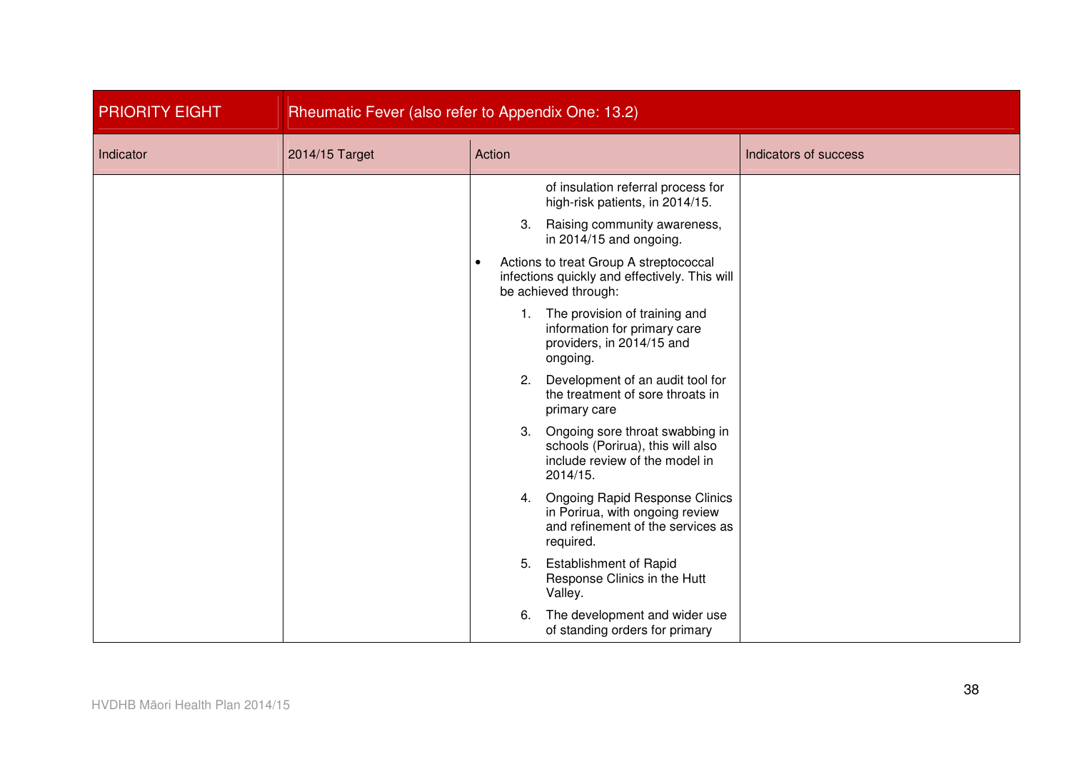| PRIORITY EIGHT | Rheumatic Fever (also refer to Appendix One: 13.2) | | |
|---|---|---|---|
| Indicator | 2014/15 Target | Action | Indicators of success |
| | | of insulation referral process for high-risk patients, in 2014/15.<br>3. Raising community awareness, in 2014/15 and ongoing.<br>• Actions to treat Group A streptococcal infections quickly and effectively. This will be achieved through:<br>1. The provision of training and information for primary care providers, in 2014/15 and ongoing.<br>2. Development of an audit tool for the treatment of sore throats in primary care<br>3. Ongoing sore throat swabbing in schools (Porirua), this will also include review of the model in 2014/15.<br>4. Ongoing Rapid Response Clinics in Porirua, with ongoing review and refinement of the services as required.<br>5. Establishment of Rapid Response Clinics in the Hutt Valley.<br>6. The development and wider use of standing orders for primary | |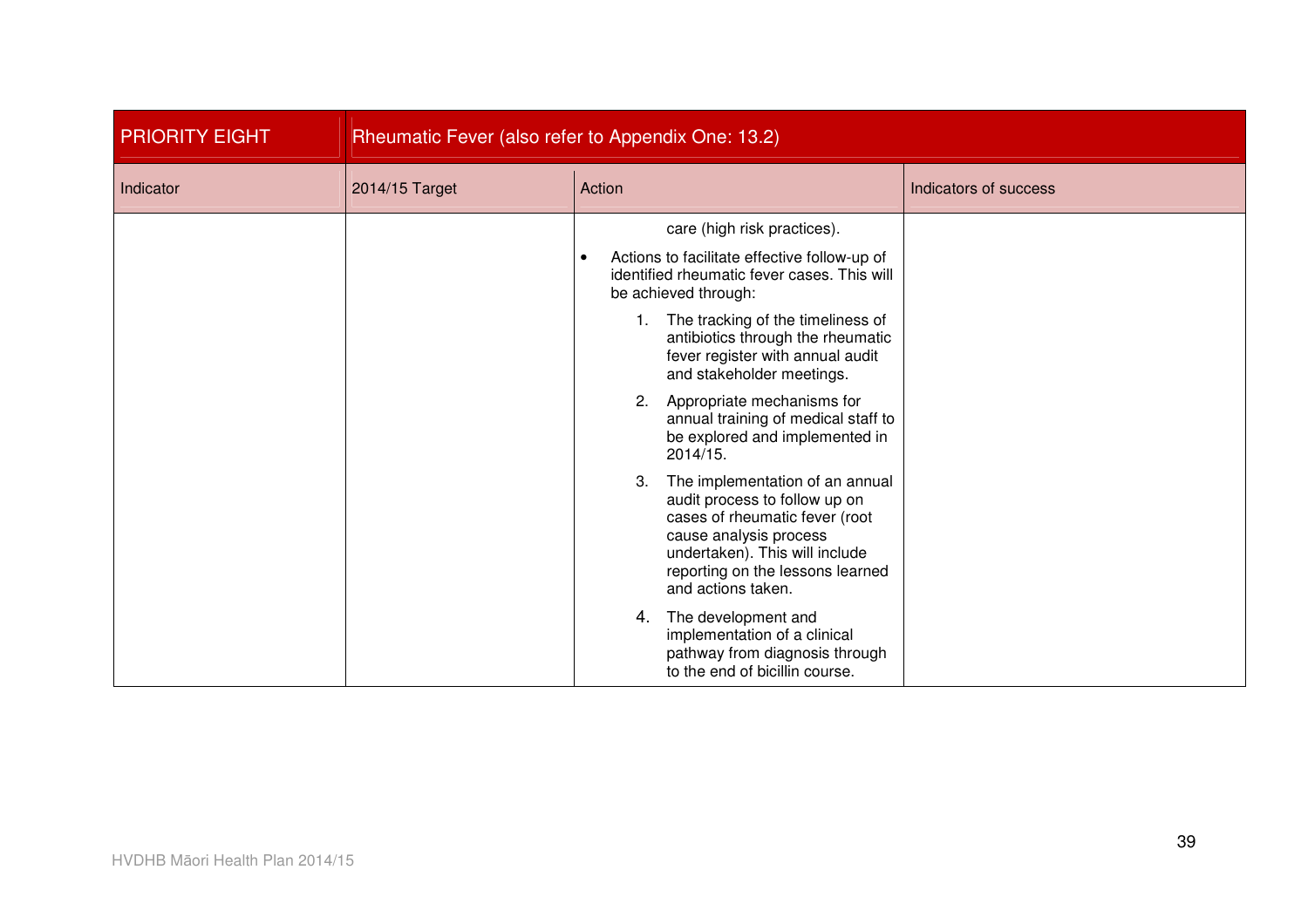| PRIORITY EIGHT | Rheumatic Fever (also refer to Appendix One: 13.2) | | |
|---|---|---|---|
| Indicator | 2014/15 Target | Action | Indicators of success |
| | | care (high risk practices).<br>• Actions to facilitate effective follow-up of identified rheumatic fever cases. This will be achieved through:<br>1. The tracking of the timeliness of antibiotics through the rheumatic fever register with annual audit and stakeholder meetings.<br>2. Appropriate mechanisms for annual training of medical staff to be explored and implemented in 2014/15.<br>3. The implementation of an annual audit process to follow up on cases of rheumatic fever (root cause analysis process undertaken). This will include reporting on the lessons learned and actions taken.<br>4. The development and implementation of a clinical pathway from diagnosis through to the end of bicillin course. | |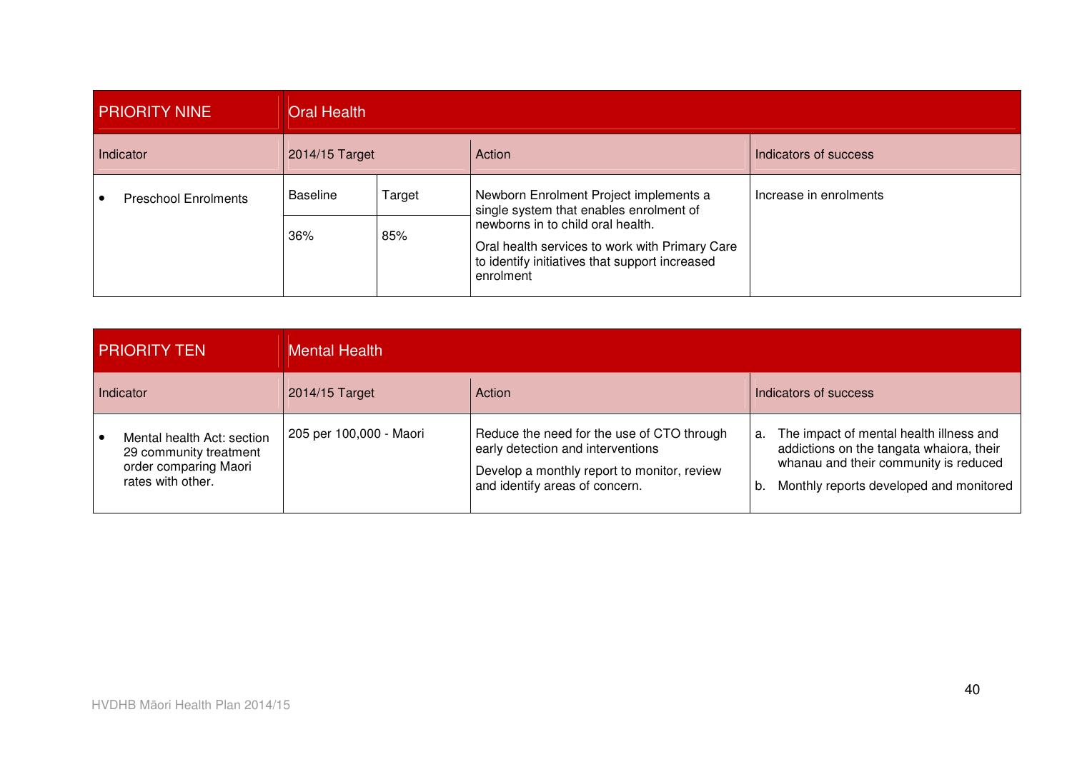| PRIORITY NINE | Oral Health | | | |
|---|---|---|---|---|
| Indicator | 2014/15 Target | | Action | Indicators of success |
| • Preschool Enrolments | Baseline | Target | Newborn Enrolment Project implements a single system that enables enrolment of newborns in to child oral health.<br><br>Oral health services to work with Primary Care to identify initiatives that support increased enrolment | Increase in enrolments |
| | 36% | 85% | | |

| PRIORITY TEN | Mental Health | | |
|---|---|---|---|
| Indicator | 2014/15 Target | Action | Indicators of success |
| • Mental health Act: section 29 community treatment order comparing Maori rates with other. | 205 per 100,000 - Maori | Reduce the need for the use of CTO through early detection and interventions<br><br>Develop a monthly report to monitor, review and identify areas of concern. | a. The impact of mental health illness and addictions on the tangata whaiora, their whanau and their community is reduced<br><br>b. Monthly reports developed and monitored |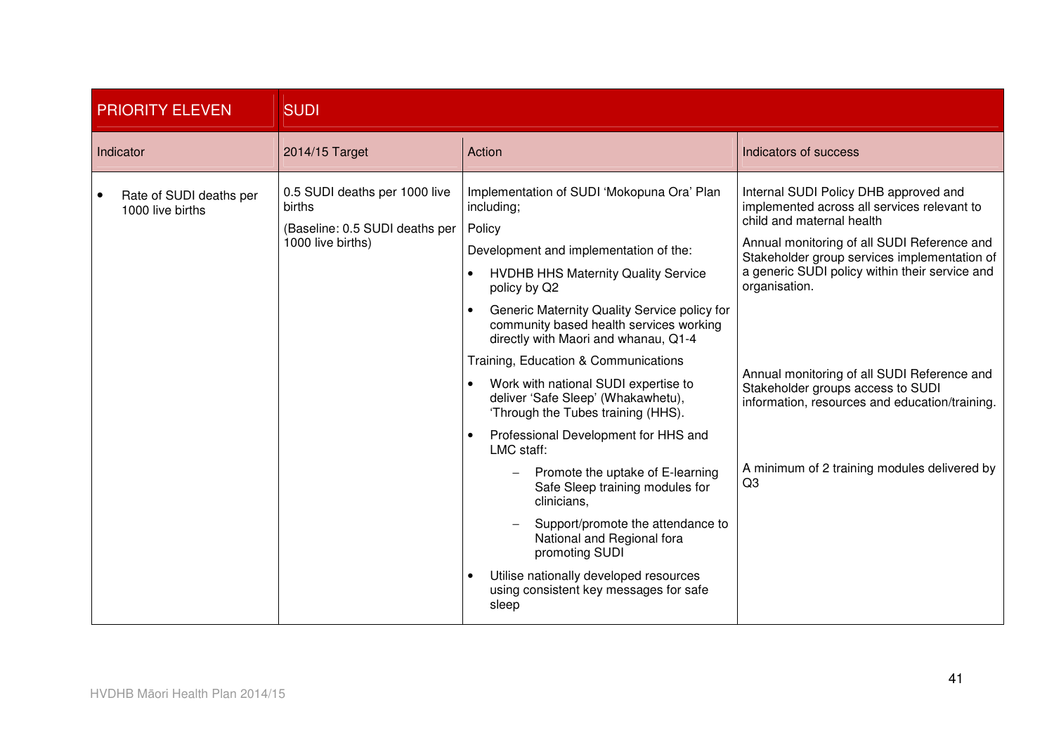| PRIORITY ELEVEN | SUDI | | |
|---|---|---|---|
| Indicator | 2014/15 Target | Action | Indicators of success |
| • Rate of SUDI deaths per 1000 live births | 0.5 SUDI deaths per 1000 live births<br><br>(Baseline: 0.5 SUDI deaths per 1000 live births) | Implementation of SUDI 'Mokopuna Ora' Plan including;<br><br>Policy<br><br>Development and implementation of the:<br><br>• HVDHB HHS Maternity Quality Service policy by Q2<br><br>• Generic Maternity Quality Service policy for community based health services working directly with Maori and whanau, Q1-4<br><br>Training, Education & Communications<br><br>• Work with national SUDI expertise to deliver 'Safe Sleep' (Whakawhetu), 'Through the Tubes training (HHS).<br><br>• Professional Development for HHS and LMC staff:<br><br>– Promote the uptake of E-learning Safe Sleep training modules for clinicians,<br><br>– Support/promote the attendance to National and Regional fora promoting SUDI<br><br>• Utilise nationally developed resources using consistent key messages for safe sleep | Internal SUDI Policy DHB approved and implemented across all services relevant to child and maternal health<br><br>Annual monitoring of all SUDI Reference and Stakeholder group services implementation of a generic SUDI policy within their service and organisation.<br><br>Annual monitoring of all SUDI Reference and Stakeholder groups access to SUDI information, resources and education/training.<br><br>A minimum of 2 training modules delivered by Q3 |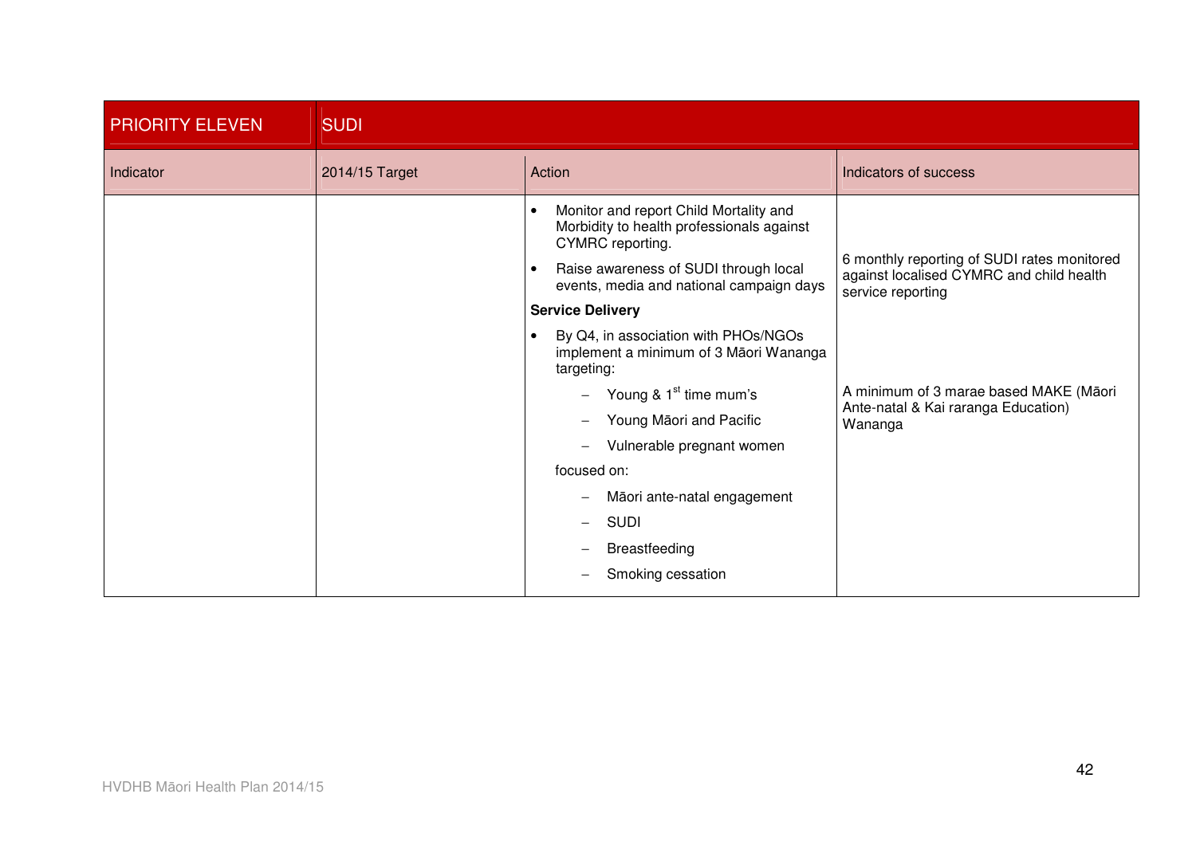| PRIORITY ELEVEN | SUDI | | |
|---|---|---|---|
| Indicator | 2014/15 Target | Action | Indicators of success |
| | | • Monitor and report Child Mortality and Morbidity to health professionals against CYMRC reporting.<br>• Raise awareness of SUDI through local events, media and national campaign days | 6 monthly reporting of SUDI rates monitored against localised CYMRC and child health service reporting |
| | | **Service Delivery**<br>• By Q4, in association with PHOs/NGOs implement a minimum of 3 Māori Wananga targeting:<br>– Young & 1st time mum's<br>– Young Māori and Pacific<br>– Vulnerable pregnant women<br>focused on:<br>– Māori ante-natal engagement<br>– SUDI<br>– Breastfeeding<br>– Smoking cessation | A minimum of 3 marae based MAKE (Māori Ante-natal & Kai raranga Education) Wananga |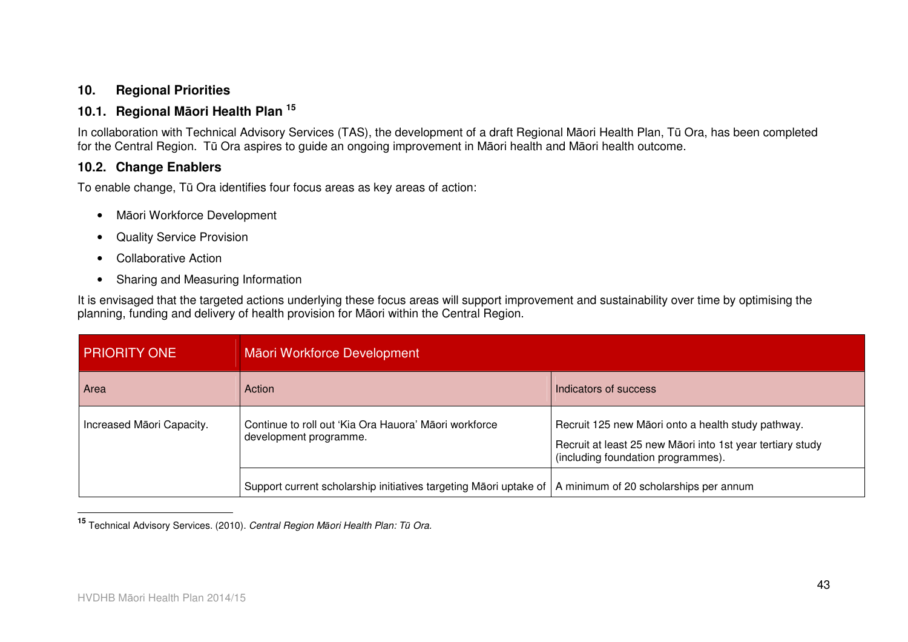## 10. Regional Priorities

### 10.1. Regional Māori Health Plan [15]

In collaboration with Technical Advisory Services (TAS), the development of a draft Regional Māori Health Plan, Tū Ora, has been completed for the Central Region. Tū Ora aspires to guide an ongoing improvement in Māori health and Māori health outcome.

### 10.2. Change Enablers

To enable change, Tū Ora identifies four focus areas as key areas of action:

- Māori Workforce Development
- Quality Service Provision
- Collaborative Action
- Sharing and Measuring Information

It is envisaged that the targeted actions underlying these focus areas will support improvement and sustainability over time by optimising the planning, funding and delivery of health provision for Māori within the Central Region.

| PRIORITY ONE | Māori Workforce Development | |
|---|---|---|
| Area | Action | Indicators of success |
| Increased Māori Capacity. | Continue to roll out 'Kia Ora Hauora' Māori workforce development programme. | Recruit 125 new Māori onto a health study pathway.<br>Recruit at least 25 new Māori into 1st year tertiary study (including foundation programmes). |
| | Support current scholarship initiatives targeting Māori uptake of | A minimum of 20 scholarships per annum |

[15] Technical Advisory Services. (2010). *Central Region Māori Health Plan: Tū Ora.*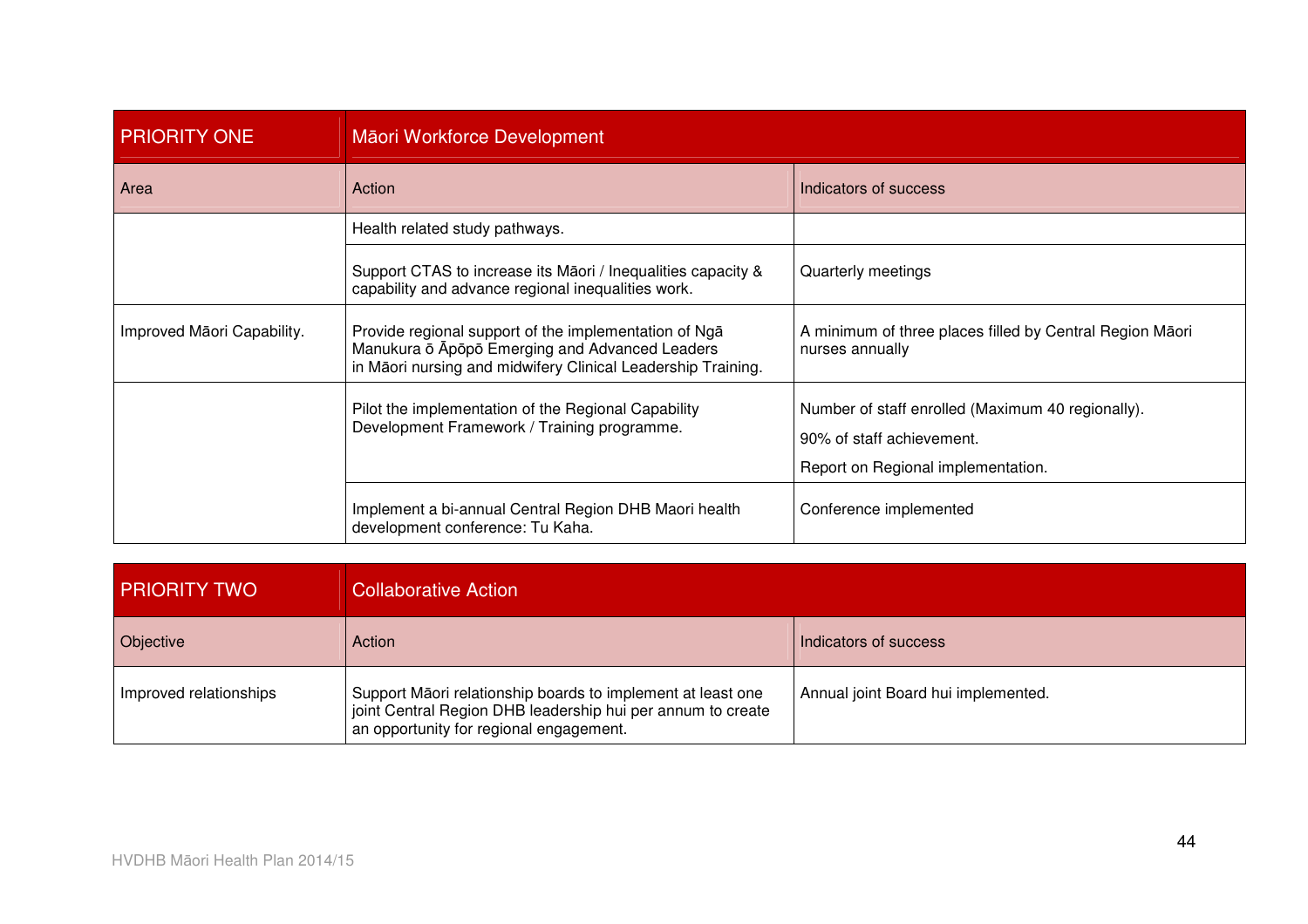| PRIORITY ONE | Māori Workforce Development | |
|---|---|---|
| Area | Action | Indicators of success |
| | Health related study pathways. | |
| | Support CTAS to increase its Māori / Inequalities capacity & capability and advance regional inequalities work. | Quarterly meetings |
| Improved Māori Capability. | Provide regional support of the implementation of Ngā Manukura ō Āpōpō Emerging and Advanced Leaders in Māori nursing and midwifery Clinical Leadership Training. | A minimum of three places filled by Central Region Māori nurses annually |
| | Pilot the implementation of the Regional Capability Development Framework / Training programme. | Number of staff enrolled (Maximum 40 regionally).<br>90% of staff achievement.<br>Report on Regional implementation. |
| | Implement a bi-annual Central Region DHB Maori health development conference: Tu Kaha. | Conference implemented |

| PRIORITY TWO | Collaborative Action | |
|---|---|---|
| Objective | Action | Indicators of success |
| Improved relationships | Support Māori relationship boards to implement at least one joint Central Region DHB leadership hui per annum to create an opportunity for regional engagement. | Annual joint Board hui implemented. |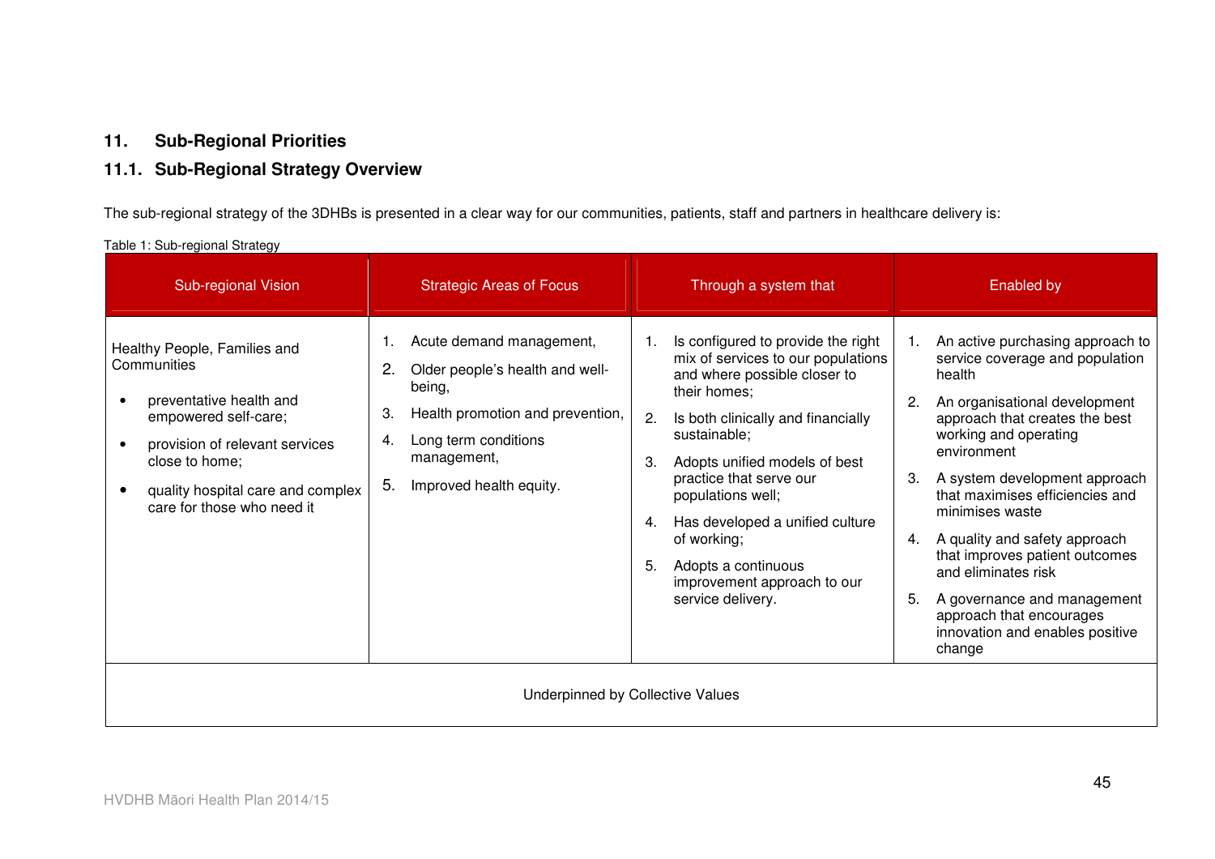## 11. Sub-Regional Priorities

### 11.1. Sub-Regional Strategy Overview

The sub-regional strategy of the 3DHBs is presented in a clear way for our communities, patients, staff and partners in healthcare delivery is:

Table 1: Sub-regional Strategy

| Sub-regional Vision | Strategic Areas of Focus | Through a system that | Enabled by |
|---|---|---|---|
| Healthy People, Families and Communities<br>• preventative health and empowered self-care;<br>• provision of relevant services close to home;<br>• quality hospital care and complex care for those who need it | 1. Acute demand management,<br>2. Older people's health and well-being,<br>3. Health promotion and prevention,<br>4. Long term conditions management,<br>5. Improved health equity. | 1. Is configured to provide the right mix of services to our populations and where possible closer to their homes;<br>2. Is both clinically and financially sustainable;<br>3. Adopts unified models of best practice that serve our populations well;<br>4. Has developed a unified culture of working;<br>5. Adopts a continuous improvement approach to our service delivery. | 1. An active purchasing approach to service coverage and population health<br>2. An organisational development approach that creates the best working and operating environment<br>3. A system development approach that maximises efficiencies and minimises waste<br>4. A quality and safety approach that improves patient outcomes and eliminates risk<br>5. A governance and management approach that encourages innovation and enables positive change |
| Underpinned by Collective Values | | | |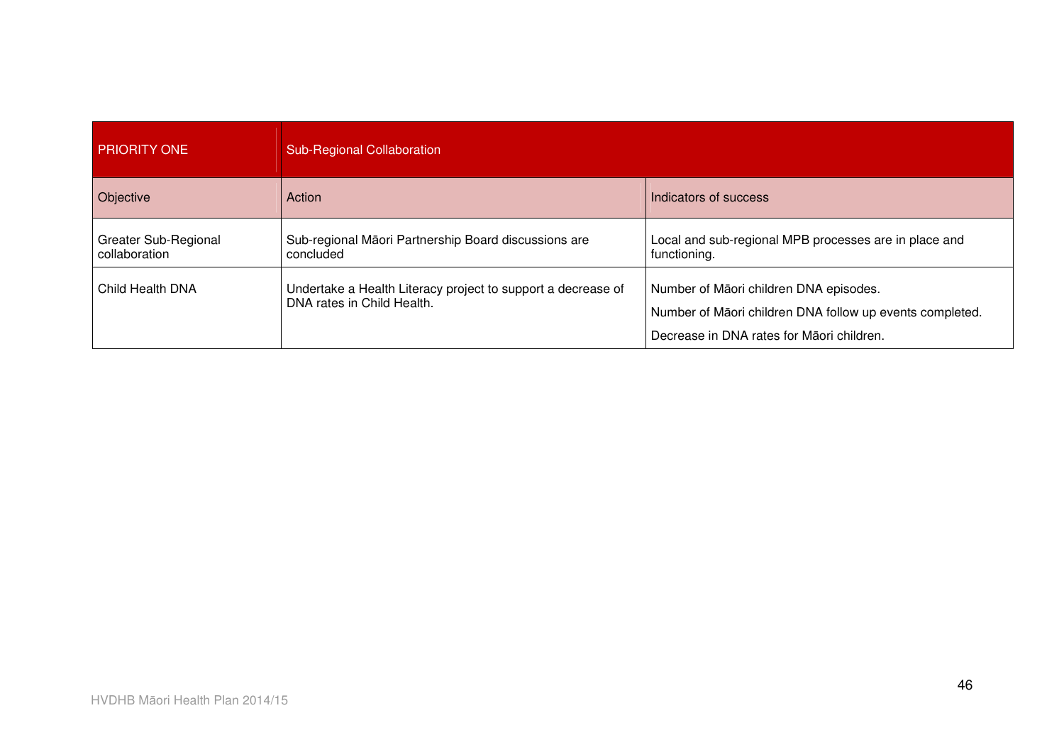| PRIORITY ONE | Sub-Regional Collaboration | |
|---|---|---|
| Objective | Action | Indicators of success |
| Greater Sub-Regional collaboration | Sub-regional Māori Partnership Board discussions are concluded | Local and sub-regional MPB processes are in place and functioning. |
| Child Health DNA | Undertake a Health Literacy project to support a decrease of DNA rates in Child Health. | Number of Māori children DNA episodes.<br>Number of Māori children DNA follow up events completed.<br>Decrease in DNA rates for Māori children. |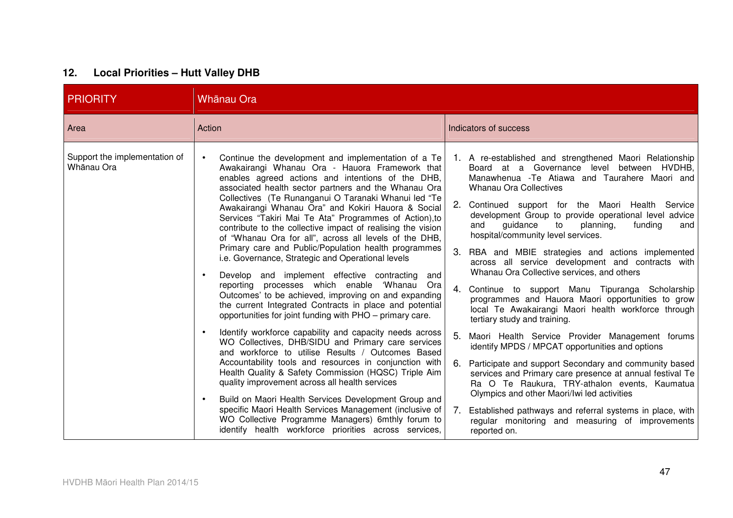## 12. Local Priorities – Hutt Valley DHB

| PRIORITY | Whānau Ora | |
|---|---|---|
| **Area** | **Action** | **Indicators of success** |
| Support the implementation of Whānau Ora | • Continue the development and implementation of a Te Awakairangi Whanau Ora - Hauora Framework that enables agreed actions and intentions of the DHB, associated health sector partners and the Whanau Ora Collectives (Te Runanganui O Taranaki Whanui led "Te Awakairangi Whanau Ora" and Kokiri Hauora & Social Services "Takiri Mai Te Ata" Programmes of Action),to contribute to the collective impact of realising the vision of "Whanau Ora for all", across all levels of the DHB, Primary care and Public/Population health programmes i.e. Governance, Strategic and Operational levels<br>• Develop and implement effective contracting and reporting processes which enable 'Whanau Ora Outcomes' to be achieved, improving on and expanding the current Integrated Contracts in place and potential opportunities for joint funding with PHO – primary care.<br>• Identify workforce capability and capacity needs across WO Collectives, DHB/SIDU and Primary care services and workforce to utilise Results / Outcomes Based Accountability tools and resources in conjunction with Health Quality & Safety Commission (HQSC) Triple Aim quality improvement across all health services<br>• Build on Maori Health Services Development Group and specific Maori Health Services Management (inclusive of WO Collective Programme Managers) 6mthly forum to identify health workforce priorities across services, | 1. A re-established and strengthened Maori Relationship Board at a Governance level between HVDHB, Manawhenua -Te Atiawa and Taurahere Maori and Whanau Ora Collectives<br>2. Continued support for the Maori Health Service development Group to provide operational level advice and guidance to planning, funding and hospital/community level services.<br>3. RBA and MBIE strategies and actions implemented across all service development and contracts with Whanau Ora Collective services, and others<br>4. Continue to support Manu Tipuranga Scholarship programmes and Hauora Maori opportunities to grow local Te Awakairangi Maori health workforce through tertiary study and training.<br>5. Maori Health Service Provider Management forums identify MPDS / MPCAT opportunities and options<br>6. Participate and support Secondary and community based services and Primary care presence at annual festival Te Ra O Te Raukura, TRY-athalon events, Kaumatua Olympics and other Maori/Iwi led activities<br>7. Established pathways and referral systems in place, with regular monitoring and measuring of improvements reported on. |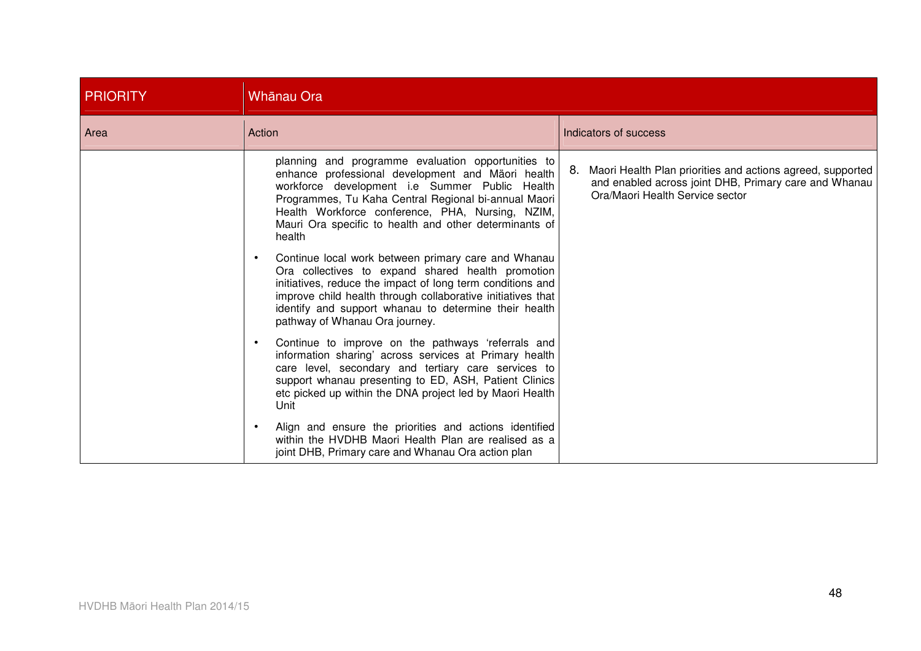| PRIORITY | Whānau Ora | |
|---|---|---|
| Area | Action | Indicators of success |
| | planning and programme evaluation opportunities to enhance professional development and Māori health workforce development i.e Summer Public Health Programmes, Tu Kaha Central Regional bi-annual Maori Health Workforce conference, PHA, Nursing, NZIM, Mauri Ora specific to health and other determinants of health<br>• Continue local work between primary care and Whanau Ora collectives to expand shared health promotion initiatives, reduce the impact of long term conditions and improve child health through collaborative initiatives that identify and support whanau to determine their health pathway of Whanau Ora journey.<br>• Continue to improve on the pathways 'referrals and information sharing' across services at Primary health care level, secondary and tertiary care services to support whanau presenting to ED, ASH, Patient Clinics etc picked up within the DNA project led by Maori Health Unit<br>• Align and ensure the priorities and actions identified within the HVDHB Maori Health Plan are realised as a joint DHB, Primary care and Whanau Ora action plan | 8. Maori Health Plan priorities and actions agreed, supported and enabled across joint DHB, Primary care and Whanau Ora/Maori Health Service sector |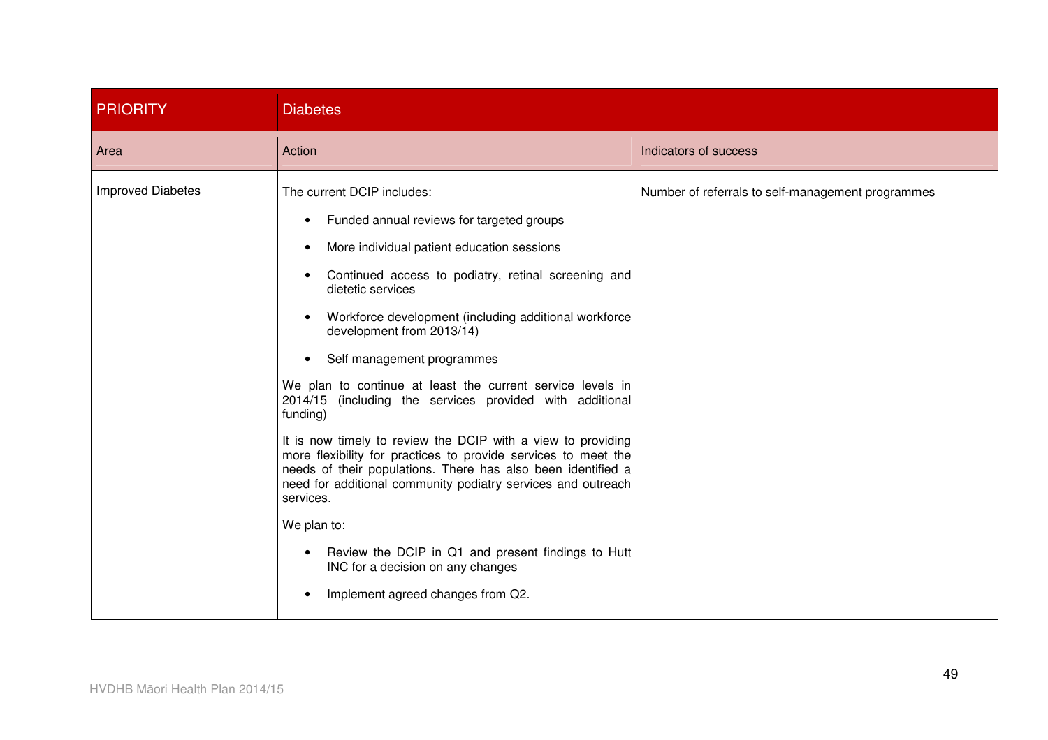| PRIORITY | Diabetes | |
|---|---|---|
| Area | Action | Indicators of success |
| Improved Diabetes | The current DCIP includes:<br>• Funded annual reviews for targeted groups<br>• More individual patient education sessions<br>• Continued access to podiatry, retinal screening and dietetic services<br>• Workforce development (including additional workforce development from 2013/14)<br>• Self management programmes<br><br>We plan to continue at least the current service levels in 2014/15 (including the services provided with additional funding)<br><br>It is now timely to review the DCIP with a view to providing more flexibility for practices to provide services to meet the needs of their populations. There has also been identified a need for additional community podiatry services and outreach services.<br><br>We plan to:<br>• Review the DCIP in Q1 and present findings to Hutt INC for a decision on any changes<br>• Implement agreed changes from Q2. | Number of referrals to self-management programmes |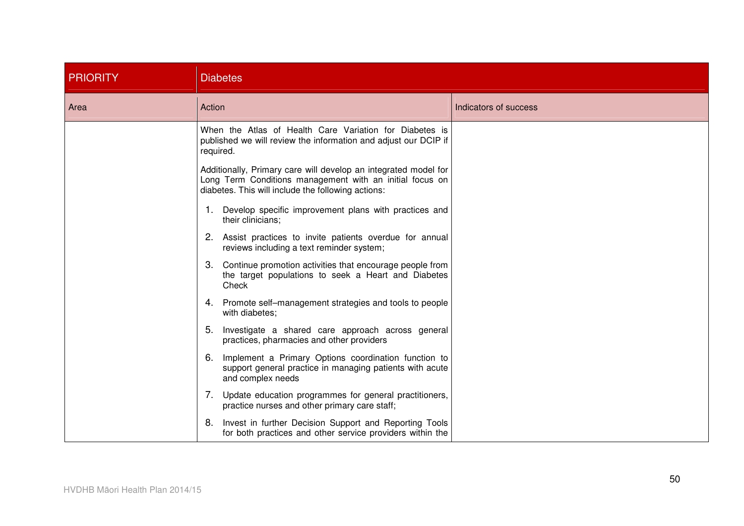| PRIORITY | Diabetes | |
|---|---|---|
| Area | Action | Indicators of success |
| | When the Atlas of Health Care Variation for Diabetes is published we will review the information and adjust our DCIP if required.<br><br>Additionally, Primary care will develop an integrated model for Long Term Conditions management with an initial focus on diabetes. This will include the following actions:<br><br>1. Develop specific improvement plans with practices and their clinicians;<br>2. Assist practices to invite patients overdue for annual reviews including a text reminder system;<br>3. Continue promotion activities that encourage people from the target populations to seek a Heart and Diabetes Check<br>4. Promote self–management strategies and tools to people with diabetes;<br>5. Investigate a shared care approach across general practices, pharmacies and other providers<br>6. Implement a Primary Options coordination function to support general practice in managing patients with acute and complex needs<br>7. Update education programmes for general practitioners, practice nurses and other primary care staff;<br>8. Invest in further Decision Support and Reporting Tools for both practices and other service providers within the | |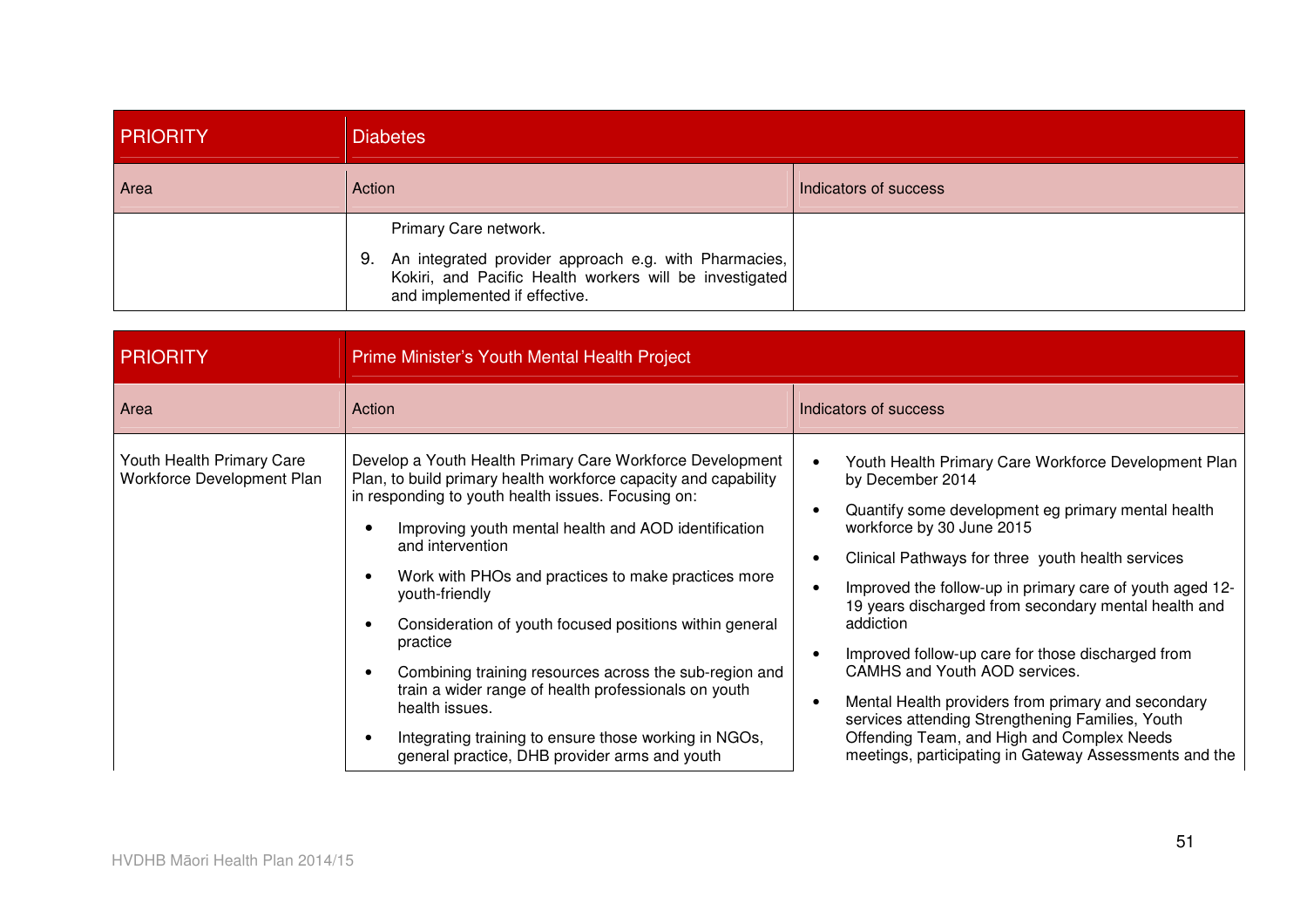| PRIORITY | Diabetes | |
|---|---|---|
| Area | Action | Indicators of success |
| | Primary Care network.<br>9. An integrated provider approach e.g. with Pharmacies, Kokiri, and Pacific Health workers will be investigated and implemented if effective. | |

| PRIORITY | Prime Minister's Youth Mental Health Project | |
|---|---|---|
| Area | Action | Indicators of success |
| Youth Health Primary Care Workforce Development Plan | Develop a Youth Health Primary Care Workforce Development Plan, to build primary health workforce capacity and capability in responding to youth health issues. Focusing on:<br>• Improving youth mental health and AOD identification and intervention<br>• Work with PHOs and practices to make practices more youth-friendly<br>• Consideration of youth focused positions within general practice<br>• Combining training resources across the sub-region and train a wider range of health professionals on youth health issues.<br>• Integrating training to ensure those working in NGOs, general practice, DHB provider arms and youth | • Youth Health Primary Care Workforce Development Plan by December 2014<br>• Quantify some development eg primary mental health workforce by 30 June 2015<br>• Clinical Pathways for three youth health services<br>• Improved the follow-up in primary care of youth aged 12-19 years discharged from secondary mental health and addiction<br>• Improved follow-up care for those discharged from CAMHS and Youth AOD services.<br>• Mental Health providers from primary and secondary services attending Strengthening Families, Youth Offending Team, and High and Complex Needs meetings, participating in Gateway Assessments and the |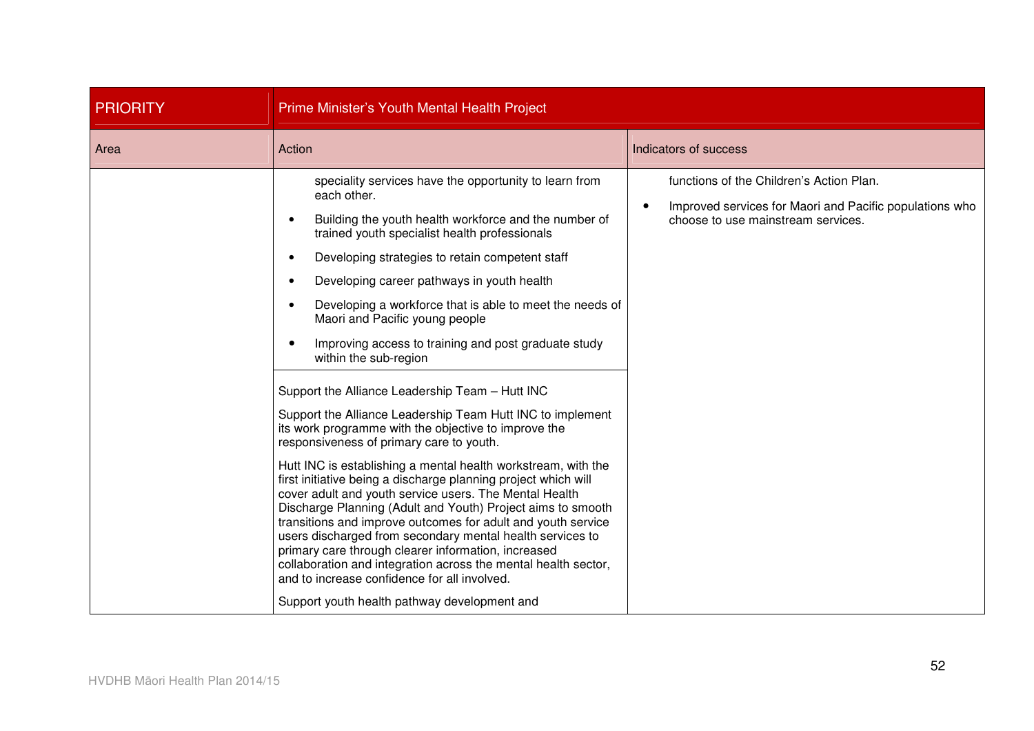| PRIORITY | Prime Minister's Youth Mental Health Project | |
|---|---|---|
| Area | Action | Indicators of success |
| | speciality services have the opportunity to learn from each other.<br>• Building the youth health workforce and the number of trained youth specialist health professionals<br>• Developing strategies to retain competent staff<br>• Developing career pathways in youth health<br>• Developing a workforce that is able to meet the needs of Maori and Pacific young people<br>• Improving access to training and post graduate study within the sub-region | functions of the Children's Action Plan.<br>• Improved services for Maori and Pacific populations who choose to use mainstream services. |
| | Support the Alliance Leadership Team – Hutt INC<br><br>Support the Alliance Leadership Team Hutt INC to implement its work programme with the objective to improve the responsiveness of primary care to youth.<br><br>Hutt INC is establishing a mental health workstream, with the first initiative being a discharge planning project which will cover adult and youth service users. The Mental Health Discharge Planning (Adult and Youth) Project aims to smooth transitions and improve outcomes for adult and youth service users discharged from secondary mental health services to primary care through clearer information, increased collaboration and integration across the mental health sector, and to increase confidence for all involved.<br><br>Support youth health pathway development and | |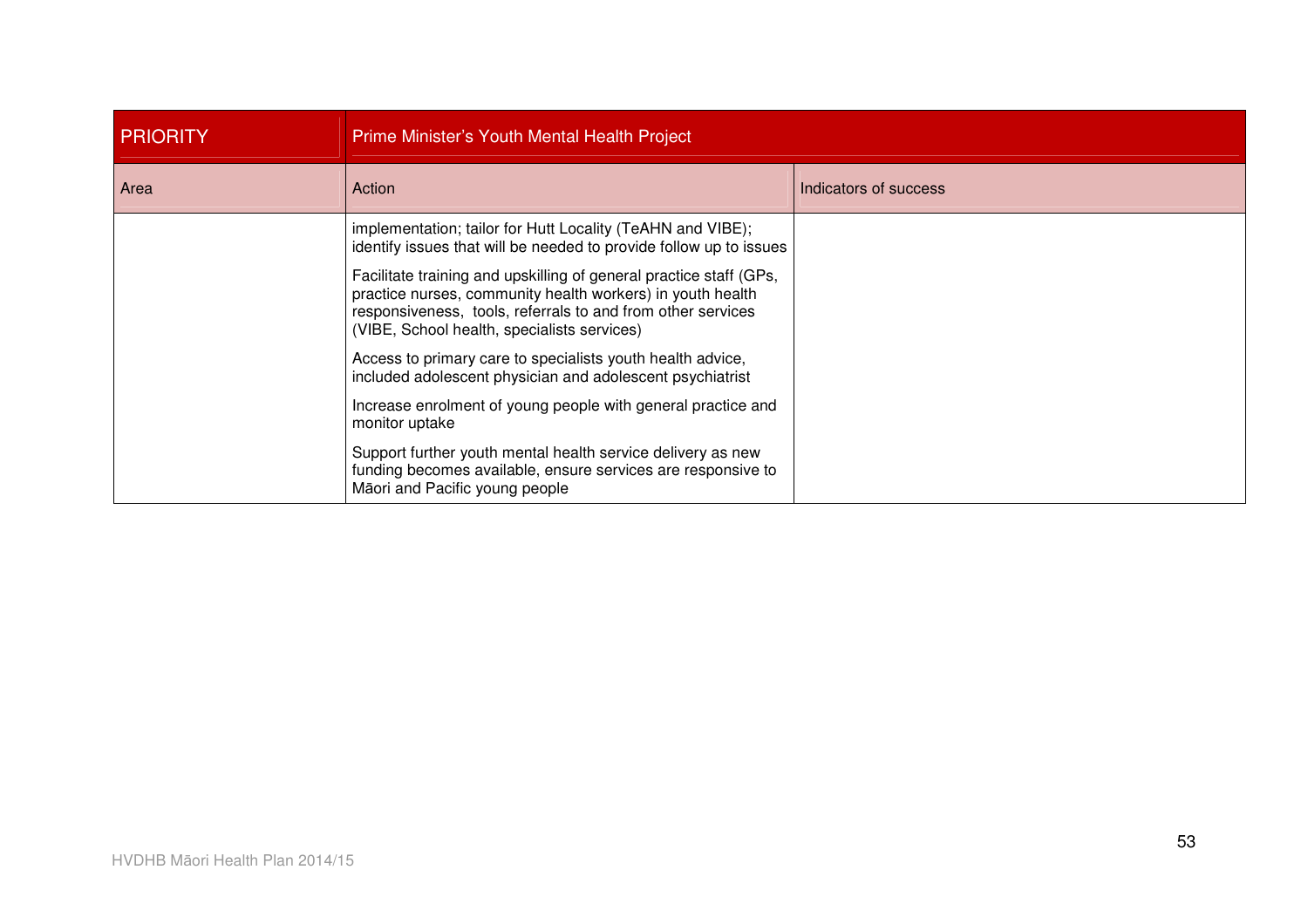| PRIORITY | Prime Minister's Youth Mental Health Project | |
|---|---|---|
| Area | Action | Indicators of success |
| | implementation; tailor for Hutt Locality (TeAHN and VIBE); identify issues that will be needed to provide follow up to issues<br><br>Facilitate training and upskilling of general practice staff (GPs, practice nurses, community health workers) in youth health responsiveness, tools, referrals to and from other services (VIBE, School health, specialists services)<br><br>Access to primary care to specialists youth health advice, included adolescent physician and adolescent psychiatrist<br><br>Increase enrolment of young people with general practice and monitor uptake<br><br>Support further youth mental health service delivery as new funding becomes available, ensure services are responsive to Māori and Pacific young people | |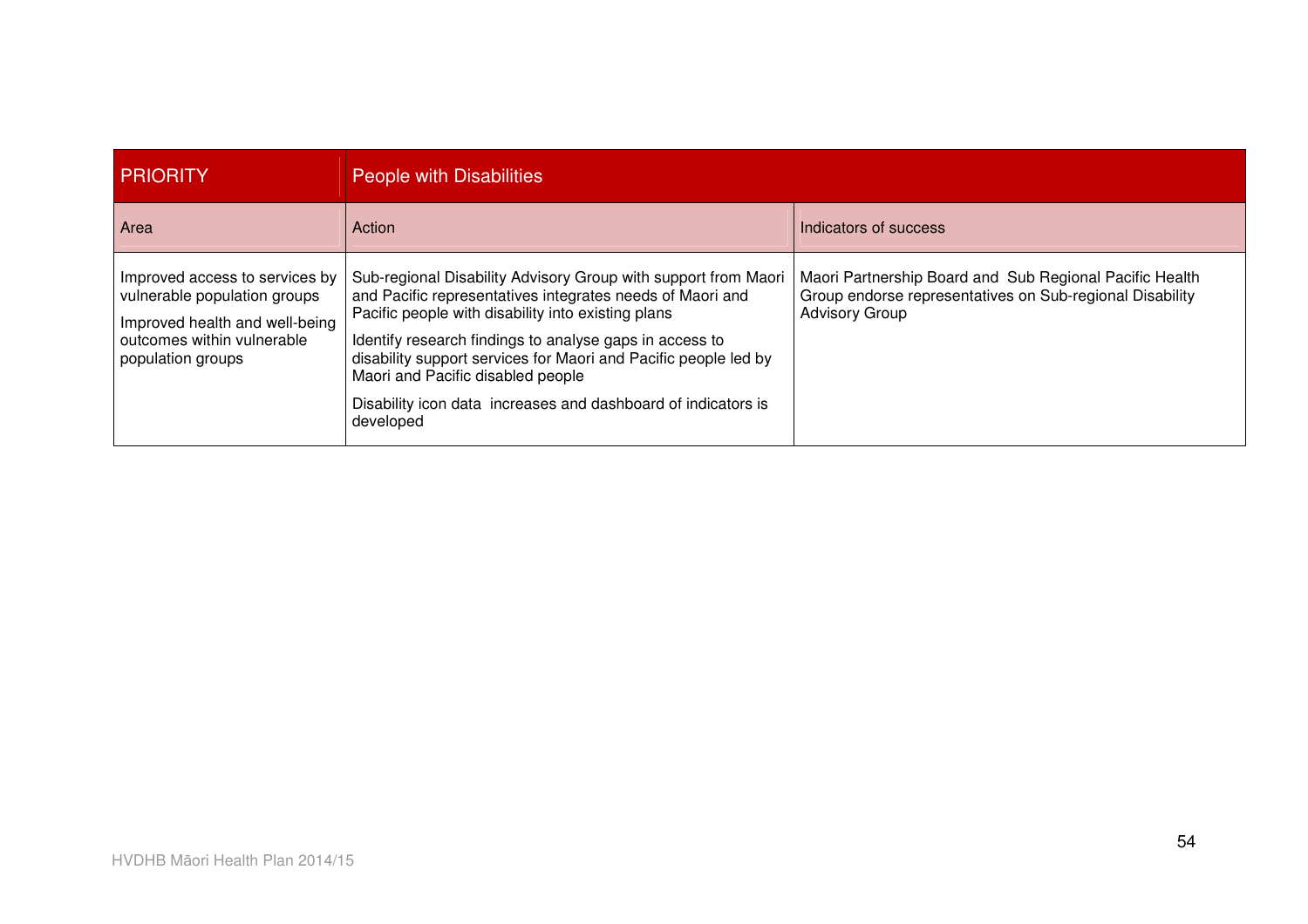| PRIORITY | People with Disabilities | |
|---|---|---|
| Area | Action | Indicators of success |
| Improved access to services by vulnerable population groups<br><br>Improved health and well-being outcomes within vulnerable population groups | Sub-regional Disability Advisory Group with support from Maori and Pacific representatives integrates needs of Maori and Pacific people with disability into existing plans<br><br>Identify research findings to analyse gaps in access to disability support services for Maori and Pacific people led by Maori and Pacific disabled people<br><br>Disability icon data increases and dashboard of indicators is developed | Maori Partnership Board and Sub Regional Pacific Health Group endorse representatives on Sub-regional Disability Advisory Group |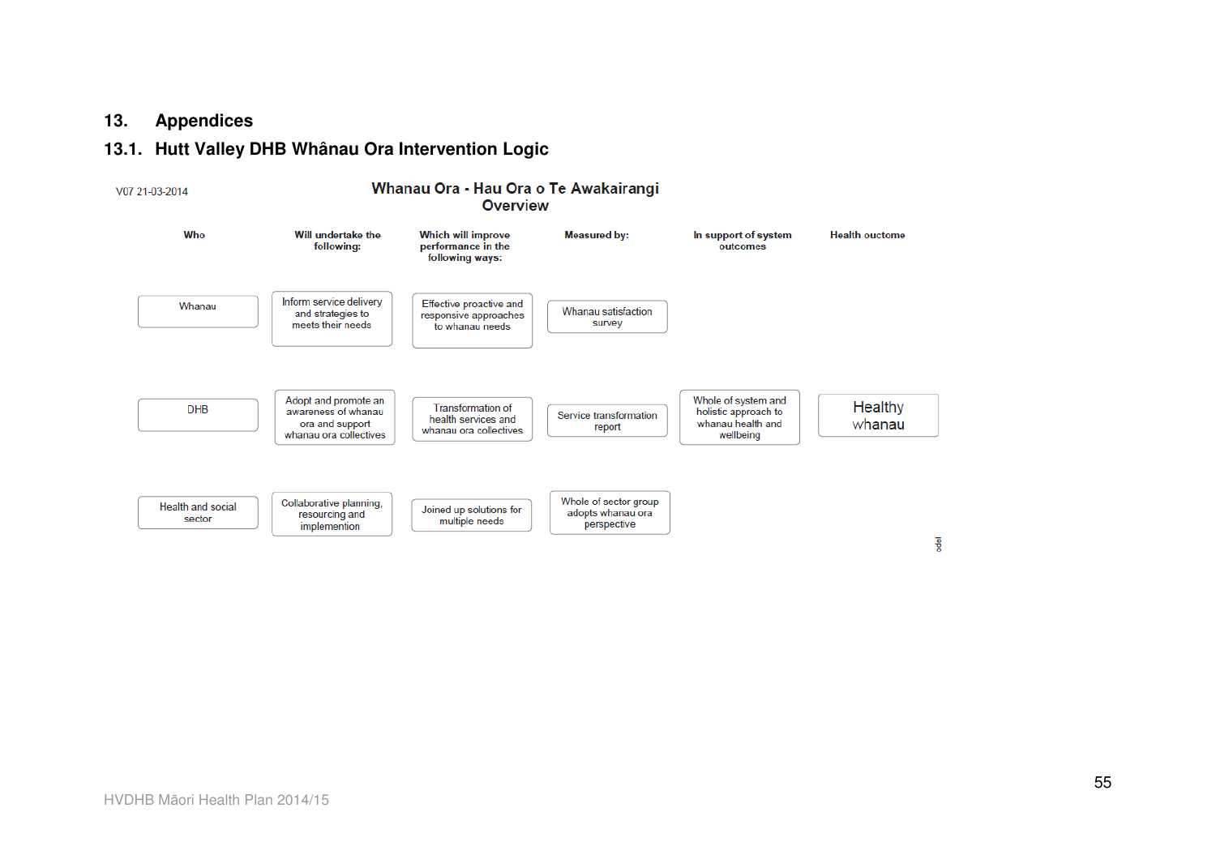# 13. Appendices

## 13.1. Hutt Valley DHB Whânau Ora Intervention Logic

V07 21-03-2014

**Whanau Ora - Hau Ora o Te Awakairangi Overview**

| Who | Will undertake the following: | Which will improve performance in the following ways: | Measured by: | In support of system outcomes | Health ouctome |
|---|---|---|---|---|---|
| Whanau | Inform service delivery and strategies to meets their needs | Effective proactive and responsive approaches to whanau needs | Whanau satisfaction survey | | |
| DHB | Adopt and promote an awareness of whanau ora and support whanau ora collectives | Transformation of health services and whanau ora collectives | Service transformation report | Whole of system and holistic approach to whanau health and wellbeing | Healthy whanau |
| Health and social sector | Collaborative planning, resourcing and implementation | Joined up solutions for multiple needs | Whole of sector group adopts whanau ora perspective | | |

odel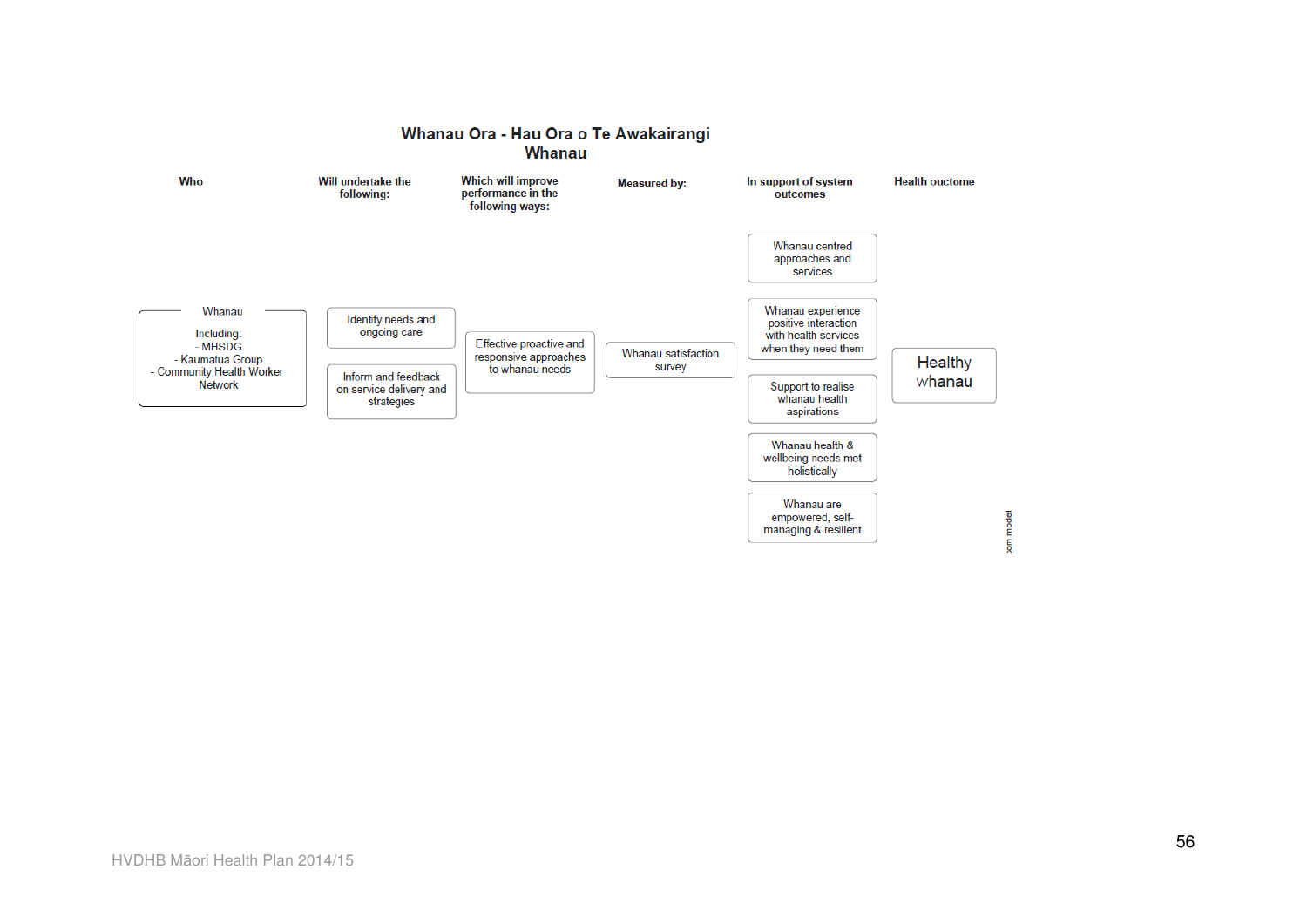# Whanau Ora - Hau Ora o Te Awakairangi Whanau

| Who | Will undertake the following: | Which will improve performance in the following ways: | Measured by: | In support of system outcomes | Health ouctome |
|---|---|---|---|---|---|
| Whanau<br>Including:<br>- MHSDG<br>- Kaumatua Group<br>- Community Health Worker Network | Identify needs and ongoing care<br><br>Inform and feedback on service delivery and strategies | Effective proactive and responsive approaches to whanau needs | Whanau satisfaction survey | Whanau centred approaches and services<br><br>Whanau experience positive interaction with health services when they need them<br><br>Support to realise whanau health aspirations<br><br>Whanau health & wellbeing needs met holistically<br><br>Whanau are empowered, self-managing & resilient | Healthy whanau |

HVDHB Māori Health Plan 2014/15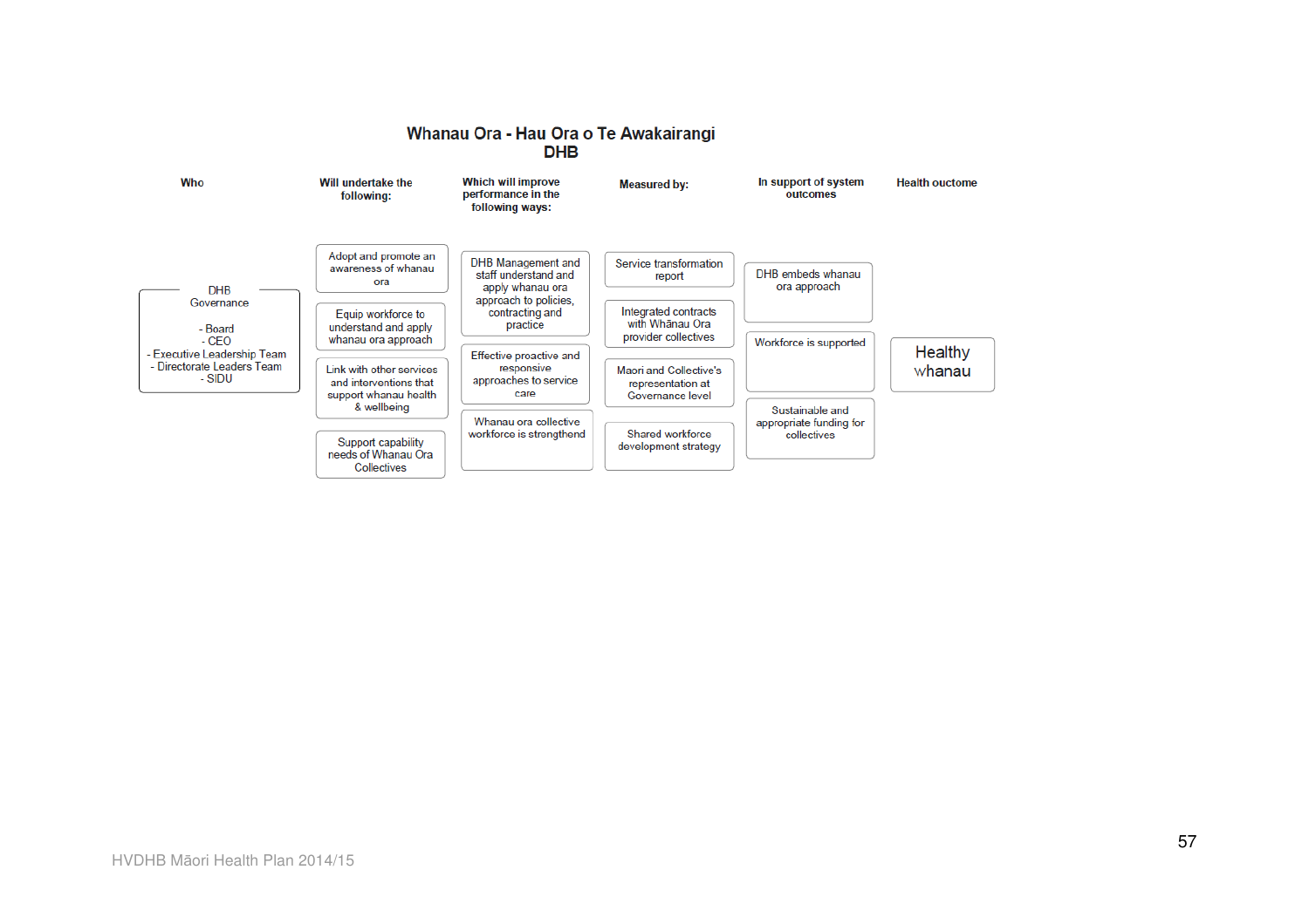# Whanau Ora - Hau Ora o Te Awakairangi DHB

| Who | Will undertake the following: | Which will improve performance in the following ways: | Measured by: | In support of system outcomes | Health ouctome |
| --- | --- | --- | --- | --- | --- |
| DHB Governance<br><br>- Board<br>- CEO<br>- Executive Leadership Team<br>- Directorate Leaders Team<br>- SIDU | Adopt and promote an awareness of whanau ora | DHB Management and staff understand and apply whanau ora approach to policies, contracting and practice | Service transformation report | DHB embeds whanau ora approach | Healthy whanau |
| | Equip workforce to understand and apply whanau ora approach | Effective proactive and responsive approaches to service care | Integrated contracts with Whānau Ora provider collectives | Workforce is supported | |
| | Link with other services and interventions that support whanau health & wellbeing | Whanau ora collective workforce is strengthond | Maori and Collective's representation at Governance level | Sustainable and appropriate funding for collectives | |
| | Support capability needs of Whanau Ora Collectives | | Shared workforce development strategy | | |

HVDHB Māori Health Plan 2014/15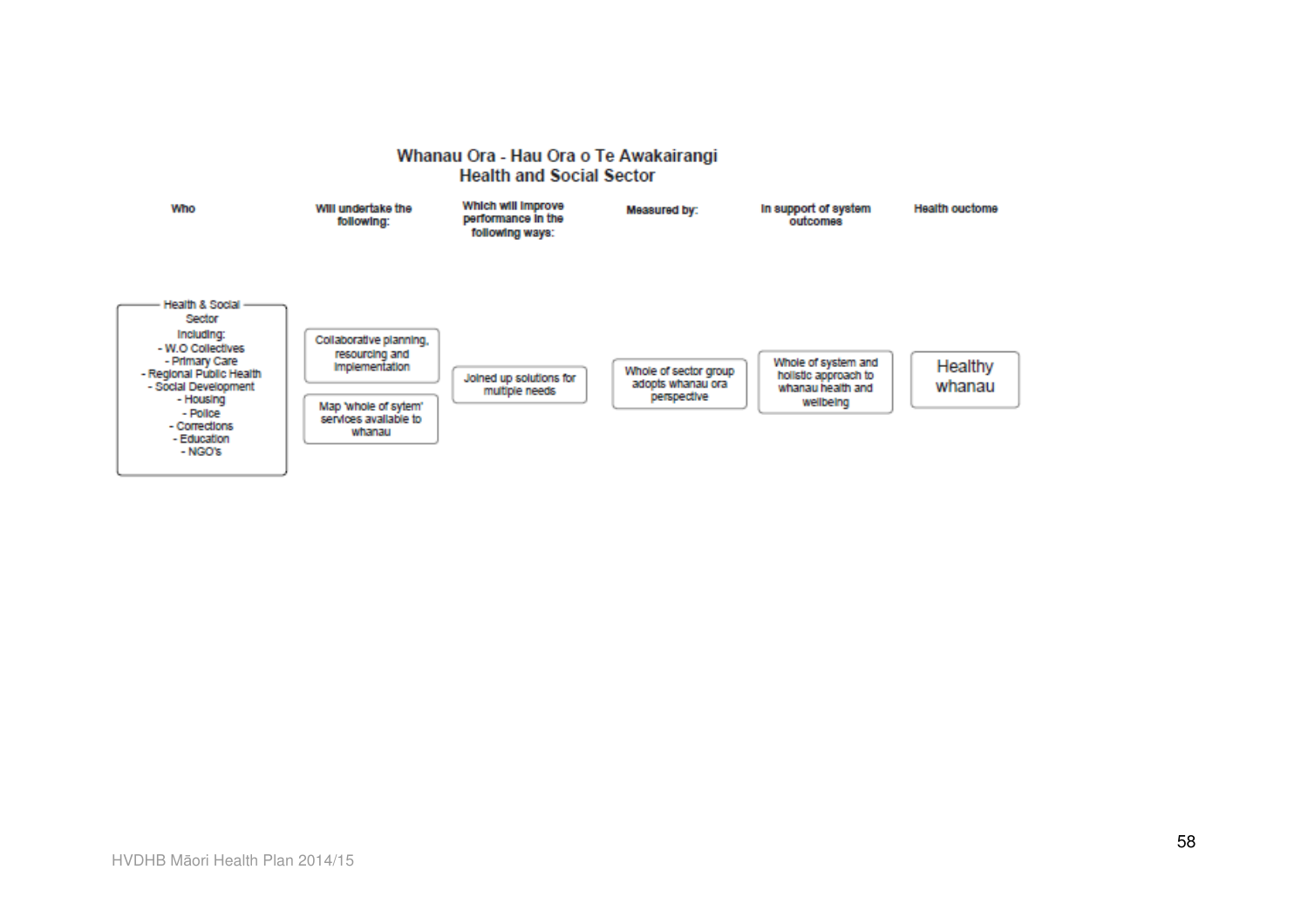## Whanau Ora - Hau Ora o Te Awakairangi
## Health and Social Sector

| Who | Will undertake the following: | Which will improve performance in the following ways: | Measured by: | In support of system outcomes | Health ouctome |
|---|---|---|---|---|---|
| Health & Social Sector Including: - W.O Collectives - Primary Care - Regional Public Health - Social Development - Housing - Police - Corrections - Education - NGO's | Collaborative planning, resourcing and implementation<br><br>Map 'whole of sytem' services available to whanau | Joined up solutions for multiple needs | Whole of sector group adopts whanau ora perspective | Whole of system and holistic approach to whanau health and wellbeing | Healthy whanau |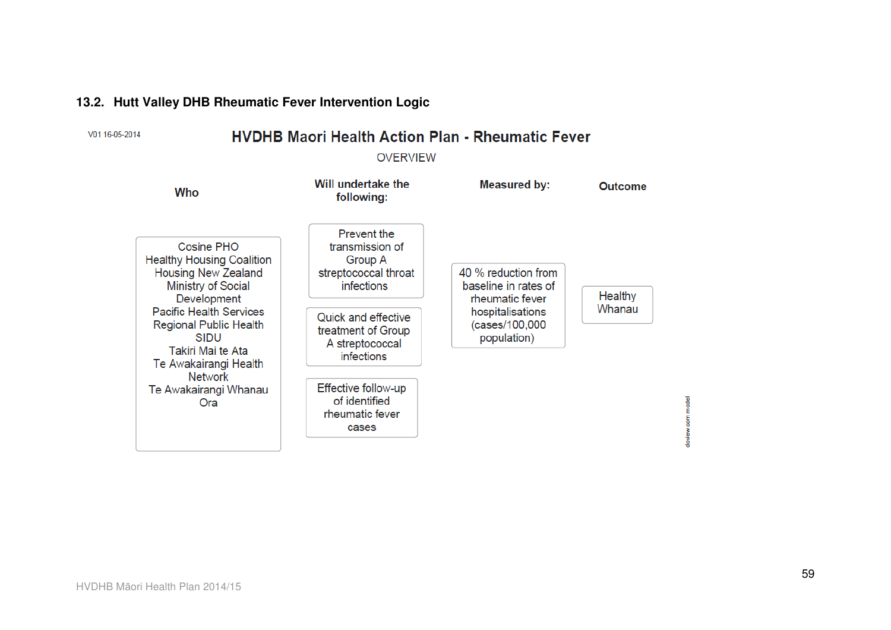## 13.2. Hutt Valley DHB Rheumatic Fever Intervention Logic

V01 16-05-2014

**HVDHB Maori Health Action Plan - Rheumatic Fever**

OVERVIEW

| Who | Will undertake the following: | Measured by: | Outcome |
|---|---|---|---|
| Cosine PHO<br>Healthy Housing Coalition<br>Housing New Zealand<br>Ministry of Social Development<br>Pacific Health Services<br>Regional Public Health<br>SIDU<br>Takiri Mai te Ata<br>Te Awakairangi Health Network<br>Te Awakairangi Whanau Ora | Prevent the transmission of Group A streptococcal throat infections<br><br>Quick and effective treatment of Group A streptococcal infections<br><br>Effective follow-up of identified rheumatic fever cases | 40 % reduction from baseline in rates of rheumatic fever hospitalisations (cases/100,000 population) | Healthy Whanau |

doview.com model

HVDHB Māori Health Plan 2014/15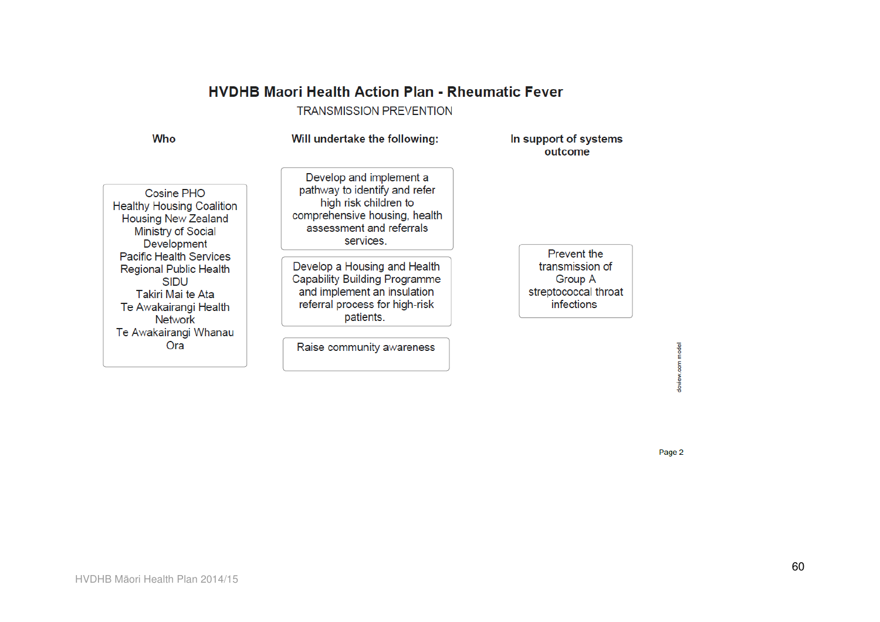# HVDHB Maori Health Action Plan - Rheumatic Fever

TRANSMISSION PREVENTION

| Who | Will undertake the following: | In support of systems outcome |
|---|---|---|
| Cosine PHO<br>Healthy Housing Coalition<br>Housing New Zealand<br>Ministry of Social Development<br>Pacific Health Services<br>Regional Public Health<br>SIDU<br>Takiri Mai te Ata<br>Te Awakairangi Health Network<br>Te Awakairangi Whanau Ora | Develop and implement a pathway to identify and refer high risk children to comprehensive housing, health assessment and referrals services.<br><br>Develop a Housing and Health Capability Building Programme and implement an insulation referral process for high-risk patients.<br><br>Raise community awareness | Prevent the transmission of Group A streptococcal throat infections |

doview.com model

Page 2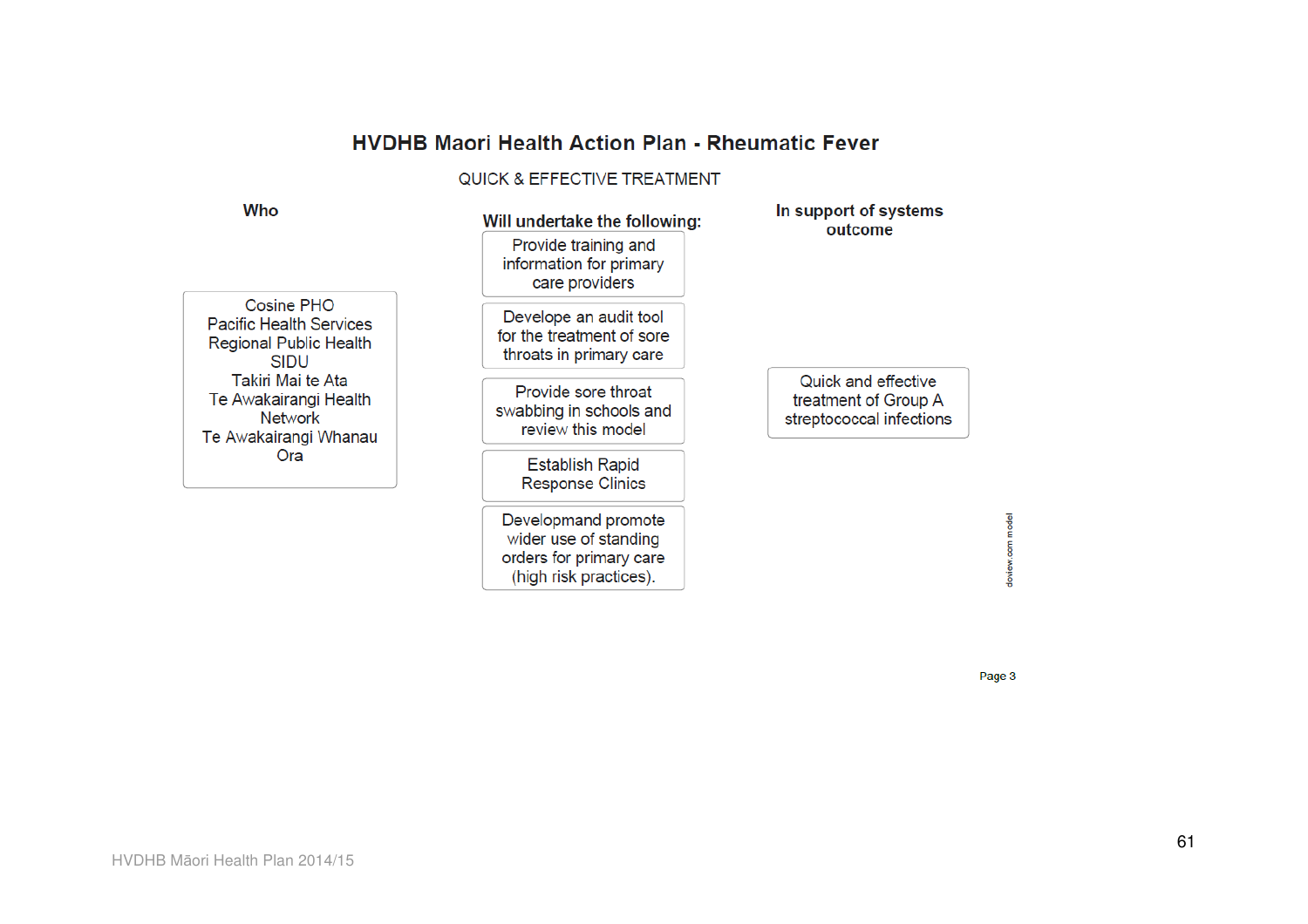# HVDHB Maori Health Action Plan - Rheumatic Fever

QUICK & EFFECTIVE TREATMENT

| Who | Will undertake the following: | In support of systems outcome |
| --- | --- | --- |
| Cosine PHO<br>Pacific Health Services<br>Regional Public Health<br>SIDU<br>Takiri Mai te Ata<br>Te Awakairangi Health Network<br>Te Awakairangi Whanau Ora | Provide training and information for primary care providers<br><br>Develope an audit tool for the treatment of sore throats in primary care<br><br>Provide sore throat swabbing in schools and review this model<br><br>Establish Rapid Response Clinics<br><br>Developmand promote wider use of standing orders for primary care (high risk practices). | Quick and effective treatment of Group A streptococcal infections |

doview.com model

Page 3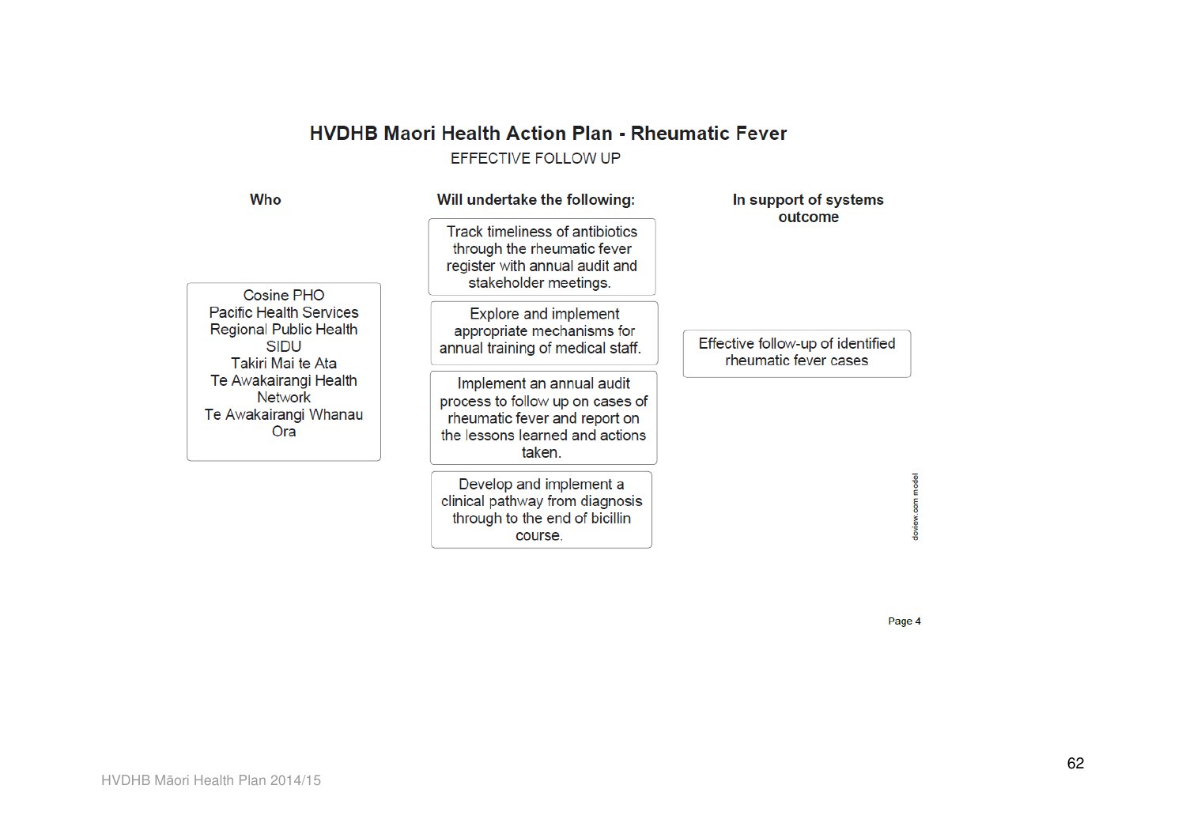# HVDHB Maori Health Action Plan - Rheumatic Fever

EFFECTIVE FOLLOW UP

**Who**

Cosine PHO
Pacific Health Services
Regional Public Health
SIDU
Takiri Mai te Ata
Te Awakairangi Health Network
Te Awakairangi Whanau Ora

**Will undertake the following:**

- Track timeliness of antibiotics through the rheumatic fever register with annual audit and stakeholder meetings.
- Explore and implement appropriate mechanisms for annual training of medical staff.
- Implement an annual audit process to follow up on cases of rheumatic fever and report on the lessons learned and actions taken.
- Develop and implement a clinical pathway from diagnosis through to the end of bicillin course.

**In support of systems outcome**

Effective follow-up of identified rheumatic fever cases

doview.com model

Page 4